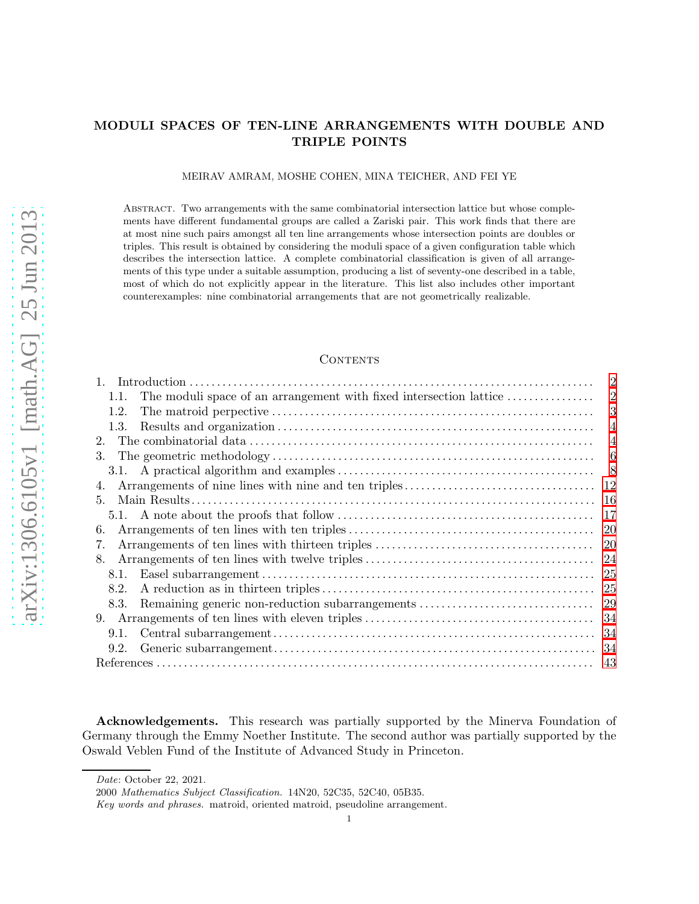# MODULI SPACES OF TEN-LINE ARRANGEMENTS WITH DOUBLE AND TRIPLE POINTS

MEIRAV AMRAM, MOSHE COHEN, MINA TEICHER, AND FEI YE

Abstract. Two arrangements with the same combinatorial intersection lattice but whose complements have different fundamental groups are called a Zariski pair. This work finds that there are at most nine such pairs amongst all ten line arrangements whose intersection points are doubles or triples. This result is obtained by considering the moduli space of a given configuration table which describes the intersection lattice. A complete combinatorial classification is given of all arrangements of this type under a suitable assumption, producing a list of seventy-one described in a table, most of which do not explicitly appear in the literature. This list also includes other important counterexamples: nine combinatorial arrangements that are not geometrically realizable.

## Contents

1. Introduction — 2
   - 1.1. The moduli space of an arrangement with fixed intersection lattice — 2
   - 1.2. The matroid perpective — 3
   - 1.3. Results and organization — 4
2. The combinatorial data — 4
3. The geometric methodology — 6
   - 3.1. A practical algorithm and examples — 8
4. Arrangements of nine lines with nine and ten triples — 12
5. Main Results — 16
   - 5.1. A note about the proofs that follow — 17
6. Arrangements of ten lines with ten triples — 20
7. Arrangements of ten lines with thirteen triples — 20
8. Arrangements of ten lines with twelve triples — 24
   - 8.1. Easel subarrangement — 25
   - 8.2. A reduction as in thirteen triples — 25
   - 8.3. Remaining generic non-reduction subarrangements — 29
9. Arrangements of ten lines with eleven triples — 34
   - 9.1. Central subarrangement — 34
   - 9.2. Generic subarrangement — 34

References — 43

**Acknowledgements.** This research was partially supported by the Minerva Foundation of Germany through the Emmy Noether Institute. The second author was partially supported by the Oswald Veblen Fund of the Institute of Advanced Study in Princeton.

*Date*: October 22, 2021.

2000 *Mathematics Subject Classification.* 14N20, 52C35, 52C40, 05B35.

*Key words and phrases.* matroid, oriented matroid, pseudoline arrangement.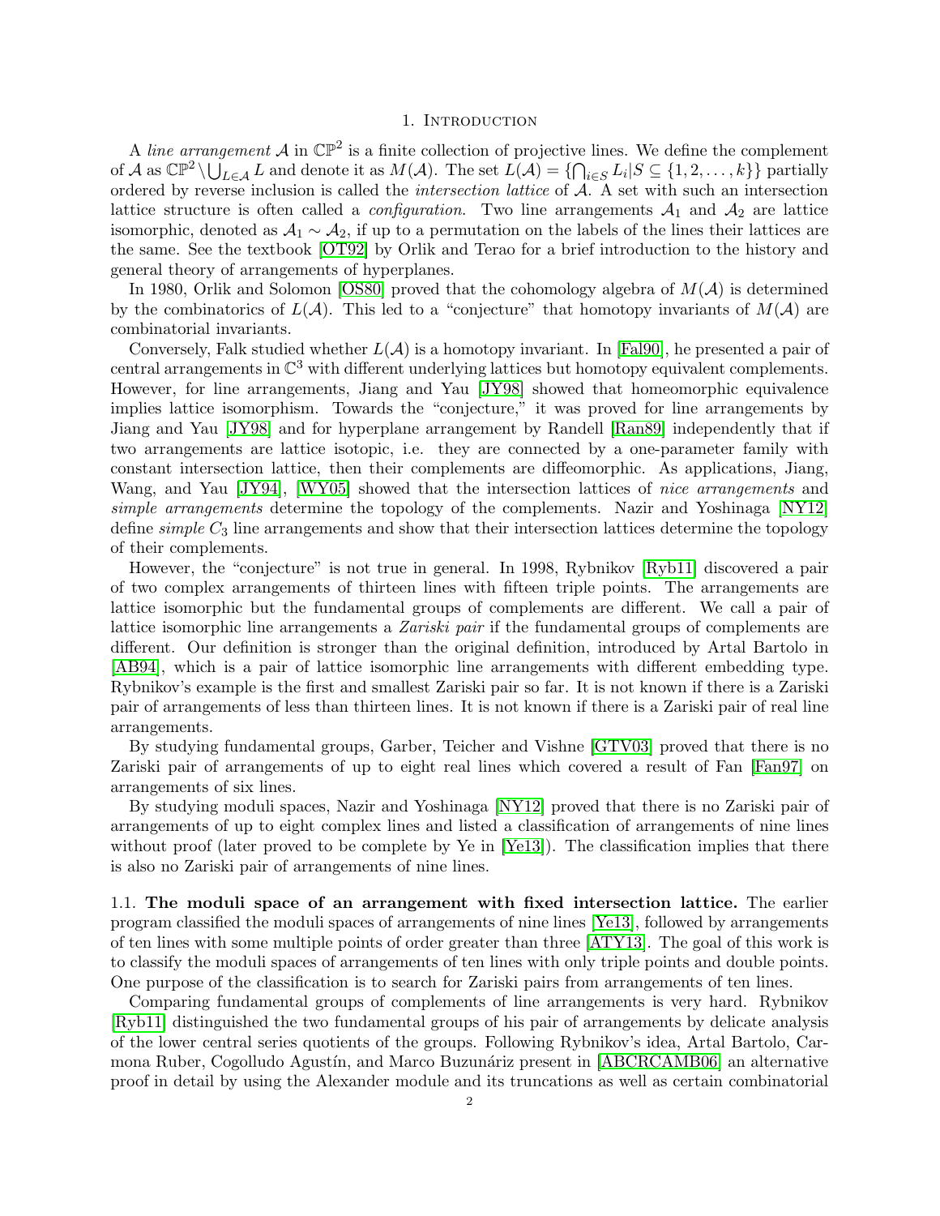# 1. Introduction

A *line arrangement* $\mathcal{A}$ in $\mathbb{CP}^2$ is a finite collection of projective lines. We define the complement of $\mathcal{A}$ as $\mathbb{CP}^2 \setminus \bigcup_{L \in \mathcal{A}} L$ and denote it as $M(\mathcal{A})$. The set $L(\mathcal{A}) = \{\bigcap_{i \in S} L_i | S \subseteq \{1, 2, \ldots, k\}\}$ partially ordered by reverse inclusion is called the *intersection lattice* of $\mathcal{A}$. A set with such an intersection lattice structure is often called a *configuration*. Two line arrangements $\mathcal{A}_1$ and $\mathcal{A}_2$ are lattice isomorphic, denoted as $\mathcal{A}_1 \sim \mathcal{A}_2$, if up to a permutation on the labels of the lines their lattices are the same. See the textbook [OT92] by Orlik and Terao for a brief introduction to the history and general theory of arrangements of hyperplanes.

In 1980, Orlik and Solomon [OS80] proved that the cohomology algebra of $M(\mathcal{A})$ is determined by the combinatorics of $L(\mathcal{A})$. This led to a "conjecture" that homotopy invariants of $M(\mathcal{A})$ are combinatorial invariants.

Conversely, Falk studied whether $L(\mathcal{A})$ is a homotopy invariant. In [Fal90], he presented a pair of central arrangements in $\mathbb{C}^3$ with different underlying lattices but homotopy equivalent complements. However, for line arrangements, Jiang and Yau [JY98] showed that homeomorphic equivalence implies lattice isomorphism. Towards the "conjecture," it was proved for line arrangements by Jiang and Yau [JY98] and for hyperplane arrangement by Randell [Ran89] independently that if two arrangements are lattice isotopic, i.e. they are connected by a one-parameter family with constant intersection lattice, then their complements are diffeomorphic. As applications, Jiang, Wang, and Yau [JY94], [WY05] showed that the intersection lattices of *nice arrangements* and *simple arrangements* determine the topology of the complements. Nazir and Yoshinaga [NY12] define *simple* $C_3$ line arrangements and show that their intersection lattices determine the topology of their complements.

However, the "conjecture" is not true in general. In 1998, Rybnikov [Ryb11] discovered a pair of two complex arrangements of thirteen lines with fifteen triple points. The arrangements are lattice isomorphic but the fundamental groups of complements are different. We call a pair of lattice isomorphic line arrangements a *Zariski pair* if the fundamental groups of complements are different. Our definition is stronger than the original definition, introduced by Artal Bartolo in [AB94], which is a pair of lattice isomorphic line arrangements with different embedding type. Rybnikov's example is the first and smallest Zariski pair so far. It is not known if there is a Zariski pair of arrangements of less than thirteen lines. It is not known if there is a Zariski pair of real line arrangements.

By studying fundamental groups, Garber, Teicher and Vishne [GTV03] proved that there is no Zariski pair of arrangements of up to eight real lines which covered a result of Fan [Fan97] on arrangements of six lines.

By studying moduli spaces, Nazir and Yoshinaga [NY12] proved that there is no Zariski pair of arrangements of up to eight complex lines and listed a classification of arrangements of nine lines without proof (later proved to be complete by Ye in [Ye13]). The classification implies that there is also no Zariski pair of arrangements of nine lines.

**1.1. The moduli space of an arrangement with fixed intersection lattice.** The earlier program classified the moduli spaces of arrangements of nine lines [Ye13], followed by arrangements of ten lines with some multiple points of order greater than three [ATY13]. The goal of this work is to classify the moduli spaces of arrangements of ten lines with only triple points and double points. One purpose of the classification is to search for Zariski pairs from arrangements of ten lines.

Comparing fundamental groups of complements of line arrangements is very hard. Rybnikov [Ryb11] distinguished the two fundamental groups of his pair of arrangements by delicate analysis of the lower central series quotients of the groups. Following Rybnikov's idea, Artal Bartolo, Carmona Ruber, Cogolludo Agustín, and Marco Buzunáriz present in [ABCRCAMB06] an alternative proof in detail by using the Alexander module and its truncations as well as certain combinatorial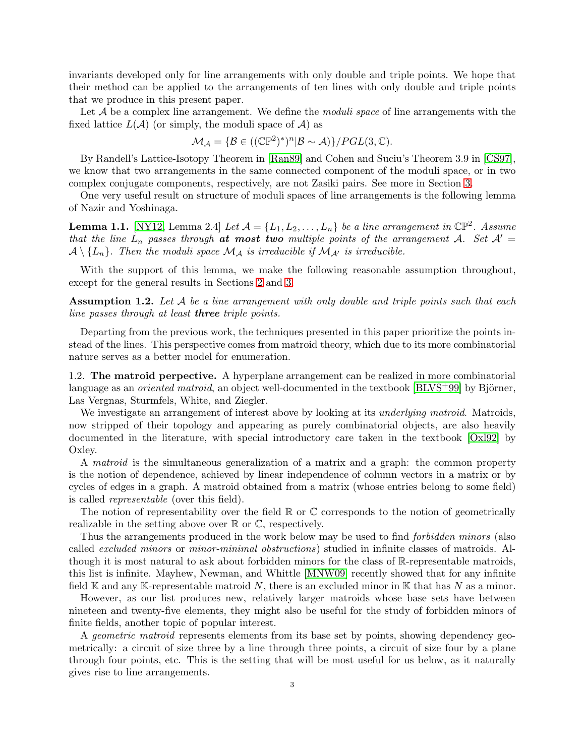invariants developed only for line arrangements with only double and triple points. We hope that their method can be applied to the arrangements of ten lines with only double and triple points that we produce in this present paper.

Let $\mathcal{A}$ be a complex line arrangement. We define the *moduli space* of line arrangements with the fixed lattice $L(\mathcal{A})$ (or simply, the moduli space of $\mathcal{A}$) as

$$\mathcal{M}_{\mathcal{A}} = \{\mathcal{B} \in ((\mathbb{CP}^2)^*)^n | \mathcal{B} \sim \mathcal{A})\}/PGL(3, \mathbb{C}).$$

By Randell's Lattice-Isotopy Theorem in [Ran89] and Cohen and Suciu's Theorem 3.9 in [CS97], we know that two arrangements in the same connected component of the moduli space, or in two complex conjugate components, respectively, are not Zasiki pairs. See more in Section 3.

One very useful result on structure of moduli spaces of line arrangements is the following lemma of Nazir and Yoshinaga.

**Lemma 1.1.** [NY12, Lemma 2.4] *Let $\mathcal{A} = \{L_1, L_2, \ldots, L_n\}$ be a line arrangement in $\mathbb{CP}^2$. Assume that the line $L_n$ passes through **at most two** multiple points of the arrangement $\mathcal{A}$. Set $\mathcal{A}' = \mathcal{A} \setminus \{L_n\}$. Then the moduli space $\mathcal{M}_{\mathcal{A}}$ is irreducible if $\mathcal{M}_{\mathcal{A}'}$ is irreducible.*

With the support of this lemma, we make the following reasonable assumption throughout, except for the general results in Sections 2 and 3.

**Assumption 1.2.** *Let $\mathcal{A}$ be a line arrangement with only double and triple points such that each line passes through at least **three** triple points.*

Departing from the previous work, the techniques presented in this paper prioritize the points instead of the lines. This perspective comes from matroid theory, which due to its more combinatorial nature serves as a better model for enumeration.

1.2. **The matroid perpective.** A hyperplane arrangement can be realized in more combinatorial language as an *oriented matroid*, an object well-documented in the textbook [BLVS⁺99] by Björner, Las Vergnas, Sturmfels, White, and Ziegler.

We investigate an arrangement of interest above by looking at its *underlying matroid*. Matroids, now stripped of their topology and appearing as purely combinatorial objects, are also heavily documented in the literature, with special introductory care taken in the textbook [Oxl92] by Oxley.

A *matroid* is the simultaneous generalization of a matrix and a graph: the common property is the notion of dependence, achieved by linear independence of column vectors in a matrix or by cycles of edges in a graph. A matroid obtained from a matrix (whose entries belong to some field) is called *representable* (over this field).

The notion of representability over the field $\mathbb{R}$ or $\mathbb{C}$ corresponds to the notion of geometrically realizable in the setting above over $\mathbb{R}$ or $\mathbb{C}$, respectively.

Thus the arrangements produced in the work below may be used to find *forbidden minors* (also called *excluded minors* or *minor-minimal obstructions*) studied in infinite classes of matroids. Although it is most natural to ask about forbidden minors for the class of $\mathbb{R}$-representable matroids, this list is infinite. Mayhew, Newman, and Whittle [MNW09] recently showed that for any infinite field $\mathbb{K}$ and any $\mathbb{K}$-representable matroid $N$, there is an excluded minor in $\mathbb{K}$ that has $N$ as a minor.

However, as our list produces new, relatively larger matroids whose base sets have between nineteen and twenty-five elements, they might also be useful for the study of forbidden minors of finite fields, another topic of popular interest.

A *geometric matroid* represents elements from its base set by points, showing dependency geometrically: a circuit of size three by a line through three points, a circuit of size four by a plane through four points, etc. This is the setting that will be most useful for us below, as it naturally gives rise to line arrangements.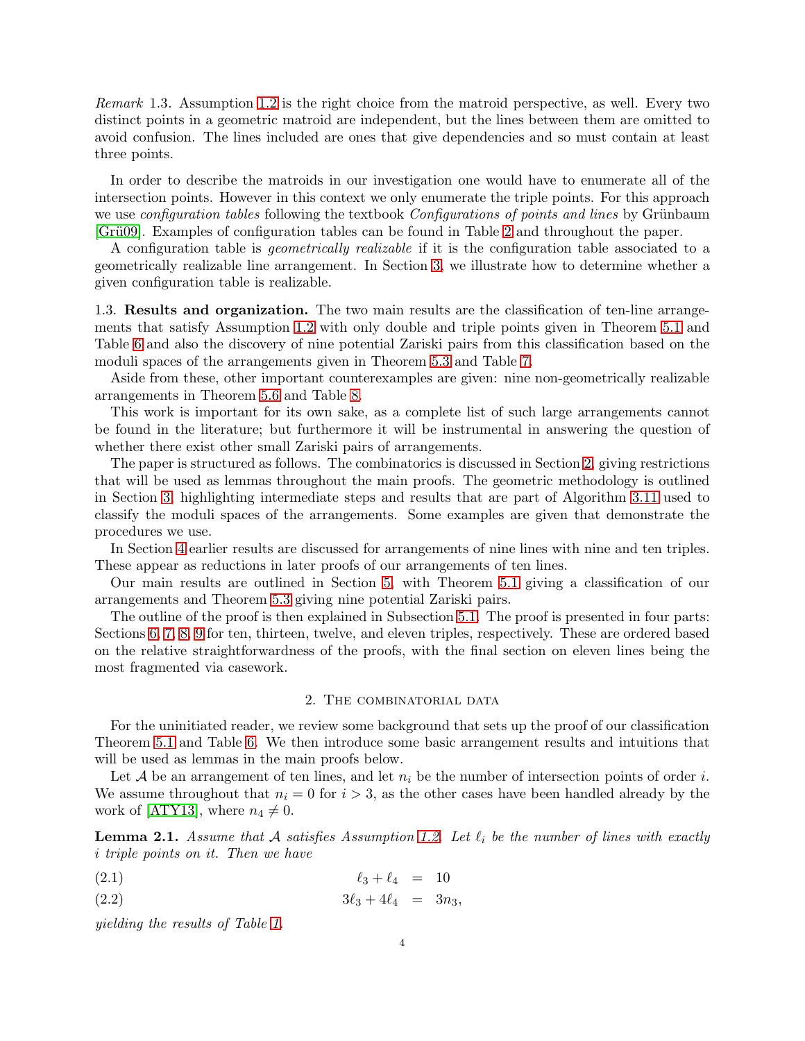*Remark* 1.3. Assumption 1.2 is the right choice from the matroid perspective, as well. Every two distinct points in a geometric matroid are independent, but the lines between them are omitted to avoid confusion. The lines included are ones that give dependencies and so must contain at least three points.

In order to describe the matroids in our investigation one would have to enumerate all of the intersection points. However in this context we only enumerate the triple points. For this approach we use *configuration tables* following the textbook *Configurations of points and lines* by Grünbaum [Grü09]. Examples of configuration tables can be found in Table 2 and throughout the paper.

A configuration table is *geometrically realizable* if it is the configuration table associated to a geometrically realizable line arrangement. In Section 3, we illustrate how to determine whether a given configuration table is realizable.

1.3. **Results and organization.** The two main results are the classification of ten-line arrangements that satisfy Assumption 1.2 with only double and triple points given in Theorem 5.1 and Table 6 and also the discovery of nine potential Zariski pairs from this classification based on the moduli spaces of the arrangements given in Theorem 5.3 and Table 7.

Aside from these, other important counterexamples are given: nine non-geometrically realizable arrangements in Theorem 5.6 and Table 8.

This work is important for its own sake, as a complete list of such large arrangements cannot be found in the literature; but furthermore it will be instrumental in answering the question of whether there exist other small Zariski pairs of arrangements.

The paper is structured as follows. The combinatorics is discussed in Section 2, giving restrictions that will be used as lemmas throughout the main proofs. The geometric methodology is outlined in Section 3, highlighting intermediate steps and results that are part of Algorithm 3.11 used to classify the moduli spaces of the arrangements. Some examples are given that demonstrate the procedures we use.

In Section 4 earlier results are discussed for arrangements of nine lines with nine and ten triples. These appear as reductions in later proofs of our arrangements of ten lines.

Our main results are outlined in Section 5, with Theorem 5.1 giving a classification of our arrangements and Theorem 5.3 giving nine potential Zariski pairs.

The outline of the proof is then explained in Subsection 5.1. The proof is presented in four parts: Sections 6, 7, 8, 9 for ten, thirteen, twelve, and eleven triples, respectively. These are ordered based on the relative straightforwardness of the proofs, with the final section on eleven lines being the most fragmented via casework.

## 2. The combinatorial data

For the uninitiated reader, we review some background that sets up the proof of our classification Theorem 5.1 and Table 6. We then introduce some basic arrangement results and intuitions that will be used as lemmas in the main proofs below.

Let $\mathcal{A}$ be an arrangement of ten lines, and let $n_i$ be the number of intersection points of order $i$. We assume throughout that $n_i = 0$ for $i > 3$, as the other cases have been handled already by the work of [ATY13], where $n_4 \neq 0$.

**Lemma 2.1.** *Assume that $\mathcal{A}$ satisfies Assumption 1.2. Let $\ell_i$ be the number of lines with exactly $i$ triple points on it. Then we have*

$$\ell_3 + \ell_4 = 10 \tag{2.1}$$

$$3\ell_3 + 4\ell_4 = 3n_3, \tag{2.2}$$

*yielding the results of Table 1.*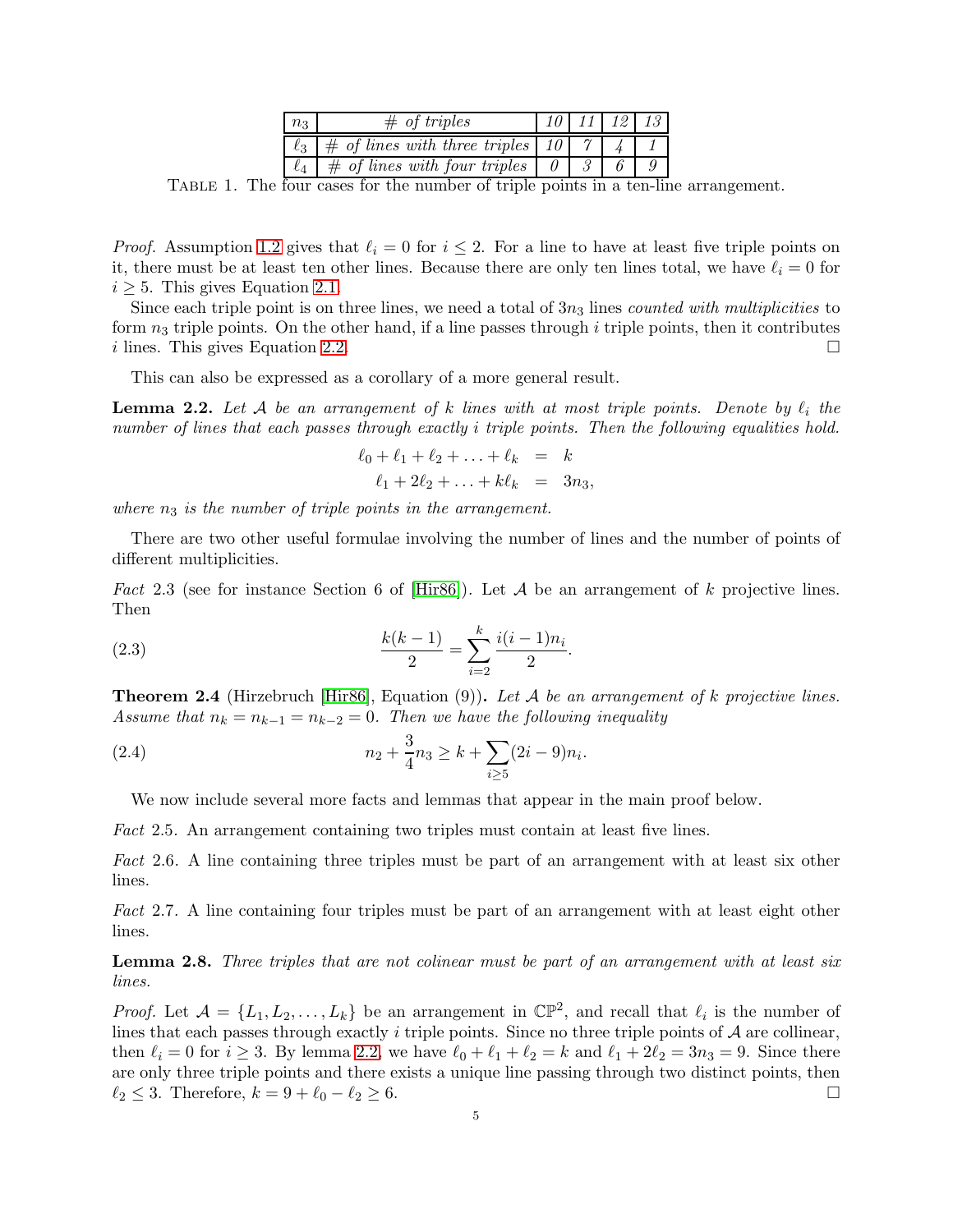| $n_3$ | # *of triples* | *10* | *11* | *12* | *13* |
|---|---|---|---|---|---|
| $\ell_3$ | # *of lines with three triples* | *10* | *7* | *4* | *1* |
| $\ell_4$ | # *of lines with four triples* | *0* | *3* | *6* | *9* |

TABLE 1. The four cases for the number of triple points in a ten-line arrangement.

*Proof.* Assumption 1.2 gives that $\ell_i = 0$ for $i \leq 2$. For a line to have at least five triple points on it, there must be at least ten other lines. Because there are only ten lines total, we have $\ell_i = 0$ for $i \geq 5$. This gives Equation 2.1.

Since each triple point is on three lines, we need a total of $3n_3$ lines *counted with multiplicities* to form $n_3$ triple points. On the other hand, if a line passes through $i$ triple points, then it contributes $i$ lines. This gives Equation 2.2. □

This can also be expressed as a corollary of a more general result.

**Lemma 2.2.** *Let $\mathcal{A}$ be an arrangement of $k$ lines with at most triple points. Denote by $\ell_i$ the number of lines that each passes through exactly $i$ triple points. Then the following equalities hold.*

$$\begin{aligned} \ell_0 + \ell_1 + \ell_2 + \ldots + \ell_k &= k \\ \ell_1 + 2\ell_2 + \ldots + k\ell_k &= 3n_3, \end{aligned}$$

*where $n_3$ is the number of triple points in the arrangement.*

There are two other useful formulae involving the number of lines and the number of points of different multiplicities.

*Fact* 2.3 (see for instance Section 6 of [Hir86]). Let $\mathcal{A}$ be an arrangement of $k$ projective lines. Then

$$\frac{k(k-1)}{2} = \sum_{i=2}^{k} \frac{i(i-1)n_i}{2}. \tag{2.3}$$

**Theorem 2.4** (Hirzebruch [Hir86], Equation (9))**.** *Let $\mathcal{A}$ be an arrangement of $k$ projective lines. Assume that $n_k = n_{k-1} = n_{k-2} = 0$. Then we have the following inequality*

$$n_2 + \frac{3}{4}n_3 \geq k + \sum_{i \geq 5} (2i-9)n_i. \tag{2.4}$$

We now include several more facts and lemmas that appear in the main proof below.

*Fact* 2.5. An arrangement containing two triples must contain at least five lines.

*Fact* 2.6. A line containing three triples must be part of an arrangement with at least six other lines.

*Fact* 2.7. A line containing four triples must be part of an arrangement with at least eight other lines.

**Lemma 2.8.** *Three triples that are not colinear must be part of an arrangement with at least six lines.*

*Proof.* Let $\mathcal{A} = \{L_1, L_2, \ldots, L_k\}$ be an arrangement in $\mathbb{CP}^2$, and recall that $\ell_i$ is the number of lines that each passes through exactly $i$ triple points. Since no three triple points of $\mathcal{A}$ are collinear, then $\ell_i = 0$ for $i \geq 3$. By lemma 2.2, we have $\ell_0 + \ell_1 + \ell_2 = k$ and $\ell_1 + 2\ell_2 = 3n_3 = 9$. Since there are only three triple points and there exists a unique line passing through two distinct points, then $\ell_2 \leq 3$. Therefore, $k = 9 + \ell_0 - \ell_2 \geq 6$. □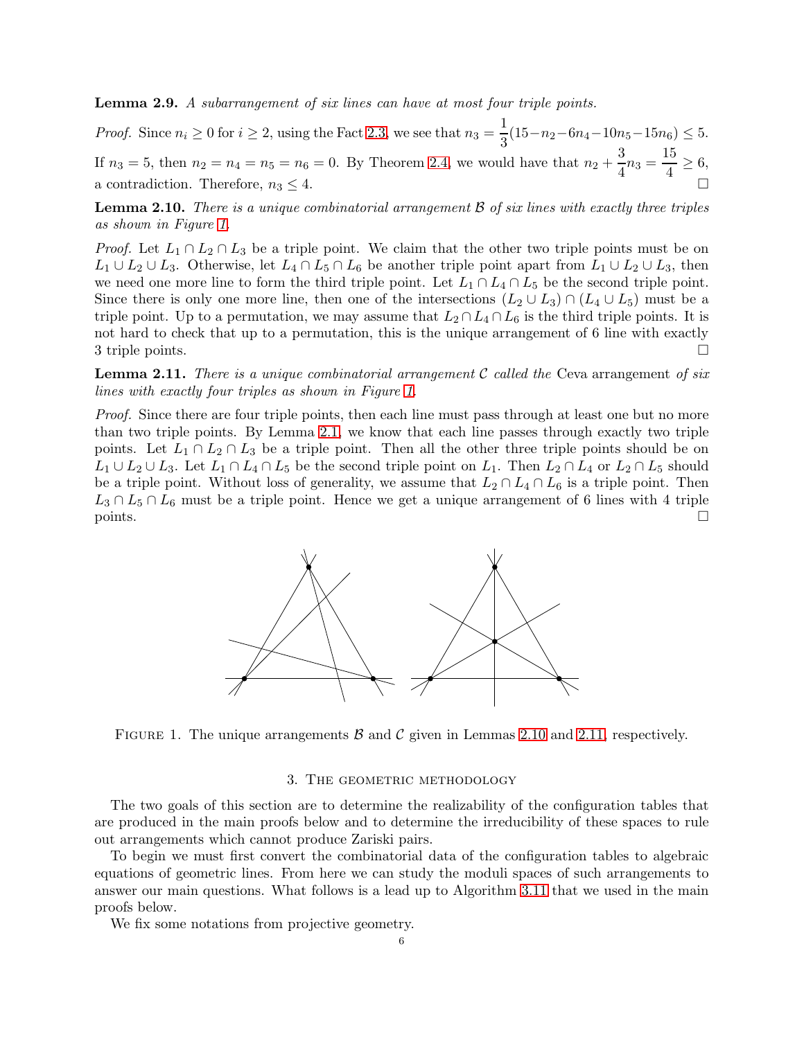**Lemma 2.9.** *A subarrangement of six lines can have at most four triple points.*

*Proof.* Since $n_i \geq 0$ for $i \geq 2$, using the Fact 2.3, we see that $n_3 = \dfrac{1}{3}(15 - n_2 - 6n_4 - 10n_5 - 15n_6) \leq 5$. If $n_3 = 5$, then $n_2 = n_4 = n_5 = n_6 = 0$. By Theorem 2.4, we would have that $n_2 + \dfrac{3}{4}n_3 = \dfrac{15}{4} \geq 6$, a contradiction. Therefore, $n_3 \leq 4$. □

**Lemma 2.10.** *There is a unique combinatorial arrangement $\mathcal{B}$ of six lines with exactly three triples as shown in Figure 1.*

*Proof.* Let $L_1 \cap L_2 \cap L_3$ be a triple point. We claim that the other two triple points must be on $L_1 \cup L_2 \cup L_3$. Otherwise, let $L_4 \cap L_5 \cap L_6$ be another triple point apart from $L_1 \cup L_2 \cup L_3$, then we need one more line to form the third triple point. Let $L_1 \cap L_4 \cap L_5$ be the second triple point. Since there is only one more line, then one of the intersections $(L_2 \cup L_3) \cap (L_4 \cup L_5)$ must be a triple point. Up to a permutation, we may assume that $L_2 \cap L_4 \cap L_6$ is the third triple points. It is not hard to check that up to a permutation, this is the unique arrangement of 6 line with exactly 3 triple points. □

**Lemma 2.11.** *There is a unique combinatorial arrangement $\mathcal{C}$ called the* Ceva arrangement *of six lines with exactly four triples as shown in Figure 1.*

*Proof.* Since there are four triple points, then each line must pass through at least one but no more than two triple points. By Lemma 2.1, we know that each line passes through exactly two triple points. Let $L_1 \cap L_2 \cap L_3$ be a triple point. Then all the other three triple points should be on $L_1 \cup L_2 \cup L_3$. Let $L_1 \cap L_4 \cap L_5$ be the second triple point on $L_1$. Then $L_2 \cap L_4$ or $L_2 \cap L_5$ should be a triple point. Without loss of generality, we assume that $L_2 \cap L_4 \cap L_6$ is a triple point. Then $L_3 \cap L_5 \cap L_6$ must be a triple point. Hence we get a unique arrangement of 6 lines with 4 triple points. □

FIGURE 1. The unique arrangements $\mathcal{B}$ and $\mathcal{C}$ given in Lemmas 2.10 and 2.11, respectively.

## 3. The geometric methodology

The two goals of this section are to determine the realizability of the configuration tables that are produced in the main proofs below and to determine the irreducibility of these spaces to rule out arrangements which cannot produce Zariski pairs.

To begin we must first convert the combinatorial data of the configuration tables to algebraic equations of geometric lines. From here we can study the moduli spaces of such arrangements to answer our main questions. What follows is a lead up to Algorithm 3.11 that we used in the main proofs below.

We fix some notations from projective geometry.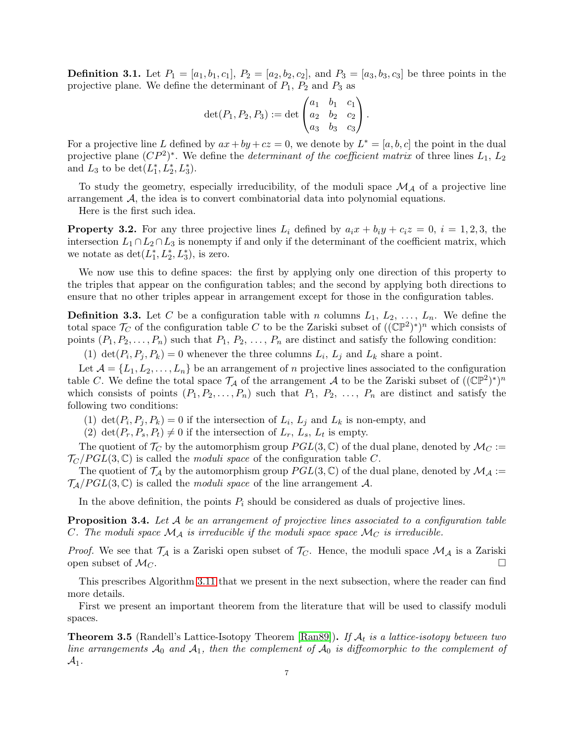**Definition 3.1.** Let $P_1 = [a_1, b_1, c_1]$, $P_2 = [a_2, b_2, c_2]$, and $P_3 = [a_3, b_3, c_3]$ be three points in the projective plane. We define the determinant of $P_1$, $P_2$ and $P_3$ as

$$\det(P_1, P_2, P_3) := \det \begin{pmatrix} a_1 & b_1 & c_1 \\ a_2 & b_2 & c_2 \\ a_3 & b_3 & c_3 \end{pmatrix}.$$

For a projective line $L$ defined by $ax + by + cz = 0$, we denote by $L^* = [a, b, c]$ the point in the dual projective plane $(CP^2)^*$. We define the *determinant of the coefficient matrix* of three lines $L_1$, $L_2$ and $L_3$ to be $\det(L_1^*, L_2^*, L_3^*)$.

To study the geometry, especially irreducibility, of the moduli space $\mathcal{M}_{\mathcal{A}}$ of a projective line arrangement $\mathcal{A}$, the idea is to convert combinatorial data into polynomial equations.

Here is the first such idea.

**Property 3.2.** For any three projective lines $L_i$ defined by $a_i x + b_i y + c_i z = 0$, $i = 1, 2, 3$, the intersection $L_1 \cap L_2 \cap L_3$ is nonempty if and only if the determinant of the coefficient matrix, which we notate as $\det(L_1^*, L_2^*, L_3^*)$, is zero.

We now use this to define spaces: the first by applying only one direction of this property to the triples that appear on the configuration tables; and the second by applying both directions to ensure that no other triples appear in arrangement except for those in the configuration tables.

**Definition 3.3.** Let $C$ be a configuration table with $n$ columns $L_1, L_2, \ldots, L_n$. We define the total space $\mathcal{T}_C$ of the configuration table $C$ to be the Zariski subset of $((\mathbb{CP}^2)^*)^n$ which consists of points $(P_1, P_2, \ldots, P_n)$ such that $P_1, P_2, \ldots, P_n$ are distinct and satisfy the following condition:

(1) $\det(P_i, P_j, P_k) = 0$ whenever the three columns $L_i$, $L_j$ and $L_k$ share a point.

Let $\mathcal{A} = \{L_1, L_2, \ldots, L_n\}$ be an arrangement of $n$ projective lines associated to the configuration table $C$. We define the total space $\mathcal{T}_{\mathcal{A}}$ of the arrangement $\mathcal{A}$ to be the Zariski subset of $((\mathbb{CP}^2)^*)^n$ which consists of points $(P_1, P_2, \ldots, P_n)$ such that $P_1, P_2, \ldots, P_n$ are distinct and satisfy the following two conditions:

(1) $\det(P_i, P_j, P_k) = 0$ if the intersection of $L_i$, $L_j$ and $L_k$ is non-empty, and

(2) $\det(P_r, P_s, P_t) \neq 0$ if the intersection of $L_r$, $L_s$, $L_t$ is empty.

The quotient of $\mathcal{T}_C$ by the automorphism group $PGL(3, \mathbb{C})$ of the dual plane, denoted by $\mathcal{M}_C := \mathcal{T}_C / PGL(3, \mathbb{C})$ is called the *moduli space* of the configuration table $C$.

The quotient of $\mathcal{T}_{\mathcal{A}}$ by the automorphism group $PGL(3, \mathbb{C})$ of the dual plane, denoted by $\mathcal{M}_{\mathcal{A}} := \mathcal{T}_{\mathcal{A}} / PGL(3, \mathbb{C})$ is called the *moduli space* of the line arrangement $\mathcal{A}$.

In the above definition, the points $P_i$ should be considered as duals of projective lines.

**Proposition 3.4.** *Let $\mathcal{A}$ be an arrangement of projective lines associated to a configuration table $C$. The moduli space $\mathcal{M}_{\mathcal{A}}$ is irreducible if the moduli space space $\mathcal{M}_C$ is irreducible.*

*Proof.* We see that $\mathcal{T}_{\mathcal{A}}$ is a Zariski open subset of $\mathcal{T}_C$. Hence, the moduli space $\mathcal{M}_{\mathcal{A}}$ is a Zariski open subset of $\mathcal{M}_C$. □

This prescribes Algorithm 3.11 that we present in the next subsection, where the reader can find more details.

First we present an important theorem from the literature that will be used to classify moduli spaces.

**Theorem 3.5** (Randell's Lattice-Isotopy Theorem [Ran89])**.** *If $\mathcal{A}_t$ is a lattice-isotopy between two line arrangements $\mathcal{A}_0$ and $\mathcal{A}_1$, then the complement of $\mathcal{A}_0$ is diffeomorphic to the complement of $\mathcal{A}_1$.*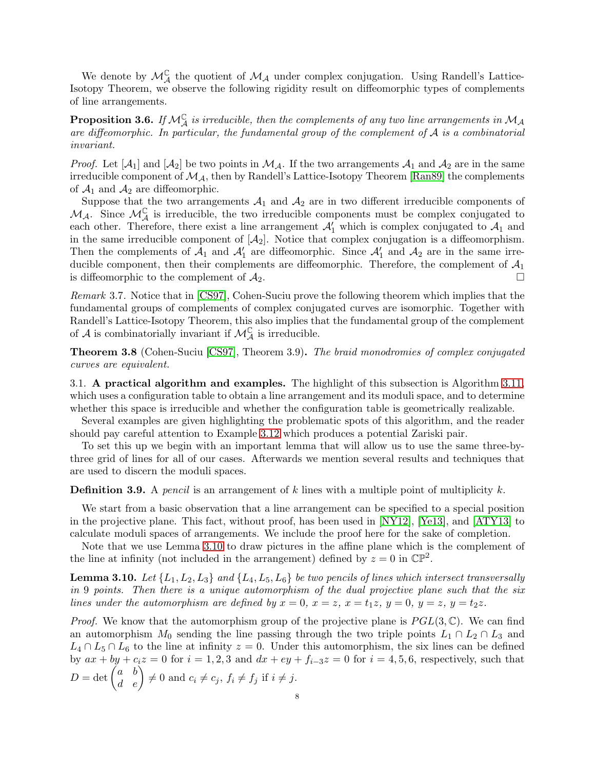We denote by $\mathcal{M}_{\mathcal{A}}^{\mathbb{C}}$ the quotient of $\mathcal{M}_{\mathcal{A}}$ under complex conjugation. Using Randell's Lattice-Isotopy Theorem, we observe the following rigidity result on diffeomorphic types of complements of line arrangements.

**Proposition 3.6.** *If $\mathcal{M}_{\mathcal{A}}^{\mathbb{C}}$ is irreducible, then the complements of any two line arrangements in $\mathcal{M}_{\mathcal{A}}$ are diffeomorphic. In particular, the fundamental group of the complement of $\mathcal{A}$ is a combinatorial invariant.*

*Proof.* Let $[\mathcal{A}_1]$ and $[\mathcal{A}_2]$ be two points in $\mathcal{M}_{\mathcal{A}}$. If the two arrangements $\mathcal{A}_1$ and $\mathcal{A}_2$ are in the same irreducible component of $\mathcal{M}_{\mathcal{A}}$, then by Randell's Lattice-Isotopy Theorem [Ran89] the complements of $\mathcal{A}_1$ and $\mathcal{A}_2$ are diffeomorphic.

Suppose that the two arrangements $\mathcal{A}_1$ and $\mathcal{A}_2$ are in two different irreducible components of $\mathcal{M}_{\mathcal{A}}$. Since $\mathcal{M}_{\mathcal{A}}^{\mathbb{C}}$ is irreducible, the two irreducible components must be complex conjugated to each other. Therefore, there exist a line arrangement $\mathcal{A}_1'$ which is complex conjugated to $\mathcal{A}_1$ and in the same irreducible component of $[\mathcal{A}_2]$. Notice that complex conjugation is a diffeomorphism. Then the complements of $\mathcal{A}_1$ and $\mathcal{A}_1'$ are diffeomorphic. Since $\mathcal{A}_1'$ and $\mathcal{A}_2$ are in the same irreducible component, then their complements are diffeomorphic. Therefore, the complement of $\mathcal{A}_1$ is diffeomorphic to the complement of $\mathcal{A}_2$. $\square$

*Remark* 3.7. Notice that in [CS97], Cohen-Suciu prove the following theorem which implies that the fundamental groups of complements of complex conjugated curves are isomorphic. Together with Randell's Lattice-Isotopy Theorem, this also implies that the fundamental group of the complement of $\mathcal{A}$ is combinatorially invariant if $\mathcal{M}_{\mathcal{A}}^{\mathbb{C}}$ is irreducible.

**Theorem 3.8** (Cohen-Suciu [CS97], Theorem 3.9)**.** *The braid monodromies of complex conjugated curves are equivalent.*

## 3.1. A practical algorithm and examples.

The highlight of this subsection is Algorithm 3.11, which uses a configuration table to obtain a line arrangement and its moduli space, and to determine whether this space is irreducible and whether the configuration table is geometrically realizable.

Several examples are given highlighting the problematic spots of this algorithm, and the reader should pay careful attention to Example 3.12 which produces a potential Zariski pair.

To set this up we begin with an important lemma that will allow us to use the same three-by-three grid of lines for all of our cases. Afterwards we mention several results and techniques that are used to discern the moduli spaces.

**Definition 3.9.** A *pencil* is an arrangement of $k$ lines with a multiple point of multiplicity $k$.

We start from a basic observation that a line arrangement can be specified to a special position in the projective plane. This fact, without proof, has been used in [NY12], [Ye13], and [ATY13] to calculate moduli spaces of arrangements. We include the proof here for the sake of completion.

Note that we use Lemma 3.10 to draw pictures in the affine plane which is the complement of the line at infinity (not included in the arrangement) defined by $z = 0$ in $\mathbb{CP}^2$.

**Lemma 3.10.** *Let $\{L_1, L_2, L_3\}$ and $\{L_4, L_5, L_6\}$ be two pencils of lines which intersect transversally in 9 points. Then there is a unique automorphism of the dual projective plane such that the six lines under the automorphism are defined by $x = 0$, $x = z$, $x = t_1 z$, $y = 0$, $y = z$, $y = t_2 z$.*

*Proof.* We know that the automorphism group of the projective plane is $PGL(3, \mathbb{C})$. We can find an automorphism $M_0$ sending the line passing through the two triple points $L_1 \cap L_2 \cap L_3$ and $L_4 \cap L_5 \cap L_6$ to the line at infinity $z = 0$. Under this automorphism, the six lines can be defined by $ax + by + c_i z = 0$ for $i = 1, 2, 3$ and $dx + ey + f_{i-3} z = 0$ for $i = 4, 5, 6$, respectively, such that $D = \det \begin{pmatrix} a & b \\ d & e \end{pmatrix} \neq 0$ and $c_i \neq c_j$, $f_i \neq f_j$ if $i \neq j$.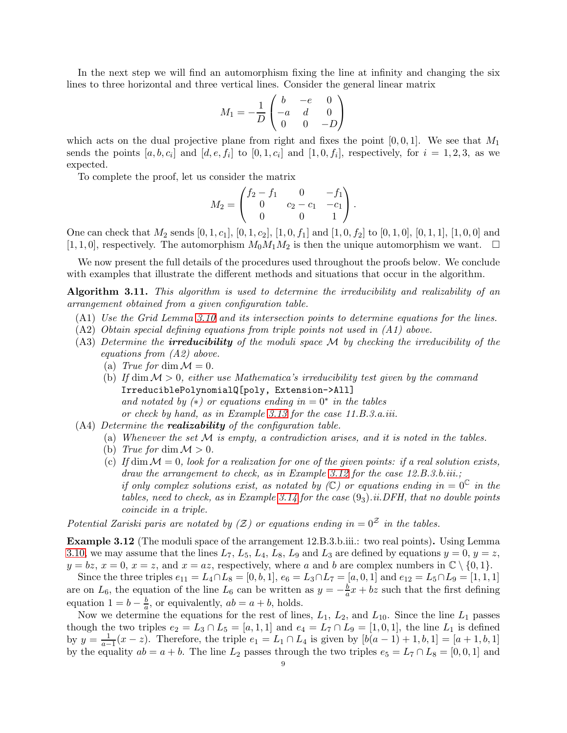In the next step we will find an automorphism fixing the line at infinity and changing the six lines to three horizontal and three vertical lines. Consider the general linear matrix

$$M_1 = -\frac{1}{D}\begin{pmatrix} b & -e & 0 \\ -a & d & 0 \\ 0 & 0 & -D \end{pmatrix}$$

which acts on the dual projective plane from right and fixes the point $[0,0,1]$. We see that $M_1$ sends the points $[a,b,c_i]$ and $[d,e,f_i]$ to $[0,1,c_i]$ and $[1,0,f_i]$, respectively, for $i=1,2,3$, as we expected.

To complete the proof, let us consider the matrix

$$M_2 = \begin{pmatrix} f_2-f_1 & 0 & -f_1 \\ 0 & c_2-c_1 & -c_1 \\ 0 & 0 & 1 \end{pmatrix}.$$

One can check that $M_2$ sends $[0,1,c_1]$, $[0,1,c_2]$, $[1,0,f_1]$ and $[1,0,f_2]$ to $[0,1,0]$, $[0,1,1]$, $[1,0,0]$ and $[1,1,0]$, respectively. The automorphism $M_0M_1M_2$ is then the unique automorphism we want. $\square$

We now present the full details of the procedures used throughout the proofs below. We conclude with examples that illustrate the different methods and situations that occur in the algorithm.

**Algorithm 3.11.** *This algorithm is used to determine the irreducibility and realizability of an arrangement obtained from a given configuration table.*

- (A1) *Use the Grid Lemma 3.10 and its intersection points to determine equations for the lines.*
- (A2) *Obtain special defining equations from triple points not used in (A1) above.*
- (A3) *Determine the* ***irreducibility*** *of the moduli space $\mathcal{M}$ by checking the irreducibility of the equations from (A2) above.*
  - (a) *True for $\dim \mathcal{M} = 0$.*
  - (b) *If $\dim \mathcal{M} > 0$, either use Mathematica's irreducibility test given by the command* `IrreduciblePolynomialQ[poly, Extension->All]` *and notated by $(*)$ or equations ending in $=0^*$ in the tables or check by hand, as in Example 3.13 for the case 11.B.3.a.iii.*
- (A4) *Determine the* ***realizability*** *of the configuration table.*
  - (a) *Whenever the set $\mathcal{M}$ is empty, a contradiction arises, and it is noted in the tables.*
  - (b) *True for $\dim \mathcal{M} > 0$.*
  - (c) *If $\dim \mathcal{M} = 0$, look for a realization for one of the given points: if a real solution exists, draw the arrangement to check, as in Example 3.12 for the case 12.B.3.b.iii.; if only complex solutions exist, as notated by $(\mathbb{C})$ or equations ending in $=0^{\mathbb{C}}$ in the tables, need to check, as in Example 3.14 for the case $(9_3)$.ii.DFH, that no double points coincide in a triple.*

*Potential Zariski paris are notated by $(\mathcal{Z})$ or equations ending in $=0^{\mathcal{Z}}$ in the tables.*

**Example 3.12** (The moduli space of the arrangement 12.B.3.b.iii.: two real points)**.** Using Lemma 3.10, we may assume that the lines $L_7$, $L_5$, $L_4$, $L_8$, $L_9$ and $L_3$ are defined by equations $y=0$, $y=z$, $y=bz$, $x=0$, $x=z$, and $x=az$, respectively, where $a$ and $b$ are complex numbers in $\mathbb{C}\setminus\{0,1\}$.

Since the three triples $e_{11} = L_4\cap L_8 = [0,b,1]$, $e_6 = L_3\cap L_7 = [a,0,1]$ and $e_{12} = L_5\cap L_9 = [1,1,1]$ are on $L_6$, the equation of the line $L_6$ can be written as $y = -\frac{b}{a}x + bz$ such that the first defining equation $1 = b - \frac{b}{a}$, or equivalently, $ab = a+b$, holds.

Now we determine the equations for the rest of lines, $L_1$, $L_2$, and $L_{10}$. Since the line $L_1$ passes though the two triples $e_2 = L_3\cap L_5 = [a,1,1]$ and $e_4 = L_7\cap L_9 = [1,0,1]$, the line $L_1$ is defined by $y = \frac{1}{a-1}(x-z)$. Therefore, the triple $e_1 = L_1\cap L_4$ is given by $[b(a-1)+1, b, 1] = [a+1, b, 1]$ by the equality $ab = a+b$. The line $L_2$ passes through the two triples $e_5 = L_7\cap L_8 = [0,0,1]$ and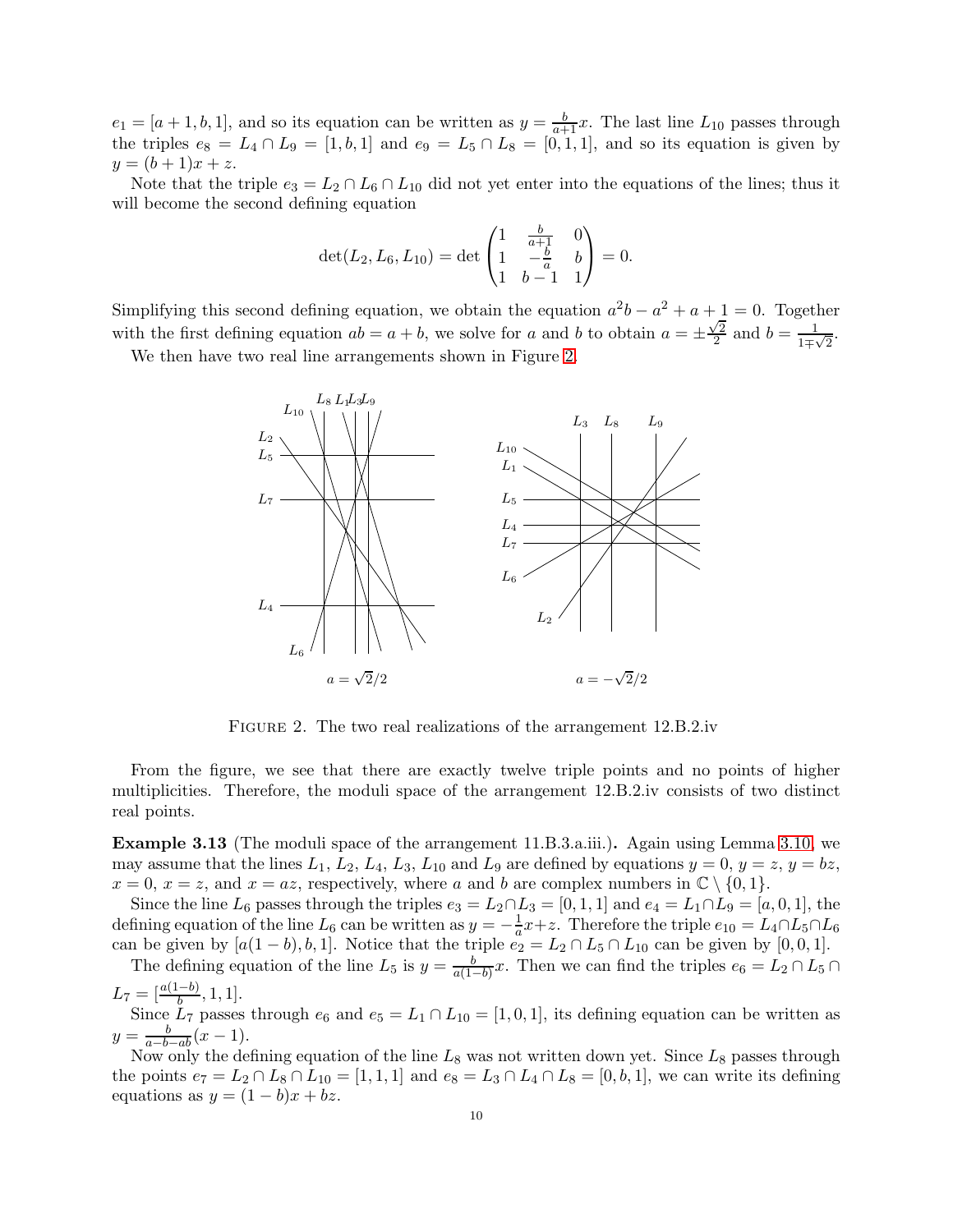$e_1 = [a+1, b, 1]$, and so its equation can be written as $y = \frac{b}{a+1}x$. The last line $L_{10}$ passes through the triples $e_8 = L_4 \cap L_9 = [1, b, 1]$ and $e_9 = L_5 \cap L_8 = [0, 1, 1]$, and so its equation is given by $y = (b+1)x + z$.

Note that the triple $e_3 = L_2 \cap L_6 \cap L_{10}$ did not yet enter into the equations of the lines; thus it will become the second defining equation

$$\det(L_2, L_6, L_{10}) = \det \begin{pmatrix} 1 & \frac{b}{a+1} & 0 \\ 1 & -\frac{b}{a} & b \\ 1 & b-1 & 1 \end{pmatrix} = 0.$$

Simplifying this second defining equation, we obtain the equation $a^2 b - a^2 + a + 1 = 0$. Together with the first defining equation $ab = a + b$, we solve for $a$ and $b$ to obtain $a = \pm\frac{\sqrt{2}}{2}$ and $b = \frac{1}{1 \mp \sqrt{2}}$.

We then have two real line arrangements shown in Figure 2.

$a = \sqrt{2}/2$ $\qquad$ $a = -\sqrt{2}/2$

FIGURE 2. The two real realizations of the arrangement 12.B.2.iv

From the figure, we see that there are exactly twelve triple points and no points of higher multiplicities. Therefore, the moduli space of the arrangement 12.B.2.iv consists of two distinct real points.

**Example 3.13** (The moduli space of the arrangement 11.B.3.a.iii.)**.** Again using Lemma 3.10, we may assume that the lines $L_1$, $L_2$, $L_4$, $L_3$, $L_{10}$ and $L_9$ are defined by equations $y = 0$, $y = z$, $y = bz$, $x = 0$, $x = z$, and $x = az$, respectively, where $a$ and $b$ are complex numbers in $\mathbb{C} \setminus \{0, 1\}$.

Since the line $L_6$ passes through the triples $e_3 = L_2 \cap L_3 = [0, 1, 1]$ and $e_4 = L_1 \cap L_9 = [a, 0, 1]$, the defining equation of the line $L_6$ can be written as $y = -\frac{1}{a}x + z$. Therefore the triple $e_{10} = L_4 \cap L_5 \cap L_6$ can be given by $[a(1-b), b, 1]$. Notice that the triple $e_2 = L_2 \cap L_5 \cap L_{10}$ can be given by $[0, 0, 1]$.

The defining equation of the line $L_5$ is $y = \frac{b}{a(1-b)}x$. Then we can find the triples $e_6 = L_2 \cap L_5 \cap L_7 = [\frac{a(1-b)}{b}, 1, 1]$.

Since $L_7$ passes through $e_6$ and $e_5 = L_1 \cap L_{10} = [1, 0, 1]$, its defining equation can be written as $y = \frac{b}{a-b-ab}(x-1)$.

Now only the defining equation of the line $L_8$ was not written down yet. Since $L_8$ passes through the points $e_7 = L_2 \cap L_8 \cap L_{10} = [1, 1, 1]$ and $e_8 = L_3 \cap L_4 \cap L_8 = [0, b, 1]$, we can write its defining equations as $y = (1-b)x + bz$.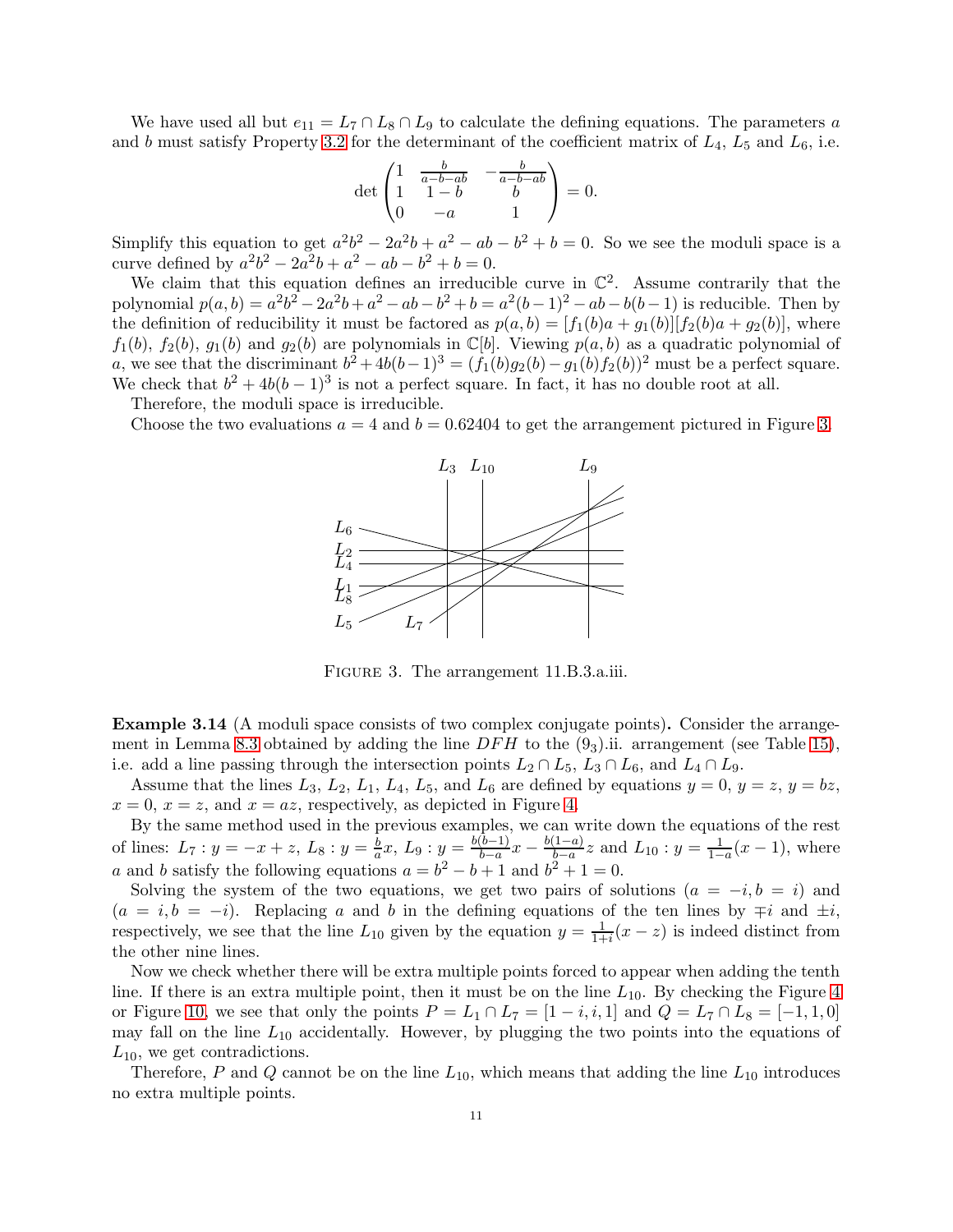We have used all but $e_{11} = L_7 \cap L_8 \cap L_9$ to calculate the defining equations. The parameters $a$ and $b$ must satisfy Property 3.2 for the determinant of the coefficient matrix of $L_4$, $L_5$ and $L_6$, i.e.

$$\det \begin{pmatrix} 1 & \frac{b}{a-b-ab} & -\frac{b}{a-b-ab} \\ 1 & 1-b & b \\ 0 & -a & 1 \end{pmatrix} = 0.$$

Simplify this equation to get $a^2b^2 - 2a^2b + a^2 - ab - b^2 + b = 0$. So we see the moduli space is a curve defined by $a^2b^2 - 2a^2b + a^2 - ab - b^2 + b = 0$.

We claim that this equation defines an irreducible curve in $\mathbb{C}^2$. Assume contrarily that the polynomial $p(a,b) = a^2b^2 - 2a^2b + a^2 - ab - b^2 + b = a^2(b-1)^2 - ab - b(b-1)$ is reducible. Then by the definition of reducibility it must be factored as $p(a,b) = [f_1(b)a + g_1(b)][f_2(b)a + g_2(b)]$, where $f_1(b)$, $f_2(b)$, $g_1(b)$ and $g_2(b)$ are polynomials in $\mathbb{C}[b]$. Viewing $p(a,b)$ as a quadratic polynomial of $a$, we see that the discriminant $b^2 + 4b(b-1)^3 = (f_1(b)g_2(b) - g_1(b)f_2(b))^2$ must be a perfect square. We check that $b^2 + 4b(b-1)^3$ is not a perfect square. In fact, it has no double root at all.

Therefore, the moduli space is irreducible.

Choose the two evaluations $a = 4$ and $b = 0.62404$ to get the arrangement pictured in Figure 3.

FIGURE 3. The arrangement 11.B.3.a.iii.

**Example 3.14** (A moduli space consists of two complex conjugate points)**.** Consider the arrangement in Lemma 8.3 obtained by adding the line $DFH$ to the $(9_3)$.ii. arrangement (see Table 15), i.e. add a line passing through the intersection points $L_2 \cap L_5$, $L_3 \cap L_6$, and $L_4 \cap L_9$.

Assume that the lines $L_3$, $L_2$, $L_1$, $L_4$, $L_5$, and $L_6$ are defined by equations $y = 0$, $y = z$, $y = bz$, $x = 0$, $x = z$, and $x = az$, respectively, as depicted in Figure 4.

By the same method used in the previous examples, we can write down the equations of the rest of lines: $L_7 : y = -x + z$, $L_8 : y = \frac{b}{a}x$, $L_9 : y = \frac{b(b-1)}{b-a}x - \frac{b(1-a)}{b-a}z$ and $L_{10} : y = \frac{1}{1-a}(x-1)$, where $a$ and $b$ satisfy the following equations $a = b^2 - b + 1$ and $b^2 + 1 = 0$.

Solving the system of the two equations, we get two pairs of solutions $(a = -i, b = i)$ and $(a = i, b = -i)$. Replacing $a$ and $b$ in the defining equations of the ten lines by $\mp i$ and $\pm i$, respectively, we see that the line $L_{10}$ given by the equation $y = \frac{1}{1+i}(x - z)$ is indeed distinct from the other nine lines.

Now we check whether there will be extra multiple points forced to appear when adding the tenth line. If there is an extra multiple point, then it must be on the line $L_{10}$. By checking the Figure 4 or Figure 10, we see that only the points $P = L_1 \cap L_7 = [1-i, i, 1]$ and $Q = L_7 \cap L_8 = [-1, 1, 0]$ may fall on the line $L_{10}$ accidentally. However, by plugging the two points into the equations of $L_{10}$, we get contradictions.

Therefore, $P$ and $Q$ cannot be on the line $L_{10}$, which means that adding the line $L_{10}$ introduces no extra multiple points.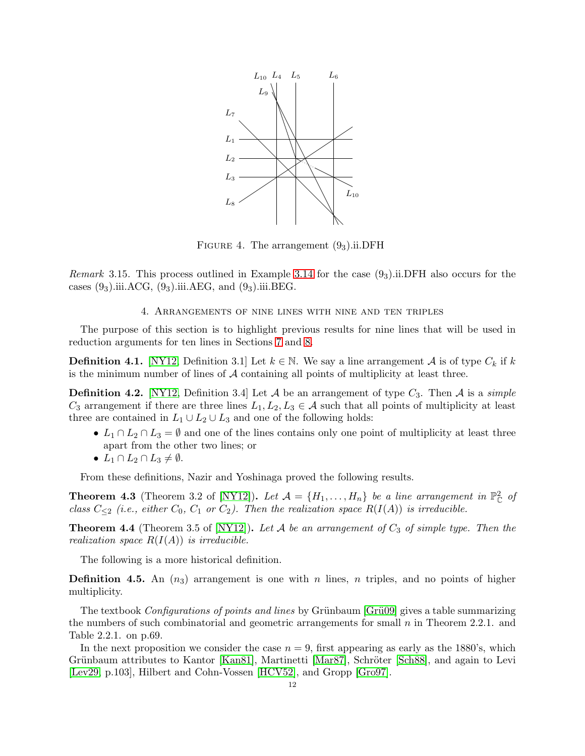Figure 4. The arrangement $(9_3)$.ii.DFH

*Remark* 3.15. This process outlined in Example 3.14 for the case $(9_3)$.ii.DFH also occurs for the cases $(9_3)$.iii.ACG, $(9_3)$.iii.AEG, and $(9_3)$.iii.BEG.

## 4. Arrangements of nine lines with nine and ten triples

The purpose of this section is to highlight previous results for nine lines that will be used in reduction arguments for ten lines in Sections 7 and 8.

**Definition 4.1.** [NY12, Definition 3.1] Let $k \in \mathbb{N}$. We say a line arrangement $\mathcal{A}$ is of type $C_k$ if $k$ is the minimum number of lines of $\mathcal{A}$ containing all points of multiplicity at least three.

**Definition 4.2.** [NY12, Definition 3.4] Let $\mathcal{A}$ be an arrangement of type $C_3$. Then $\mathcal{A}$ is a *simple* $C_3$ arrangement if there are three lines $L_1, L_2, L_3 \in \mathcal{A}$ such that all points of multiplicity at least three are contained in $L_1 \cup L_2 \cup L_3$ and one of the following holds:

- $L_1 \cap L_2 \cap L_3 = \emptyset$ and one of the lines contains only one point of multiplicity at least three apart from the other two lines; or
- $L_1 \cap L_2 \cap L_3 \neq \emptyset$.

From these definitions, Nazir and Yoshinaga proved the following results.

**Theorem 4.3** (Theorem 3.2 of [NY12])**.** *Let $\mathcal{A} = \{H_1, \ldots, H_n\}$ be a line arrangement in $\mathbb{P}^2_{\mathbb{C}}$ of class $C_{\leq 2}$ (i.e., either $C_0$, $C_1$ or $C_2$). Then the realization space $R(I(A))$ is irreducible.*

**Theorem 4.4** (Theorem 3.5 of [NY12])**.** *Let $\mathcal{A}$ be an arrangement of $C_3$ of simple type. Then the realization space $R(I(A))$ is irreducible.*

The following is a more historical definition.

**Definition 4.5.** An $(n_3)$ arrangement is one with $n$ lines, $n$ triples, and no points of higher multiplicity.

The textbook *Configurations of points and lines* by Grünbaum [Grü09] gives a table summarizing the numbers of such combinatorial and geometric arrangements for small $n$ in Theorem 2.2.1. and Table 2.2.1. on p.69.

In the next proposition we consider the case $n = 9$, first appearing as early as the 1880's, which Grünbaum attributes to Kantor [Kan81], Martinetti [Mar87], Schröter [Sch88], and again to Levi [Lev29, p.103], Hilbert and Cohn-Vossen [HCV52], and Gropp [Gro97].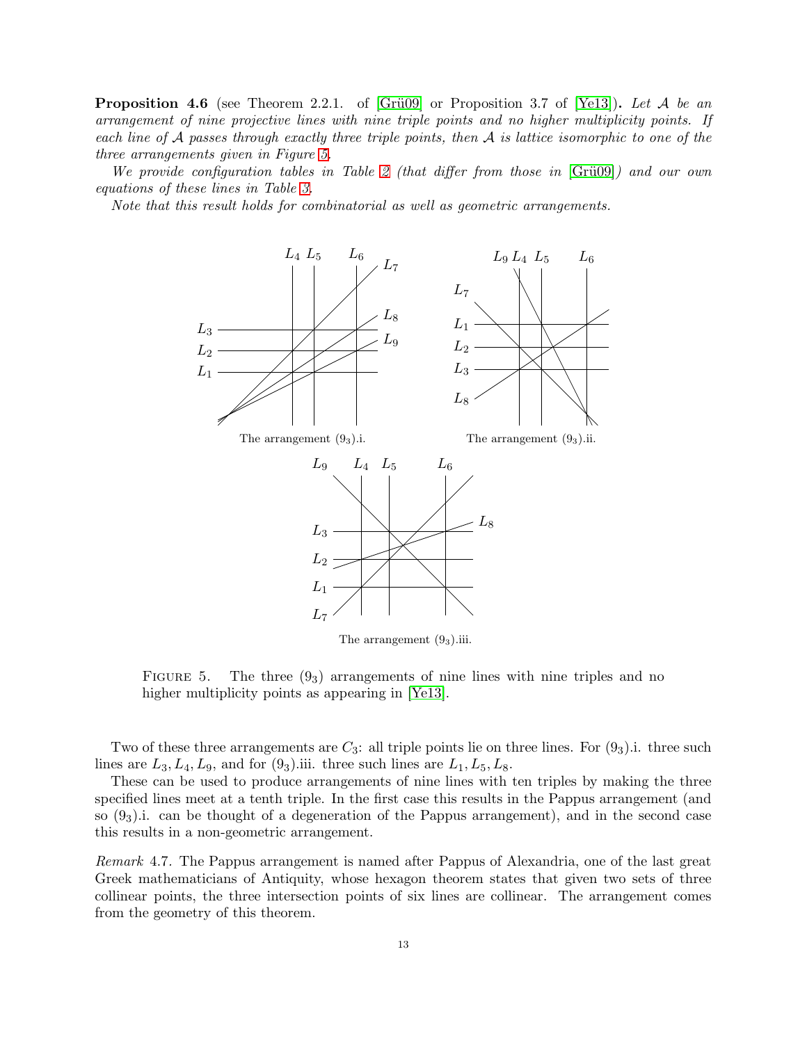**Proposition 4.6** (see Theorem 2.2.1. of [Grü09] or Proposition 3.7 of [Ye13])**.** *Let $\mathcal{A}$ be an arrangement of nine projective lines with nine triple points and no higher multiplicity points. If each line of $\mathcal{A}$ passes through exactly three triple points, then $\mathcal{A}$ is lattice isomorphic to one of the three arrangements given in Figure 5.*

*We provide configuration tables in Table 2 (that differ from those in [Grü09]) and our own equations of these lines in Table 3.*

*Note that this result holds for combinatorial as well as geometric arrangements.*

The arrangement $(9_3)$.i.

The arrangement $(9_3)$.ii.

The arrangement $(9_3)$.iii.

FIGURE 5. The three $(9_3)$ arrangements of nine lines with nine triples and no higher multiplicity points as appearing in [Ye13].

Two of these three arrangements are $C_3$: all triple points lie on three lines. For $(9_3)$.i. three such lines are $L_3, L_4, L_9$, and for $(9_3)$.iii. three such lines are $L_1, L_5, L_8$.

These can be used to produce arrangements of nine lines with ten triples by making the three specified lines meet at a tenth triple. In the first case this results in the Pappus arrangement (and so $(9_3)$.i. can be thought of a degeneration of the Pappus arrangement), and in the second case this results in a non-geometric arrangement.

*Remark* 4.7. The Pappus arrangement is named after Pappus of Alexandria, one of the last great Greek mathematicians of Antiquity, whose hexagon theorem states that given two sets of three collinear points, the three intersection points of six lines are collinear. The arrangement comes from the geometry of this theorem.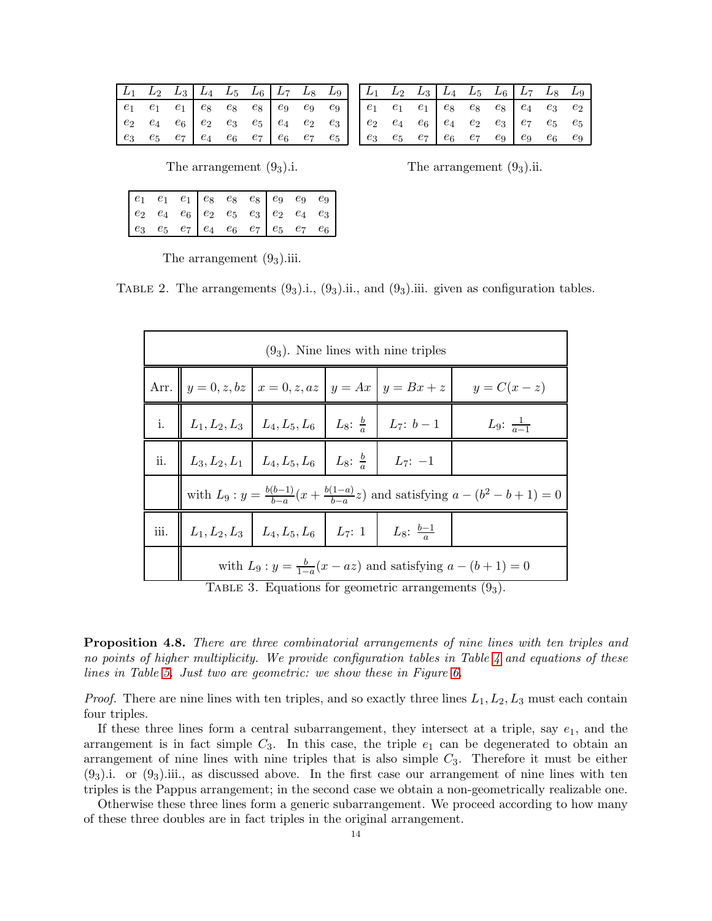| $L_1$ | $L_2$ | $L_3$ | $L_4$ | $L_5$ | $L_6$ | $L_7$ | $L_8$ | $L_9$ |
|---|---|---|---|---|---|---|---|---|
| $e_1$ | $e_1$ | $e_1$ | $e_8$ | $e_8$ | $e_8$ | $e_9$ | $e_9$ | $e_9$ |
| $e_2$ | $e_4$ | $e_6$ | $e_2$ | $e_3$ | $e_5$ | $e_4$ | $e_2$ | $e_3$ |
| $e_3$ | $e_5$ | $e_7$ | $e_4$ | $e_6$ | $e_7$ | $e_6$ | $e_7$ | $e_5$ |

The arrangement $(9_3)$.i.

| $L_1$ | $L_2$ | $L_3$ | $L_4$ | $L_5$ | $L_6$ | $L_7$ | $L_8$ | $L_9$ |
|---|---|---|---|---|---|---|---|---|
| $e_1$ | $e_1$ | $e_1$ | $e_8$ | $e_8$ | $e_8$ | $e_4$ | $e_3$ | $e_2$ |
| $e_2$ | $e_4$ | $e_6$ | $e_4$ | $e_2$ | $e_3$ | $e_7$ | $e_5$ | $e_5$ |
| $e_3$ | $e_5$ | $e_7$ | $e_6$ | $e_7$ | $e_9$ | $e_9$ | $e_6$ | $e_9$ |

The arrangement $(9_3)$.ii.

| | | | | | | | | |
|---|---|---|---|---|---|---|---|---|
| $e_1$ | $e_1$ | $e_1$ | $e_8$ | $e_8$ | $e_8$ | $e_9$ | $e_9$ | $e_9$ |
| $e_2$ | $e_4$ | $e_6$ | $e_2$ | $e_5$ | $e_3$ | $e_2$ | $e_4$ | $e_3$ |
| $e_3$ | $e_5$ | $e_7$ | $e_4$ | $e_6$ | $e_7$ | $e_5$ | $e_7$ | $e_6$ |

The arrangement $(9_3)$.iii.

TABLE 2. The arrangements $(9_3)$.i., $(9_3)$.ii., and $(9_3)$.iii. given as configuration tables.

| $(9_3)$. Nine lines with nine triples | | | | | |
|---|---|---|---|---|---|
| Arr. | $y = 0, z, bz$ | $x = 0, z, az$ | $y = Ax$ | $y = Bx + z$ | $y = C(x - z)$ |
| i. | $L_1, L_2, L_3$ | $L_4, L_5, L_6$ | $L_8$: $\frac{b}{a}$ | $L_7$: $b - 1$ | $L_9$: $\frac{1}{a-1}$ |
| ii. | $L_3, L_2, L_1$ | $L_4, L_5, L_6$ | $L_8$: $\frac{b}{a}$ | $L_7$: $-1$ | |
| | with $L_9 : y = \frac{b(b-1)}{b-a}(x + \frac{b(1-a)}{b-a}z)$ and satisfying $a - (b^2 - b + 1) = 0$ | | | | |
| iii. | $L_1, L_2, L_3$ | $L_4, L_5, L_6$ | $L_7$: $1$ | $L_8$: $\frac{b-1}{a}$ | |
| | with $L_9 : y = \frac{b}{1-a}(x - az)$ and satisfying $a - (b + 1) = 0$ | | | | |

TABLE 3. Equations for geometric arrangements $(9_3)$.

**Proposition 4.8.** *There are three combinatorial arrangements of nine lines with ten triples and no points of higher multiplicity. We provide configuration tables in Table 4 and equations of these lines in Table 5. Just two are geometric: we show these in Figure 6.*

*Proof.* There are nine lines with ten triples, and so exactly three lines $L_1, L_2, L_3$ must each contain four triples.

If these three lines form a central subarrangement, they intersect at a triple, say $e_1$, and the arrangement is in fact simple $C_3$. In this case, the triple $e_1$ can be degenerated to obtain an arrangement of nine lines with nine triples that is also simple $C_3$. Therefore it must be either $(9_3)$.i. or $(9_3)$.iii., as discussed above. In the first case our arrangement of nine lines with ten triples is the Pappus arrangement; in the second case we obtain a non-geometrically realizable one.

Otherwise these three lines form a generic subarrangement. We proceed according to how many of these three doubles are in fact triples in the original arrangement.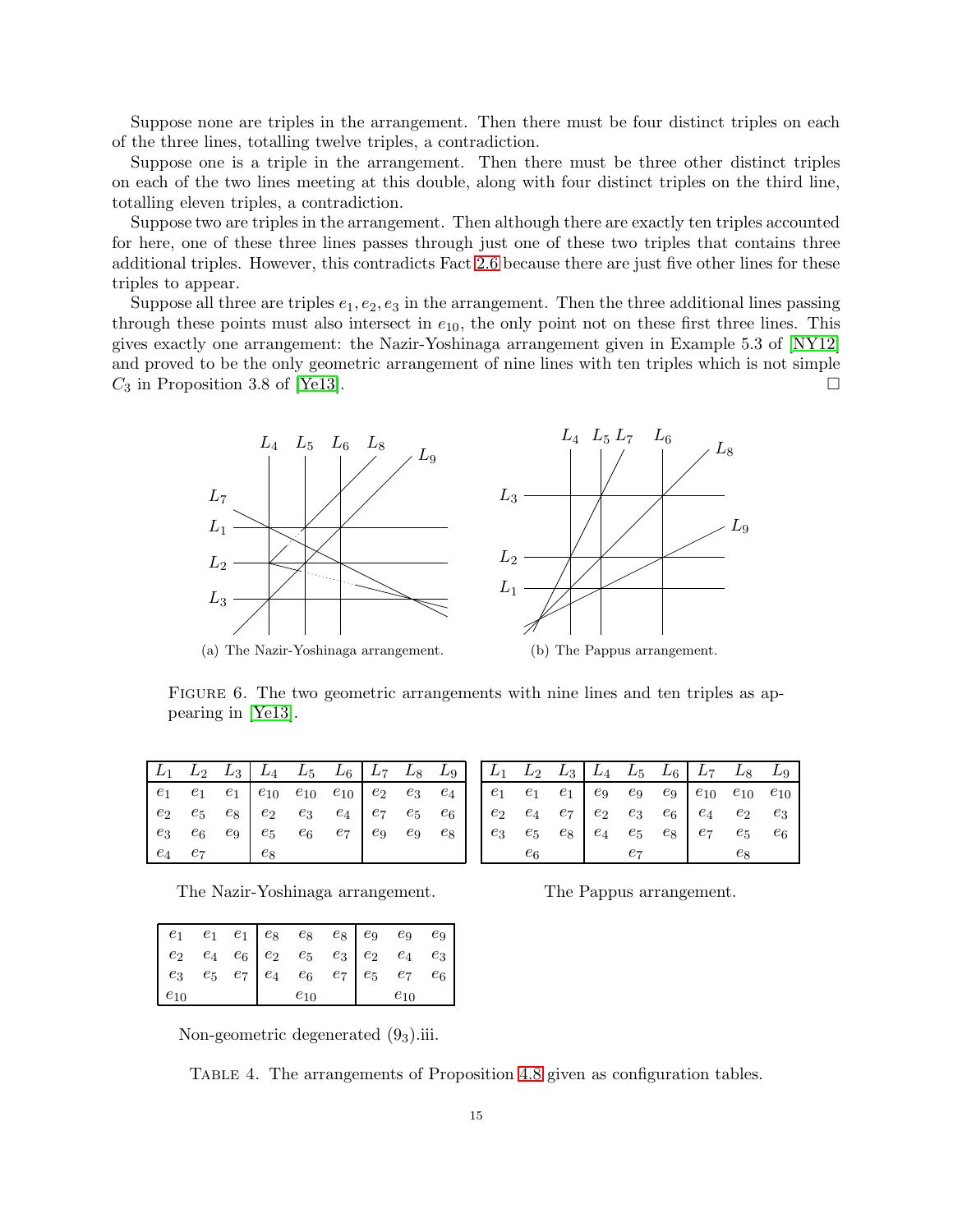Suppose none are triples in the arrangement. Then there must be four distinct triples on each of the three lines, totalling twelve triples, a contradiction.

Suppose one is a triple in the arrangement. Then there must be three other distinct triples on each of the two lines meeting at this double, along with four distinct triples on the third line, totalling eleven triples, a contradiction.

Suppose two are triples in the arrangement. Then although there are exactly ten triples accounted for here, one of these three lines passes through just one of these two triples that contains three additional triples. However, this contradicts Fact 2.6 because there are just five other lines for these triples to appear.

Suppose all three are triples $e_1, e_2, e_3$ in the arrangement. Then the three additional lines passing through these points must also intersect in $e_{10}$, the only point not on these first three lines. This gives exactly one arrangement: the Nazir-Yoshinaga arrangement given in Example 5.3 of [NY12] and proved to be the only geometric arrangement of nine lines with ten triples which is not simple $C_3$ in Proposition 3.8 of [Ye13]. □

(a) The Nazir-Yoshinaga arrangement.

(b) The Pappus arrangement.

Figure 6. The two geometric arrangements with nine lines and ten triples as appearing in [Ye13].

| $L_1$ | $L_2$ | $L_3$ | $L_4$ | $L_5$ | $L_6$ | $L_7$ | $L_8$ | $L_9$ |
|---|---|---|---|---|---|---|---|---|
| $e_1$ | $e_1$ | $e_1$ | $e_{10}$ | $e_{10}$ | $e_{10}$ | $e_2$ | $e_3$ | $e_4$ |
| $e_2$ | $e_5$ | $e_8$ | $e_2$ | $e_3$ | $e_4$ | $e_7$ | $e_5$ | $e_6$ |
| $e_3$ | $e_6$ | $e_9$ | $e_5$ | $e_6$ | $e_7$ | $e_9$ | $e_9$ | $e_8$ |
| $e_4$ | $e_7$ | | $e_8$ | | | | | |

The Nazir-Yoshinaga arrangement.

| $L_1$ | $L_2$ | $L_3$ | $L_4$ | $L_5$ | $L_6$ | $L_7$ | $L_8$ | $L_9$ |
|---|---|---|---|---|---|---|---|---|
| $e_1$ | $e_1$ | $e_1$ | $e_9$ | $e_9$ | $e_9$ | $e_{10}$ | $e_{10}$ | $e_{10}$ |
| $e_2$ | $e_4$ | $e_7$ | $e_2$ | $e_3$ | $e_6$ | $e_4$ | $e_2$ | $e_3$ |
| $e_3$ | $e_5$ | $e_8$ | $e_4$ | $e_5$ | $e_8$ | $e_7$ | $e_5$ | $e_6$ |
| | $e_6$ | | | $e_7$ | | | $e_8$ | |

The Pappus arrangement.

| | | | | | | | | |
|---|---|---|---|---|---|---|---|---|
| $e_1$ | $e_1$ | $e_1$ | $e_8$ | $e_8$ | $e_8$ | $e_9$ | $e_9$ | $e_9$ |
| $e_2$ | $e_4$ | $e_6$ | $e_2$ | $e_5$ | $e_3$ | $e_2$ | $e_4$ | $e_3$ |
| $e_3$ | $e_5$ | $e_7$ | $e_4$ | $e_6$ | $e_7$ | $e_5$ | $e_7$ | $e_6$ |
| $e_{10}$ | | | | $e_{10}$ | | | $e_{10}$ | |

Non-geometric degenerated $(9_3)$.iii.

Table 4. The arrangements of Proposition 4.8 given as configuration tables.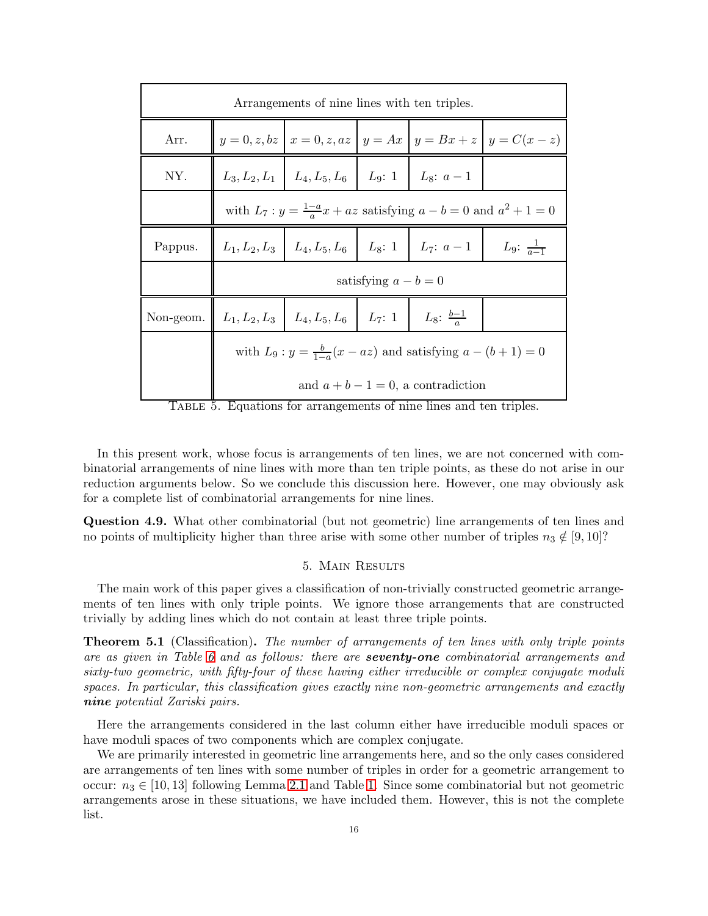| Arrangements of nine lines with ten triples. | | | | | |
|---|---|---|---|---|---|
| Arr. | $y = 0, z, bz$ | $x = 0, z, az$ | $y = Ax$ | $y = Bx + z$ | $y = C(x - z)$ |
| NY. | $L_3, L_2, L_1$ | $L_4, L_5, L_6$ | $L_9$: $1$ | $L_8$: $a - 1$ | |
| | with $L_7 : y = \frac{1-a}{a}x + az$ satisfying $a - b = 0$ and $a^2 + 1 = 0$ | | | | |
| Pappus. | $L_1, L_2, L_3$ | $L_4, L_5, L_6$ | $L_8$: $1$ | $L_7$: $a - 1$ | $L_9$: $\frac{1}{a-1}$ |
| | satisfying $a - b = 0$ | | | | |
| Non-geom. | $L_1, L_2, L_3$ | $L_4, L_5, L_6$ | $L_7$: $1$ | $L_8$: $\frac{b-1}{a}$ | |
| | with $L_9 : y = \frac{b}{1-a}(x - az)$ and satisfying $a - (b + 1) = 0$ and $a + b - 1 = 0$, a contradiction | | | | |

Table 5. Equations for arrangements of nine lines and ten triples.

In this present work, whose focus is arrangements of ten lines, we are not concerned with combinatorial arrangements of nine lines with more than ten triple points, as these do not arise in our reduction arguments below. So we conclude this discussion here. However, one may obviously ask for a complete list of combinatorial arrangements for nine lines.

**Question 4.9.** What other combinatorial (but not geometric) line arrangements of ten lines and no points of multiplicity higher than three arise with some other number of triples $n_3 \notin [9, 10]$?

## 5. Main Results

The main work of this paper gives a classification of non-trivially constructed geometric arrangements of ten lines with only triple points. We ignore those arrangements that are constructed trivially by adding lines which do not contain at least three triple points.

**Theorem 5.1** (Classification)**.** *The number of arrangements of ten lines with only triple points are as given in Table 6 and as follows: there are **seventy-one** combinatorial arrangements and sixty-two geometric, with fifty-four of these having either irreducible or complex conjugate moduli spaces. In particular, this classification gives exactly nine non-geometric arrangements and exactly **nine** potential Zariski pairs.*

Here the arrangements considered in the last column either have irreducible moduli spaces or have moduli spaces of two components which are complex conjugate.

We are primarily interested in geometric line arrangements here, and so the only cases considered are arrangements of ten lines with some number of triples in order for a geometric arrangement to occur: $n_3 \in [10, 13]$ following Lemma 2.1 and Table 1. Since some combinatorial but not geometric arrangements arose in these situations, we have included them. However, this is not the complete list.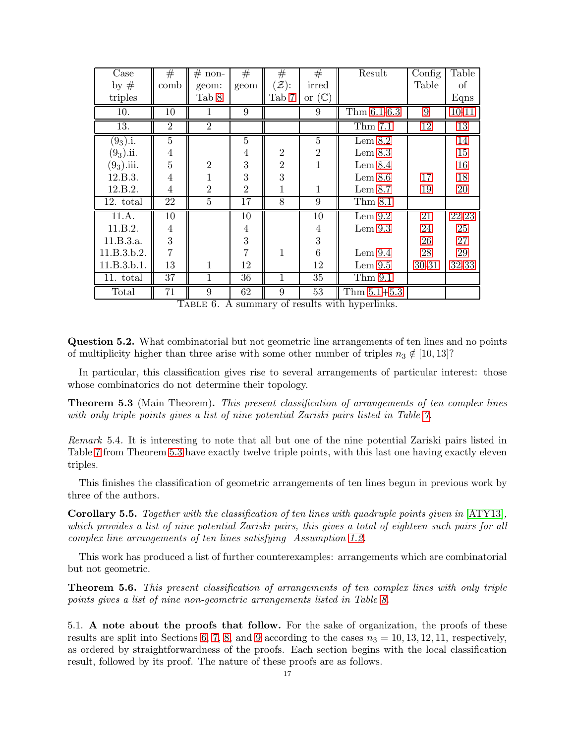| Case by # triples | # comb | # non-geom: Tab 8 | # geom | # ($\mathcal{Z}$): Tab 7 | # irred or ($\mathbb{C}$) | Result | Config Table | Table of Eqns |
|---|---|---|---|---|---|---|---|---|
| 10. | 10 | 1 | 9 | | 9 | Thm 6.1+6.3 | 9 | 10+11 |
| 13. | 2 | 2 | | | | Thm 7.1 | 12 | 13 |
| $(9_3)$.i. | 5 | | 5 | | 5 | Lem 8.2 | | 14 |
| $(9_3)$.ii. | 4 | | 4 | 2 | 2 | Lem 8.3 | | 15 |
| $(9_3)$.iii. | 5 | 2 | 3 | 2 | 1 | Lem 8.4 | | 16 |
| 12.B.3. | 4 | 1 | 3 | 3 | | Lem 8.6 | 17 | 18 |
| 12.B.2. | 4 | 2 | 2 | 1 | 1 | Lem 8.7 | 19 | 20 |
| 12. total | 22 | 5 | 17 | 8 | 9 | Thm 8.1 | | |
| 11.A. | 10 | | 10 | | 10 | Lem 9.2 | 21 | 22+23 |
| 11.B.2. | 4 | | 4 | | 4 | Lem 9.3 | 24 | 25 |
| 11.B.3.a. | 3 | | 3 | | 3 | | 26 | 27 |
| 11.B.3.b.2. | 7 | | 7 | 1 | 6 | Lem 9.4 | 28 | 29 |
| 11.B.3.b.1. | 13 | 1 | 12 | | 12 | Lem 9.5 | 30+31 | 32+33 |
| 11. total | 37 | 1 | 36 | 1 | 35 | Thm 9.1 | | |
| Total | 71 | 9 | 62 | 9 | 53 | Thm 5.1+5.3 | | |

TABLE 6. A summary of results with hyperlinks.

**Question 5.2.** What combinatorial but not geometric line arrangements of ten lines and no points of multiplicity higher than three arise with some other number of triples $n_3 \notin [10, 13]$?

In particular, this classification gives rise to several arrangements of particular interest: those whose combinatorics do not determine their topology.

**Theorem 5.3** (Main Theorem). *This present classification of arrangements of ten complex lines with only triple points gives a list of nine potential Zariski pairs listed in Table 7.*

*Remark* 5.4. It is interesting to note that all but one of the nine potential Zariski pairs listed in Table 7 from Theorem 5.3 have exactly twelve triple points, with this last one having exactly eleven triples.

This finishes the classification of geometric arrangements of ten lines begun in previous work by three of the authors.

**Corollary 5.5.** *Together with the classification of ten lines with quadruple points given in [ATY13], which provides a list of nine potential Zariski pairs, this gives a total of eighteen such pairs for all complex line arrangements of ten lines satisfying Assumption 1.2.*

This work has produced a list of further counterexamples: arrangements which are combinatorial but not geometric.

**Theorem 5.6.** *This present classification of arrangements of ten complex lines with only triple points gives a list of nine non-geometric arrangements listed in Table 8.*

5.1. **A note about the proofs that follow.** For the sake of organization, the proofs of these results are split into Sections 6, 7, 8, and 9 according to the cases $n_3 = 10, 13, 12, 11$, respectively, as ordered by straightforwardness of the proofs. Each section begins with the local classification result, followed by its proof. The nature of these proofs are as follows.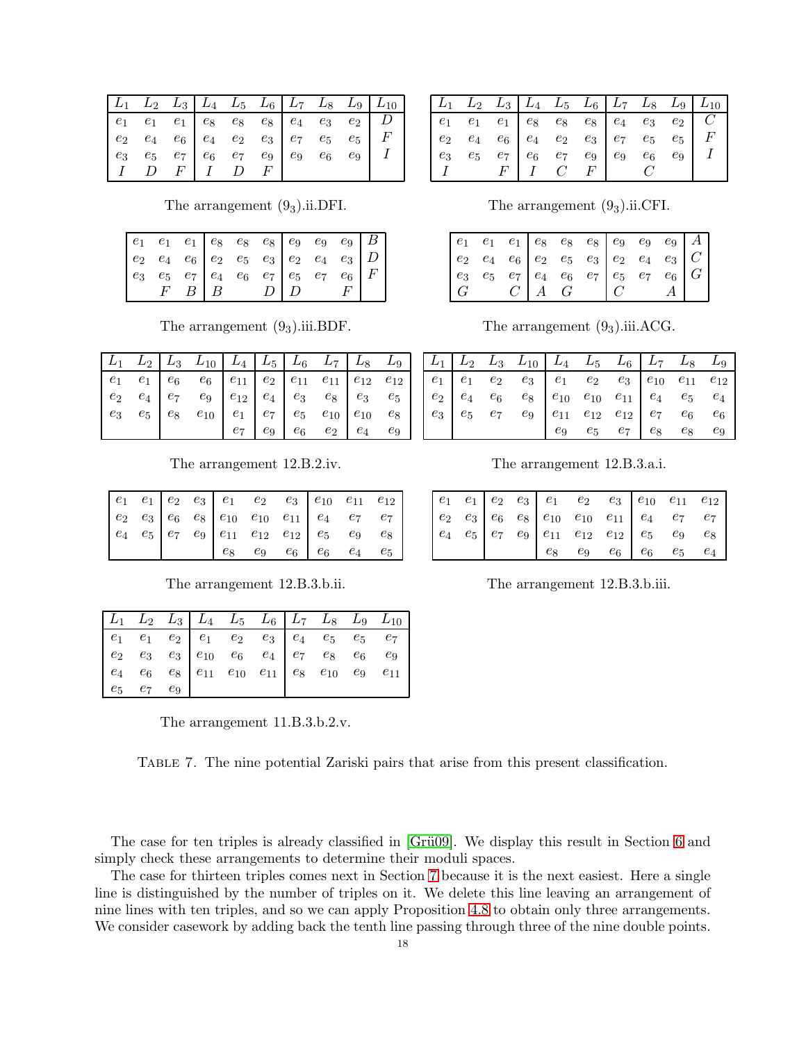| $L_1$ | $L_2$ | $L_3$ | $L_4$ | $L_5$ | $L_6$ | $L_7$ | $L_8$ | $L_9$ | $L_{10}$ |
|---|---|---|---|---|---|---|---|---|---|
| $e_1$ | $e_1$ | $e_1$ | $e_8$ | $e_8$ | $e_8$ | $e_4$ | $e_3$ | $e_2$ | $D$ |
| $e_2$ | $e_4$ | $e_6$ | $e_4$ | $e_2$ | $e_3$ | $e_7$ | $e_5$ | $e_5$ | $F$ |
| $e_3$ | $e_5$ | $e_7$ | $e_6$ | $e_7$ | $e_9$ | $e_9$ | $e_6$ | $e_9$ | $I$ |
| $I$ | $D$ | $F$ | $I$ | $D$ | $F$ | | | | |

The arrangement $(9_3)$.ii.DFI.

| $L_1$ | $L_2$ | $L_3$ | $L_4$ | $L_5$ | $L_6$ | $L_7$ | $L_8$ | $L_9$ | $L_{10}$ |
|---|---|---|---|---|---|---|---|---|---|
| $e_1$ | $e_1$ | $e_1$ | $e_8$ | $e_8$ | $e_8$ | $e_4$ | $e_3$ | $e_2$ | $C$ |
| $e_2$ | $e_4$ | $e_6$ | $e_4$ | $e_2$ | $e_3$ | $e_7$ | $e_5$ | $e_5$ | $F$ |
| $e_3$ | $e_5$ | $e_7$ | $e_6$ | $e_7$ | $e_9$ | $e_9$ | $e_6$ | $e_9$ | $I$ |
| $I$ | | $F$ | $I$ | $C$ | $F$ | | $C$ | | |

The arrangement $(9_3)$.ii.CFI.

| | | | | | | | | | |
|---|---|---|---|---|---|---|---|---|---|
| $e_1$ | $e_1$ | $e_1$ | $e_8$ | $e_8$ | $e_8$ | $e_9$ | $e_9$ | $e_9$ | $B$ |
| $e_2$ | $e_4$ | $e_6$ | $e_2$ | $e_5$ | $e_3$ | $e_2$ | $e_4$ | $e_3$ | $D$ |
| $e_3$ | $e_5$ | $e_7$ | $e_4$ | $e_6$ | $e_7$ | $e_5$ | $e_7$ | $e_6$ | $F$ |
| | $F$ | $B$ | $B$ | | $D$ | $D$ | | $F$ | |

The arrangement $(9_3)$.iii.BDF.

| | | | | | | | | | |
|---|---|---|---|---|---|---|---|---|---|
| $e_1$ | $e_1$ | $e_1$ | $e_8$ | $e_8$ | $e_8$ | $e_9$ | $e_9$ | $e_9$ | $A$ |
| $e_2$ | $e_4$ | $e_6$ | $e_2$ | $e_5$ | $e_3$ | $e_2$ | $e_4$ | $e_3$ | $C$ |
| $e_3$ | $e_5$ | $e_7$ | $e_4$ | $e_6$ | $e_7$ | $e_5$ | $e_7$ | $e_6$ | $G$ |
| $G$ | | $C$ | $A$ | $G$ | | $C$ | | $A$ | |

The arrangement $(9_3)$.iii.ACG.

| $L_1$ | $L_2$ | $L_3$ | $L_{10}$ | $L_4$ | $L_5$ | $L_6$ | $L_7$ | $L_8$ | $L_9$ |
|---|---|---|---|---|---|---|---|---|---|
| $e_1$ | $e_1$ | $e_6$ | $e_6$ | $e_{11}$ | $e_2$ | $e_{11}$ | $e_{11}$ | $e_{12}$ | $e_{12}$ |
| $e_2$ | $e_4$ | $e_7$ | $e_9$ | $e_{12}$ | $e_4$ | $e_3$ | $e_8$ | $e_3$ | $e_5$ |
| $e_3$ | $e_5$ | $e_8$ | $e_{10}$ | $e_1$ | $e_7$ | $e_5$ | $e_{10}$ | $e_{10}$ | $e_8$ |
| | | | | $e_7$ | $e_9$ | $e_6$ | $e_2$ | $e_4$ | $e_9$ |

The arrangement 12.B.2.iv.

| $L_1$ | $L_2$ | $L_3$ | $L_{10}$ | $L_4$ | $L_5$ | $L_6$ | $L_7$ | $L_8$ | $L_9$ |
|---|---|---|---|---|---|---|---|---|---|
| $e_1$ | $e_1$ | $e_2$ | $e_3$ | $e_1$ | $e_2$ | $e_3$ | $e_{10}$ | $e_{11}$ | $e_{12}$ |
| $e_2$ | $e_4$ | $e_6$ | $e_8$ | $e_{10}$ | $e_{10}$ | $e_{11}$ | $e_4$ | $e_5$ | $e_4$ |
| $e_3$ | $e_5$ | $e_7$ | $e_9$ | $e_{11}$ | $e_{12}$ | $e_{12}$ | $e_7$ | $e_6$ | $e_6$ |
| | | | | $e_9$ | $e_5$ | $e_7$ | $e_8$ | $e_8$ | $e_9$ |

The arrangement 12.B.3.a.i.

| | | | | | | | | | |
|---|---|---|---|---|---|---|---|---|---|
| $e_1$ | $e_1$ | $e_2$ | $e_3$ | $e_1$ | $e_2$ | $e_3$ | $e_{10}$ | $e_{11}$ | $e_{12}$ |
| $e_2$ | $e_3$ | $e_6$ | $e_8$ | $e_{10}$ | $e_{10}$ | $e_{11}$ | $e_4$ | $e_7$ | $e_7$ |
| $e_4$ | $e_5$ | $e_7$ | $e_9$ | $e_{11}$ | $e_{12}$ | $e_{12}$ | $e_5$ | $e_9$ | $e_8$ |
| | | | | $e_8$ | $e_9$ | $e_6$ | $e_6$ | $e_4$ | $e_5$ |

The arrangement 12.B.3.b.ii.

| | | | | | | | | | |
|---|---|---|---|---|---|---|---|---|---|
| $e_1$ | $e_1$ | $e_2$ | $e_3$ | $e_1$ | $e_2$ | $e_3$ | $e_{10}$ | $e_{11}$ | $e_{12}$ |
| $e_2$ | $e_3$ | $e_6$ | $e_8$ | $e_{10}$ | $e_{10}$ | $e_{11}$ | $e_4$ | $e_7$ | $e_7$ |
| $e_4$ | $e_5$ | $e_7$ | $e_9$ | $e_{11}$ | $e_{12}$ | $e_{12}$ | $e_5$ | $e_9$ | $e_8$ |
| | | | | $e_8$ | $e_9$ | $e_6$ | $e_6$ | $e_5$ | $e_4$ |

The arrangement 12.B.3.b.iii.

| $L_1$ | $L_2$ | $L_3$ | $L_4$ | $L_5$ | $L_6$ | $L_7$ | $L_8$ | $L_9$ | $L_{10}$ |
|---|---|---|---|---|---|---|---|---|---|
| $e_1$ | $e_1$ | $e_2$ | $e_1$ | $e_2$ | $e_3$ | $e_4$ | $e_5$ | $e_5$ | $e_7$ |
| $e_2$ | $e_3$ | $e_3$ | $e_{10}$ | $e_6$ | $e_4$ | $e_7$ | $e_8$ | $e_6$ | $e_9$ |
| $e_4$ | $e_6$ | $e_8$ | $e_{11}$ | $e_{10}$ | $e_{11}$ | $e_8$ | $e_{10}$ | $e_9$ | $e_{11}$ |
| $e_5$ | $e_7$ | $e_9$ | | | | | | | |

The arrangement 11.B.3.b.2.v.

Table 7. The nine potential Zariski pairs that arise from this present classification.

The case for ten triples is already classified in [Grü09]. We display this result in Section 6 and simply check these arrangements to determine their moduli spaces.

The case for thirteen triples comes next in Section 7 because it is the next easiest. Here a single line is distinguished by the number of triples on it. We delete this line leaving an arrangement of nine lines with ten triples, and so we can apply Proposition 4.8 to obtain only three arrangements. We consider casework by adding back the tenth line passing through three of the nine double points.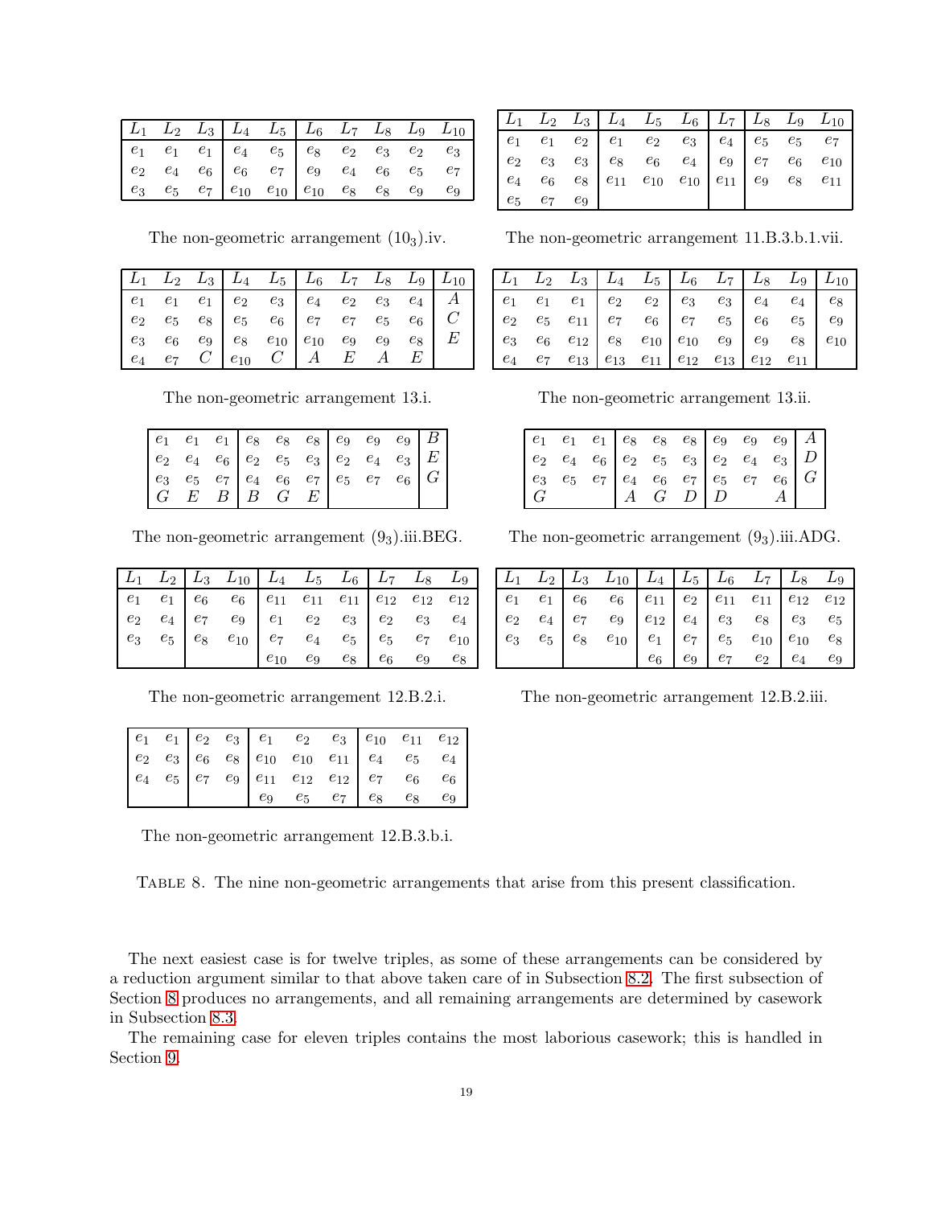| $L_1$ | $L_2$ | $L_3$ | $L_4$ | $L_5$ | $L_6$ | $L_7$ | $L_8$ | $L_9$ | $L_{10}$ |
|---|---|---|---|---|---|---|---|---|---|
| $e_1$ | $e_1$ | $e_1$ | $e_4$ | $e_5$ | $e_8$ | $e_2$ | $e_3$ | $e_2$ | $e_3$ |
| $e_2$ | $e_4$ | $e_6$ | $e_6$ | $e_7$ | $e_9$ | $e_4$ | $e_6$ | $e_5$ | $e_7$ |
| $e_3$ | $e_5$ | $e_7$ | $e_{10}$ | $e_{10}$ | $e_{10}$ | $e_8$ | $e_8$ | $e_9$ | $e_9$ |

The non-geometric arrangement $(10_3)$.iv.

| $L_1$ | $L_2$ | $L_3$ | $L_4$ | $L_5$ | $L_6$ | $L_7$ | $L_8$ | $L_9$ | $L_{10}$ |
|---|---|---|---|---|---|---|---|---|---|
| $e_1$ | $e_1$ | $e_2$ | $e_1$ | $e_2$ | $e_3$ | $e_4$ | $e_5$ | $e_5$ | $e_7$ |
| $e_2$ | $e_3$ | $e_3$ | $e_8$ | $e_6$ | $e_4$ | $e_9$ | $e_7$ | $e_6$ | $e_{10}$ |
| $e_4$ | $e_6$ | $e_8$ | $e_{11}$ | $e_{10}$ | $e_{10}$ | $e_{11}$ | $e_9$ | $e_8$ | $e_{11}$ |
| $e_5$ | $e_7$ | $e_9$ | | | | | | | |

The non-geometric arrangement 11.B.3.b.1.vii.

| $L_1$ | $L_2$ | $L_3$ | $L_4$ | $L_5$ | $L_6$ | $L_7$ | $L_8$ | $L_9$ | $L_{10}$ |
|---|---|---|---|---|---|---|---|---|---|
| $e_1$ | $e_1$ | $e_1$ | $e_2$ | $e_3$ | $e_4$ | $e_2$ | $e_3$ | $e_4$ | $A$ |
| $e_2$ | $e_5$ | $e_8$ | $e_5$ | $e_6$ | $e_7$ | $e_7$ | $e_5$ | $e_6$ | $C$ |
| $e_3$ | $e_6$ | $e_9$ | $e_8$ | $e_{10}$ | $e_{10}$ | $e_9$ | $e_9$ | $e_8$ | $E$ |
| $e_4$ | $e_7$ | $C$ | $e_{10}$ | $C$ | $A$ | $E$ | $A$ | $E$ | |

The non-geometric arrangement 13.i.

| $L_1$ | $L_2$ | $L_3$ | $L_4$ | $L_5$ | $L_6$ | $L_7$ | $L_8$ | $L_9$ | $L_{10}$ |
|---|---|---|---|---|---|---|---|---|---|
| $e_1$ | $e_1$ | $e_1$ | $e_2$ | $e_2$ | $e_3$ | $e_3$ | $e_4$ | $e_4$ | $e_8$ |
| $e_2$ | $e_5$ | $e_{11}$ | $e_7$ | $e_6$ | $e_7$ | $e_5$ | $e_6$ | $e_5$ | $e_9$ |
| $e_3$ | $e_6$ | $e_{12}$ | $e_8$ | $e_{10}$ | $e_{10}$ | $e_9$ | $e_9$ | $e_8$ | $e_{10}$ |
| $e_4$ | $e_7$ | $e_{13}$ | $e_{13}$ | $e_{11}$ | $e_{12}$ | $e_{13}$ | $e_{12}$ | $e_{11}$ | |

The non-geometric arrangement 13.ii.

| | | | | | | | | | |
|---|---|---|---|---|---|---|---|---|---|
| $e_1$ | $e_1$ | $e_1$ | $e_8$ | $e_8$ | $e_8$ | $e_9$ | $e_9$ | $e_9$ | $B$ |
| $e_2$ | $e_4$ | $e_6$ | $e_2$ | $e_5$ | $e_3$ | $e_2$ | $e_4$ | $e_3$ | $E$ |
| $e_3$ | $e_5$ | $e_7$ | $e_4$ | $e_6$ | $e_7$ | $e_5$ | $e_7$ | $e_6$ | $G$ |
| $G$ | $E$ | $B$ | $B$ | $G$ | $E$ | | | | |

The non-geometric arrangement $(9_3)$.iii.BEG.

| | | | | | | | | | |
|---|---|---|---|---|---|---|---|---|---|
| $e_1$ | $e_1$ | $e_1$ | $e_8$ | $e_8$ | $e_8$ | $e_9$ | $e_9$ | $e_9$ | $A$ |
| $e_2$ | $e_4$ | $e_6$ | $e_2$ | $e_5$ | $e_3$ | $e_2$ | $e_4$ | $e_3$ | $D$ |
| $e_3$ | $e_5$ | $e_7$ | $e_4$ | $e_6$ | $e_7$ | $e_5$ | $e_7$ | $e_6$ | $G$ |
| $G$ | | | $A$ | $G$ | $D$ | $D$ | | $A$ | |

The non-geometric arrangement $(9_3)$.iii.ADG.

| $L_1$ | $L_2$ | $L_3$ | $L_{10}$ | $L_4$ | $L_5$ | $L_6$ | $L_7$ | $L_8$ | $L_9$ |
|---|---|---|---|---|---|---|---|---|---|
| $e_1$ | $e_1$ | $e_6$ | $e_6$ | $e_{11}$ | $e_{11}$ | $e_{11}$ | $e_{12}$ | $e_{12}$ | $e_{12}$ |
| $e_2$ | $e_4$ | $e_7$ | $e_9$ | $e_1$ | $e_2$ | $e_3$ | $e_2$ | $e_3$ | $e_4$ |
| $e_3$ | $e_5$ | $e_8$ | $e_{10}$ | $e_7$ | $e_4$ | $e_5$ | $e_5$ | $e_7$ | $e_{10}$ |
| | | | | $e_{10}$ | $e_9$ | $e_8$ | $e_6$ | $e_9$ | $e_8$ |

The non-geometric arrangement 12.B.2.i.

| $L_1$ | $L_2$ | $L_3$ | $L_{10}$ | $L_4$ | $L_5$ | $L_6$ | $L_7$ | $L_8$ | $L_9$ |
|---|---|---|---|---|---|---|---|---|---|
| $e_1$ | $e_1$ | $e_6$ | $e_6$ | $e_{11}$ | $e_2$ | $e_{11}$ | $e_{11}$ | $e_{12}$ | $e_{12}$ |
| $e_2$ | $e_4$ | $e_7$ | $e_9$ | $e_{12}$ | $e_4$ | $e_3$ | $e_8$ | $e_3$ | $e_5$ |
| $e_3$ | $e_5$ | $e_8$ | $e_{10}$ | $e_1$ | $e_7$ | $e_5$ | $e_{10}$ | $e_{10}$ | $e_8$ |
| | | | | $e_6$ | $e_9$ | $e_7$ | $e_2$ | $e_4$ | $e_9$ |

The non-geometric arrangement 12.B.2.iii.

| | | | | | | | | | |
|---|---|---|---|---|---|---|---|---|---|
| $e_1$ | $e_1$ | $e_2$ | $e_3$ | $e_1$ | $e_2$ | $e_3$ | $e_{10}$ | $e_{11}$ | $e_{12}$ |
| $e_2$ | $e_3$ | $e_6$ | $e_8$ | $e_{10}$ | $e_{10}$ | $e_{11}$ | $e_4$ | $e_5$ | $e_4$ |
| $e_4$ | $e_5$ | $e_7$ | $e_9$ | $e_{11}$ | $e_{12}$ | $e_{12}$ | $e_7$ | $e_6$ | $e_6$ |
| | | | | $e_9$ | $e_5$ | $e_7$ | $e_8$ | $e_8$ | $e_9$ |

The non-geometric arrangement 12.B.3.b.i.

Table 8. The nine non-geometric arrangements that arise from this present classification.

The next easiest case is for twelve triples, as some of these arrangements can be considered by a reduction argument similar to that above taken care of in Subsection 8.2. The first subsection of Section 8 produces no arrangements, and all remaining arrangements are determined by casework in Subsection 8.3.

The remaining case for eleven triples contains the most laborious casework; this is handled in Section 9.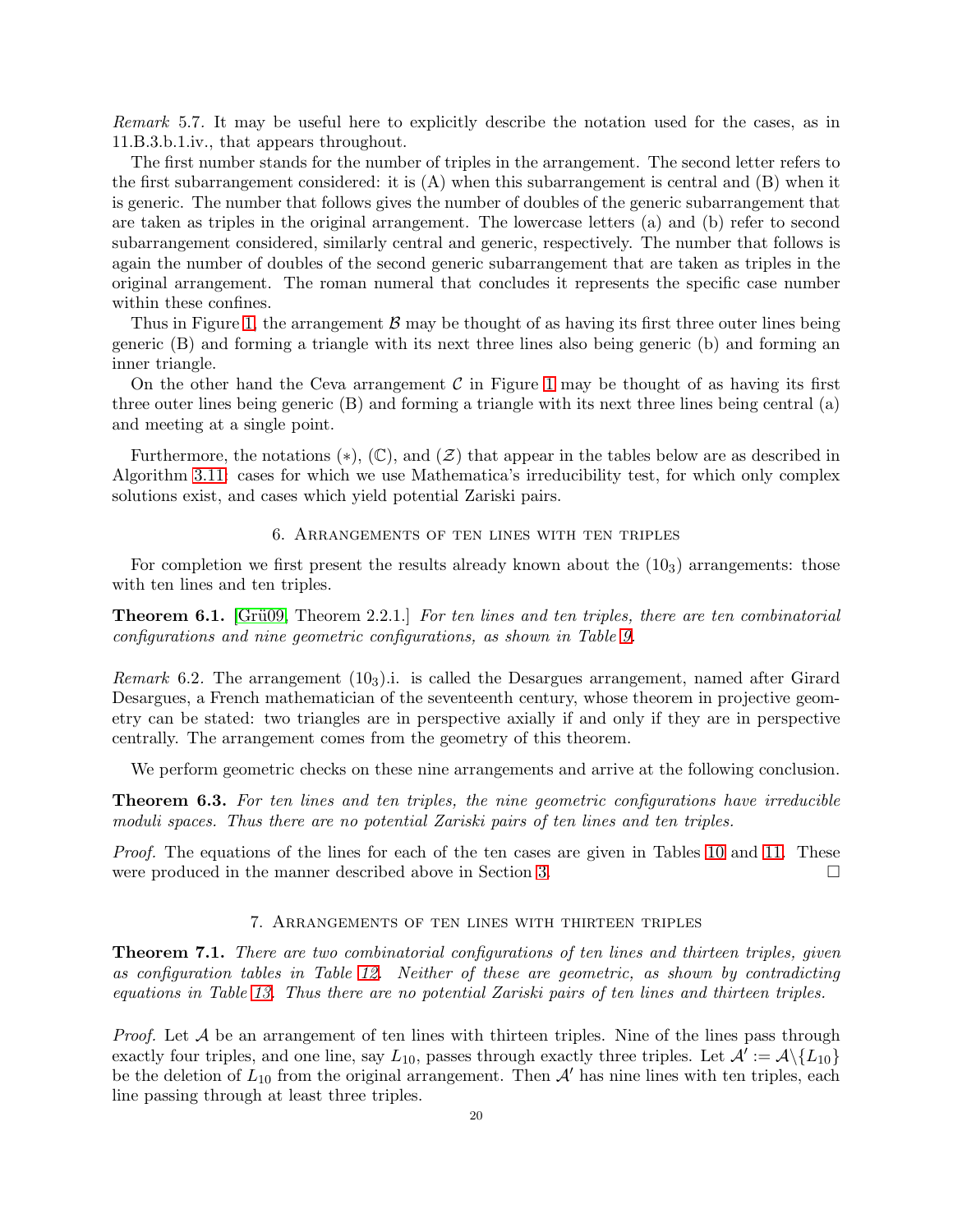*Remark* 5.7. It may be useful here to explicitly describe the notation used for the cases, as in 11.B.3.b.1.iv., that appears throughout.

The first number stands for the number of triples in the arrangement. The second letter refers to the first subarrangement considered: it is (A) when this subarrangement is central and (B) when it is generic. The number that follows gives the number of doubles of the generic subarrangement that are taken as triples in the original arrangement. The lowercase letters (a) and (b) refer to second subarrangement considered, similarly central and generic, respectively. The number that follows is again the number of doubles of the second generic subarrangement that are taken as triples in the original arrangement. The roman numeral that concludes it represents the specific case number within these confines.

Thus in Figure 1, the arrangement $\mathcal{B}$ may be thought of as having its first three outer lines being generic (B) and forming a triangle with its next three lines also being generic (b) and forming an inner triangle.

On the other hand the Ceva arrangement $\mathcal{C}$ in Figure 1 may be thought of as having its first three outer lines being generic (B) and forming a triangle with its next three lines being central (a) and meeting at a single point.

Furthermore, the notations $(*)$, $(\mathbb{C})$, and $(\mathcal{Z})$ that appear in the tables below are as described in Algorithm 3.11: cases for which we use Mathematica's irreducibility test, for which only complex solutions exist, and cases which yield potential Zariski pairs.

## 6. Arrangements of ten lines with ten triples

For completion we first present the results already known about the $(10_3)$ arrangements: those with ten lines and ten triples.

**Theorem 6.1.** [Grü09, Theorem 2.2.1.] *For ten lines and ten triples, there are ten combinatorial configurations and nine geometric configurations, as shown in Table 9.*

*Remark* 6.2. The arrangement $(10_3)$.i. is called the Desargues arrangement, named after Girard Desargues, a French mathematician of the seventeenth century, whose theorem in projective geometry can be stated: two triangles are in perspective axially if and only if they are in perspective centrally. The arrangement comes from the geometry of this theorem.

We perform geometric checks on these nine arrangements and arrive at the following conclusion.

**Theorem 6.3.** *For ten lines and ten triples, the nine geometric configurations have irreducible moduli spaces. Thus there are no potential Zariski pairs of ten lines and ten triples.*

*Proof.* The equations of the lines for each of the ten cases are given in Tables 10 and 11. These were produced in the manner described above in Section 3. □

## 7. Arrangements of ten lines with thirteen triples

**Theorem 7.1.** *There are two combinatorial configurations of ten lines and thirteen triples, given as configuration tables in Table 12. Neither of these are geometric, as shown by contradicting equations in Table 13. Thus there are no potential Zariski pairs of ten lines and thirteen triples.*

*Proof.* Let $\mathcal{A}$ be an arrangement of ten lines with thirteen triples. Nine of the lines pass through exactly four triples, and one line, say $L_{10}$, passes through exactly three triples. Let $\mathcal{A}' := \mathcal{A} \backslash \{L_{10}\}$ be the deletion of $L_{10}$ from the original arrangement. Then $\mathcal{A}'$ has nine lines with ten triples, each line passing through at least three triples.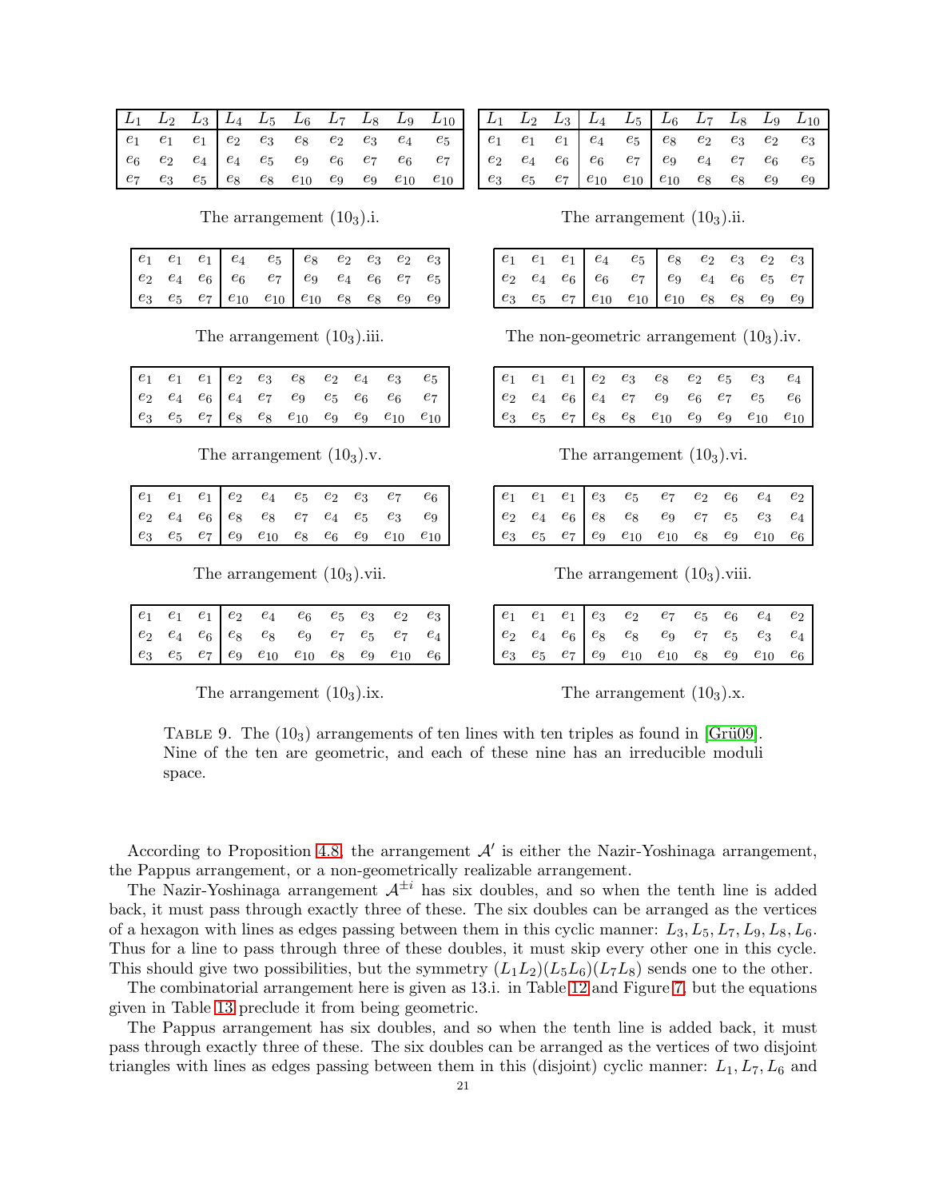| $L_1$ | $L_2$ | $L_3$ | $L_4$ | $L_5$ | $L_6$ | $L_7$ | $L_8$ | $L_9$ | $L_{10}$ |
|---|---|---|---|---|---|---|---|---|---|
| $e_1$ | $e_1$ | $e_1$ | $e_2$ | $e_3$ | $e_8$ | $e_2$ | $e_3$ | $e_4$ | $e_5$ |
| $e_6$ | $e_2$ | $e_4$ | $e_4$ | $e_5$ | $e_9$ | $e_6$ | $e_7$ | $e_6$ | $e_7$ |
| $e_7$ | $e_3$ | $e_5$ | $e_8$ | $e_8$ | $e_{10}$ | $e_9$ | $e_9$ | $e_{10}$ | $e_{10}$ |

The arrangement $(10_3)$.i.

| $L_1$ | $L_2$ | $L_3$ | $L_4$ | $L_5$ | $L_6$ | $L_7$ | $L_8$ | $L_9$ | $L_{10}$ |
|---|---|---|---|---|---|---|---|---|---|
| $e_1$ | $e_1$ | $e_1$ | $e_4$ | $e_5$ | $e_8$ | $e_2$ | $e_3$ | $e_2$ | $e_3$ |
| $e_2$ | $e_4$ | $e_6$ | $e_6$ | $e_7$ | $e_9$ | $e_4$ | $e_7$ | $e_6$ | $e_5$ |
| $e_3$ | $e_5$ | $e_7$ | $e_{10}$ | $e_{10}$ | $e_{10}$ | $e_8$ | $e_8$ | $e_9$ | $e_9$ |

The arrangement $(10_3)$.ii.

| | | | | | | | | | |
|---|---|---|---|---|---|---|---|---|---|
| $e_1$ | $e_1$ | $e_1$ | $e_4$ | $e_5$ | $e_8$ | $e_2$ | $e_3$ | $e_2$ | $e_3$ |
| $e_2$ | $e_4$ | $e_6$ | $e_6$ | $e_7$ | $e_9$ | $e_4$ | $e_6$ | $e_7$ | $e_5$ |
| $e_3$ | $e_5$ | $e_7$ | $e_{10}$ | $e_{10}$ | $e_{10}$ | $e_8$ | $e_8$ | $e_9$ | $e_9$ |

The arrangement $(10_3)$.iii.

| | | | | | | | | | |
|---|---|---|---|---|---|---|---|---|---|
| $e_1$ | $e_1$ | $e_1$ | $e_4$ | $e_5$ | $e_8$ | $e_2$ | $e_3$ | $e_2$ | $e_3$ |
| $e_2$ | $e_4$ | $e_6$ | $e_6$ | $e_7$ | $e_9$ | $e_4$ | $e_6$ | $e_5$ | $e_7$ |
| $e_3$ | $e_5$ | $e_7$ | $e_{10}$ | $e_{10}$ | $e_{10}$ | $e_8$ | $e_8$ | $e_9$ | $e_9$ |

The non-geometric arrangement $(10_3)$.iv.

| | | | | | | | | | |
|---|---|---|---|---|---|---|---|---|---|
| $e_1$ | $e_1$ | $e_1$ | $e_2$ | $e_3$ | $e_8$ | $e_2$ | $e_4$ | $e_3$ | $e_5$ |
| $e_2$ | $e_4$ | $e_6$ | $e_4$ | $e_7$ | $e_9$ | $e_5$ | $e_6$ | $e_6$ | $e_7$ |
| $e_3$ | $e_5$ | $e_7$ | $e_8$ | $e_8$ | $e_{10}$ | $e_9$ | $e_9$ | $e_{10}$ | $e_{10}$ |

The arrangement $(10_3)$.v.

| | | | | | | | | | |
|---|---|---|---|---|---|---|---|---|---|
| $e_1$ | $e_1$ | $e_1$ | $e_2$ | $e_3$ | $e_8$ | $e_2$ | $e_5$ | $e_3$ | $e_4$ |
| $e_2$ | $e_4$ | $e_6$ | $e_4$ | $e_7$ | $e_9$ | $e_6$ | $e_7$ | $e_5$ | $e_6$ |
| $e_3$ | $e_5$ | $e_7$ | $e_8$ | $e_8$ | $e_{10}$ | $e_9$ | $e_9$ | $e_{10}$ | $e_{10}$ |

The arrangement $(10_3)$.vi.

| | | | | | | | | | |
|---|---|---|---|---|---|---|---|---|---|
| $e_1$ | $e_1$ | $e_1$ | $e_2$ | $e_4$ | $e_5$ | $e_2$ | $e_3$ | $e_7$ | $e_6$ |
| $e_2$ | $e_4$ | $e_6$ | $e_8$ | $e_8$ | $e_7$ | $e_4$ | $e_5$ | $e_3$ | $e_9$ |
| $e_3$ | $e_5$ | $e_7$ | $e_9$ | $e_{10}$ | $e_8$ | $e_6$ | $e_9$ | $e_{10}$ | $e_{10}$ |

The arrangement $(10_3)$.vii.

| | | | | | | | | | |
|---|---|---|---|---|---|---|---|---|---|
| $e_1$ | $e_1$ | $e_1$ | $e_3$ | $e_5$ | $e_7$ | $e_2$ | $e_6$ | $e_4$ | $e_2$ |
| $e_2$ | $e_4$ | $e_6$ | $e_8$ | $e_8$ | $e_9$ | $e_7$ | $e_5$ | $e_3$ | $e_4$ |
| $e_3$ | $e_5$ | $e_7$ | $e_9$ | $e_{10}$ | $e_{10}$ | $e_8$ | $e_9$ | $e_{10}$ | $e_6$ |

The arrangement $(10_3)$.viii.

| | | | | | | | | | |
|---|---|---|---|---|---|---|---|---|---|
| $e_1$ | $e_1$ | $e_1$ | $e_2$ | $e_4$ | $e_6$ | $e_5$ | $e_3$ | $e_2$ | $e_3$ |
| $e_2$ | $e_4$ | $e_6$ | $e_8$ | $e_8$ | $e_9$ | $e_7$ | $e_5$ | $e_7$ | $e_4$ |
| $e_3$ | $e_5$ | $e_7$ | $e_9$ | $e_{10}$ | $e_{10}$ | $e_8$ | $e_9$ | $e_{10}$ | $e_6$ |

The arrangement $(10_3)$.ix.

| | | | | | | | | | |
|---|---|---|---|---|---|---|---|---|---|
| $e_1$ | $e_1$ | $e_1$ | $e_3$ | $e_2$ | $e_7$ | $e_5$ | $e_6$ | $e_4$ | $e_2$ |
| $e_2$ | $e_4$ | $e_6$ | $e_8$ | $e_8$ | $e_9$ | $e_7$ | $e_5$ | $e_3$ | $e_4$ |
| $e_3$ | $e_5$ | $e_7$ | $e_9$ | $e_{10}$ | $e_{10}$ | $e_8$ | $e_9$ | $e_{10}$ | $e_6$ |

The arrangement $(10_3)$.x.

Table 9. The $(10_3)$ arrangements of ten lines with ten triples as found in [Grü09]. Nine of the ten are geometric, and each of these nine has an irreducible moduli space.

According to Proposition 4.8, the arrangement $\mathcal{A}'$ is either the Nazir-Yoshinaga arrangement, the Pappus arrangement, or a non-geometrically realizable arrangement.

The Nazir-Yoshinaga arrangement $\mathcal{A}^{\pm i}$ has six doubles, and so when the tenth line is added back, it must pass through exactly three of these. The six doubles can be arranged as the vertices of a hexagon with lines as edges passing between them in this cyclic manner: $L_3, L_5, L_7, L_9, L_8, L_6$. Thus for a line to pass through three of these doubles, it must skip every other one in this cycle. This should give two possibilities, but the symmetry $(L_1L_2)(L_5L_6)(L_7L_8)$ sends one to the other.

The combinatorial arrangement here is given as 13.i. in Table 12 and Figure 7, but the equations given in Table 13 preclude it from being geometric.

The Pappus arrangement has six doubles, and so when the tenth line is added back, it must pass through exactly three of these. The six doubles can be arranged as the vertices of two disjoint triangles with lines as edges passing between them in this (disjoint) cyclic manner: $L_1, L_7, L_6$ and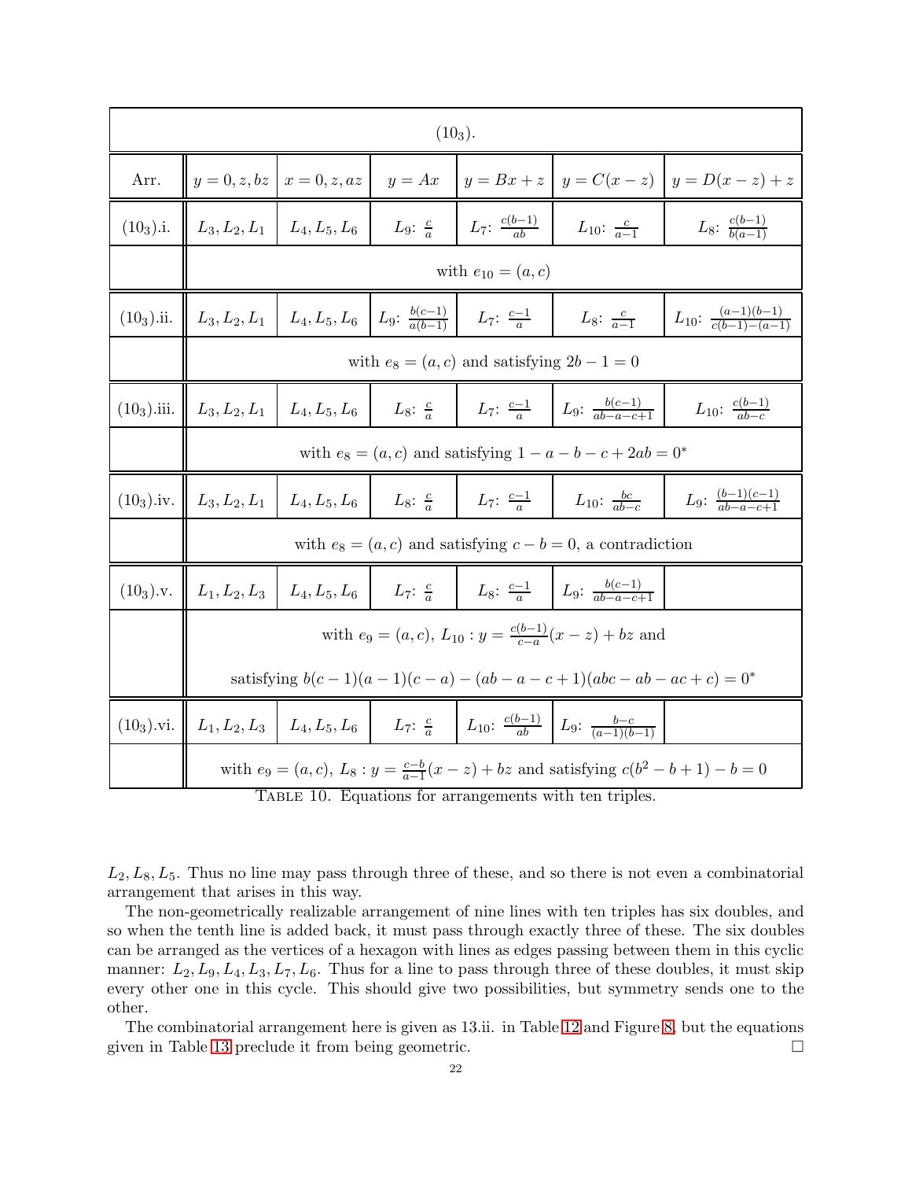| $(10_3)$. | | | | | | |
|---|---|---|---|---|---|---|
| Arr. | $y=0,z,bz$ | $x=0,z,az$ | $y=Ax$ | $y=Bx+z$ | $y=C(x-z)$ | $y=D(x-z)+z$ |
| $(10_3)$.i. | $L_3,L_2,L_1$ | $L_4,L_5,L_6$ | $L_9$: $\frac{c}{a}$ | $L_7$: $\frac{c(b-1)}{ab}$ | $L_{10}$: $\frac{c}{a-1}$ | $L_8$: $\frac{c(b-1)}{b(a-1)}$ |
| | with $e_{10}=(a,c)$ | | | | | |
| $(10_3)$.ii. | $L_3,L_2,L_1$ | $L_4,L_5,L_6$ | $L_9$: $\frac{b(c-1)}{a(b-1)}$ | $L_7$: $\frac{c-1}{a}$ | $L_8$: $\frac{c}{a-1}$ | $L_{10}$: $\frac{(a-1)(b-1)}{c(b-1)-(a-1)}$ |
| | with $e_8=(a,c)$ and satisfying $2b-1=0$ | | | | | |
| $(10_3)$.iii. | $L_3,L_2,L_1$ | $L_4,L_5,L_6$ | $L_8$: $\frac{c}{a}$ | $L_7$: $\frac{c-1}{a}$ | $L_9$: $\frac{b(c-1)}{ab-a-c+1}$ | $L_{10}$: $\frac{c(b-1)}{ab-c}$ |
| | with $e_8=(a,c)$ and satisfying $1-a-b-c+2ab=0^*$ | | | | | |
| $(10_3)$.iv. | $L_3,L_2,L_1$ | $L_4,L_5,L_6$ | $L_8$: $\frac{c}{a}$ | $L_7$: $\frac{c-1}{a}$ | $L_{10}$: $\frac{bc}{ab-c}$ | $L_9$: $\frac{(b-1)(c-1)}{ab-a-c+1}$ |
| | with $e_8=(a,c)$ and satisfying $c-b=0$, a contradiction | | | | | |
| $(10_3)$.v. | $L_1,L_2,L_3$ | $L_4,L_5,L_6$ | $L_7$: $\frac{c}{a}$ | $L_8$: $\frac{c-1}{a}$ | $L_9$: $\frac{b(c-1)}{ab-a-c+1}$ | |
| | with $e_9=(a,c)$, $L_{10}: y=\frac{c(b-1)}{c-a}(x-z)+bz$ and satisfying $b(c-1)(a-1)(c-a)-(ab-a-c+1)(abc-ab-ac+c)=0^*$ | | | | | |
| $(10_3)$.vi. | $L_1,L_2,L_3$ | $L_4,L_5,L_6$ | $L_7$: $\frac{c}{a}$ | $L_{10}$: $\frac{c(b-1)}{ab}$ | $L_9$: $\frac{b-c}{(a-1)(b-1)}$ | |
| | with $e_9=(a,c)$, $L_8: y=\frac{c-b}{a-1}(x-z)+bz$ and satisfying $c(b^2-b+1)-b=0$ | | | | | |

TABLE 10. Equations for arrangements with ten triples.

$L_2, L_8, L_5$. Thus no line may pass through three of these, and so there is not even a combinatorial arrangement that arises in this way.

The non-geometrically realizable arrangement of nine lines with ten triples has six doubles, and so when the tenth line is added back, it must pass through exactly three of these. The six doubles can be arranged as the vertices of a hexagon with lines as edges passing between them in this cyclic manner: $L_2, L_9, L_4, L_3, L_7, L_6$. Thus for a line to pass through three of these doubles, it must skip every other one in this cycle. This should give two possibilities, but symmetry sends one to the other.

The combinatorial arrangement here is given as 13.ii. in Table 12 and Figure 8, but the equations given in Table 13 preclude it from being geometric. □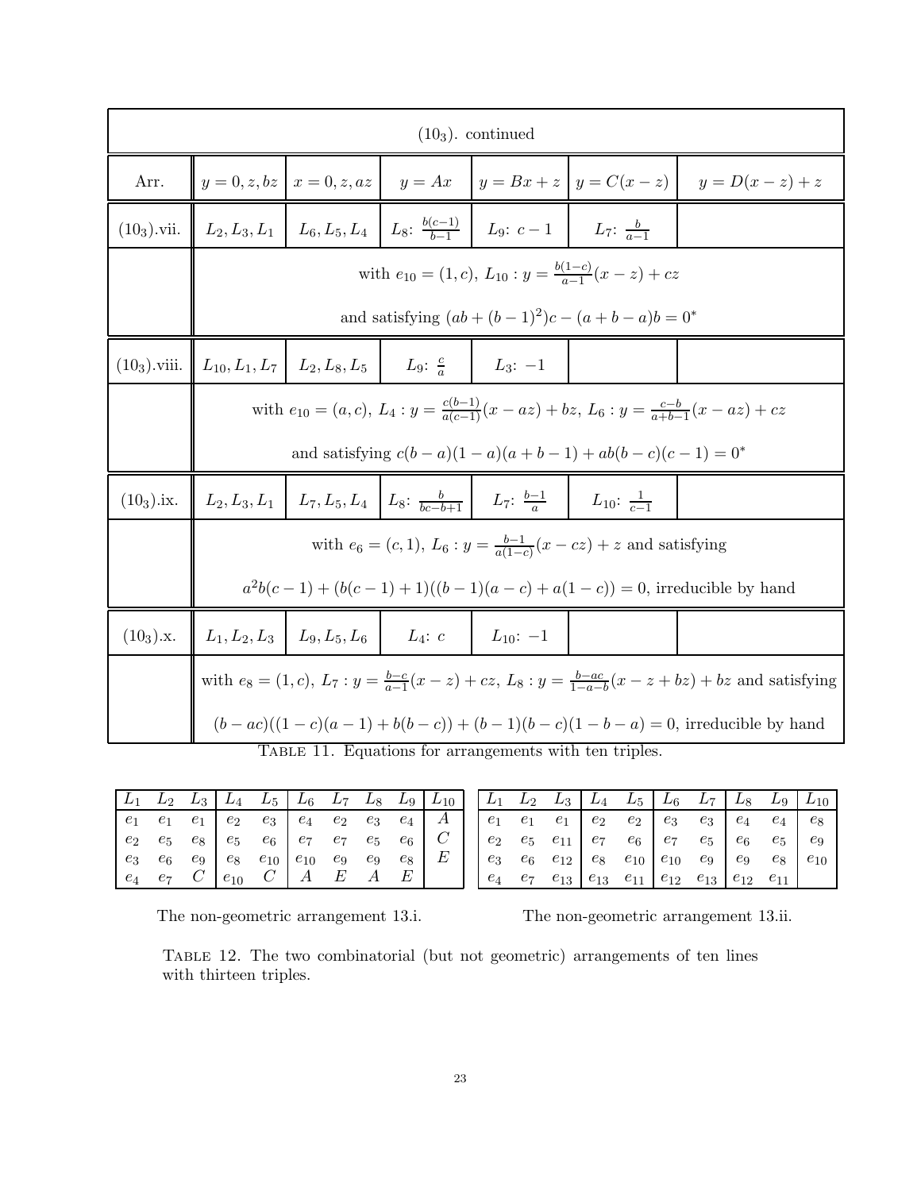| $(10_3)$. continued | | | | | | |
|---|---|---|---|---|---|---|
| Arr. | $y=0,z,bz$ | $x=0,z,az$ | $y=Ax$ | $y=Bx+z$ | $y=C(x-z)$ | $y=D(x-z)+z$ |
| $(10_3)$.vii. | $L_2,L_3,L_1$ | $L_6,L_5,L_4$ | $L_8$: $\frac{b(c-1)}{b-1}$ | $L_9$: $c-1$ | $L_7$: $\frac{b}{a-1}$ | |
| | with $e_{10}=(1,c)$, $L_{10}: y=\frac{b(1-c)}{a-1}(x-z)+cz$ and satisfying $(ab+(b-1)^2)c-(a+b-a)b=0^*$ | | | | | |
| $(10_3)$.viii. | $L_{10},L_1,L_7$ | $L_2,L_8,L_5$ | $L_9$: $\frac{c}{a}$ | $L_3$: $-1$ | | |
| | with $e_{10}=(a,c)$, $L_4: y=\frac{c(b-1)}{a(c-1)}(x-az)+bz$, $L_6: y=\frac{c-b}{a+b-1}(x-az)+cz$ and satisfying $c(b-a)(1-a)(a+b-1)+ab(b-c)(c-1)=0^*$ | | | | | |
| $(10_3)$.ix. | $L_2,L_3,L_1$ | $L_7,L_5,L_4$ | $L_8$: $\frac{b}{bc-b+1}$ | $L_7$: $\frac{b-1}{a}$ | $L_{10}$: $\frac{1}{c-1}$ | |
| | with $e_6=(c,1)$, $L_6: y=\frac{b-1}{a(1-c)}(x-cz)+z$ and satisfying $a^2b(c-1)+(b(c-1)+1)((b-1)(a-c)+a(1-c))=0$, irreducible by hand | | | | | |
| $(10_3)$.x. | $L_1,L_2,L_3$ | $L_9,L_5,L_6$ | $L_4$: $c$ | $L_{10}$: $-1$ | | |
| | with $e_8=(1,c)$, $L_7: y=\frac{b-c}{a-1}(x-z)+cz$, $L_8: y=\frac{b-ac}{1-a-b}(x-z+bz)+bz$ and satisfying $(b-ac)((1-c)(a-1)+b(b-c))+(b-1)(b-c)(1-b-a)=0$, irreducible by hand | | | | | |

Table 11. Equations for arrangements with ten triples.

| $L_1$ | $L_2$ | $L_3$ | $L_4$ | $L_5$ | $L_6$ | $L_7$ | $L_8$ | $L_9$ | $L_{10}$ |
|---|---|---|---|---|---|---|---|---|---|
| $e_1$ | $e_1$ | $e_1$ | $e_2$ | $e_3$ | $e_4$ | $e_2$ | $e_3$ | $e_4$ | $A$ |
| $e_2$ | $e_5$ | $e_8$ | $e_5$ | $e_6$ | $e_7$ | $e_7$ | $e_5$ | $e_6$ | $C$ |
| $e_3$ | $e_6$ | $e_9$ | $e_8$ | $e_{10}$ | $e_{10}$ | $e_9$ | $e_9$ | $e_8$ | $E$ |
| $e_4$ | $e_7$ | $C$ | $e_{10}$ | $C$ | $A$ | $E$ | $A$ | $E$ | |

The non-geometric arrangement 13.i.

| $L_1$ | $L_2$ | $L_3$ | $L_4$ | $L_5$ | $L_6$ | $L_7$ | $L_8$ | $L_9$ | $L_{10}$ |
|---|---|---|---|---|---|---|---|---|---|
| $e_1$ | $e_1$ | $e_1$ | $e_2$ | $e_2$ | $e_3$ | $e_3$ | $e_4$ | $e_4$ | $e_8$ |
| $e_2$ | $e_5$ | $e_{11}$ | $e_7$ | $e_6$ | $e_7$ | $e_5$ | $e_6$ | $e_5$ | $e_9$ |
| $e_3$ | $e_6$ | $e_{12}$ | $e_8$ | $e_{10}$ | $e_{10}$ | $e_9$ | $e_9$ | $e_8$ | $e_{10}$ |
| $e_4$ | $e_7$ | $e_{13}$ | $e_{13}$ | $e_{11}$ | $e_{12}$ | $e_{13}$ | $e_{12}$ | $e_{11}$ | |

The non-geometric arrangement 13.ii.

Table 12. The two combinatorial (but not geometric) arrangements of ten lines with thirteen triples.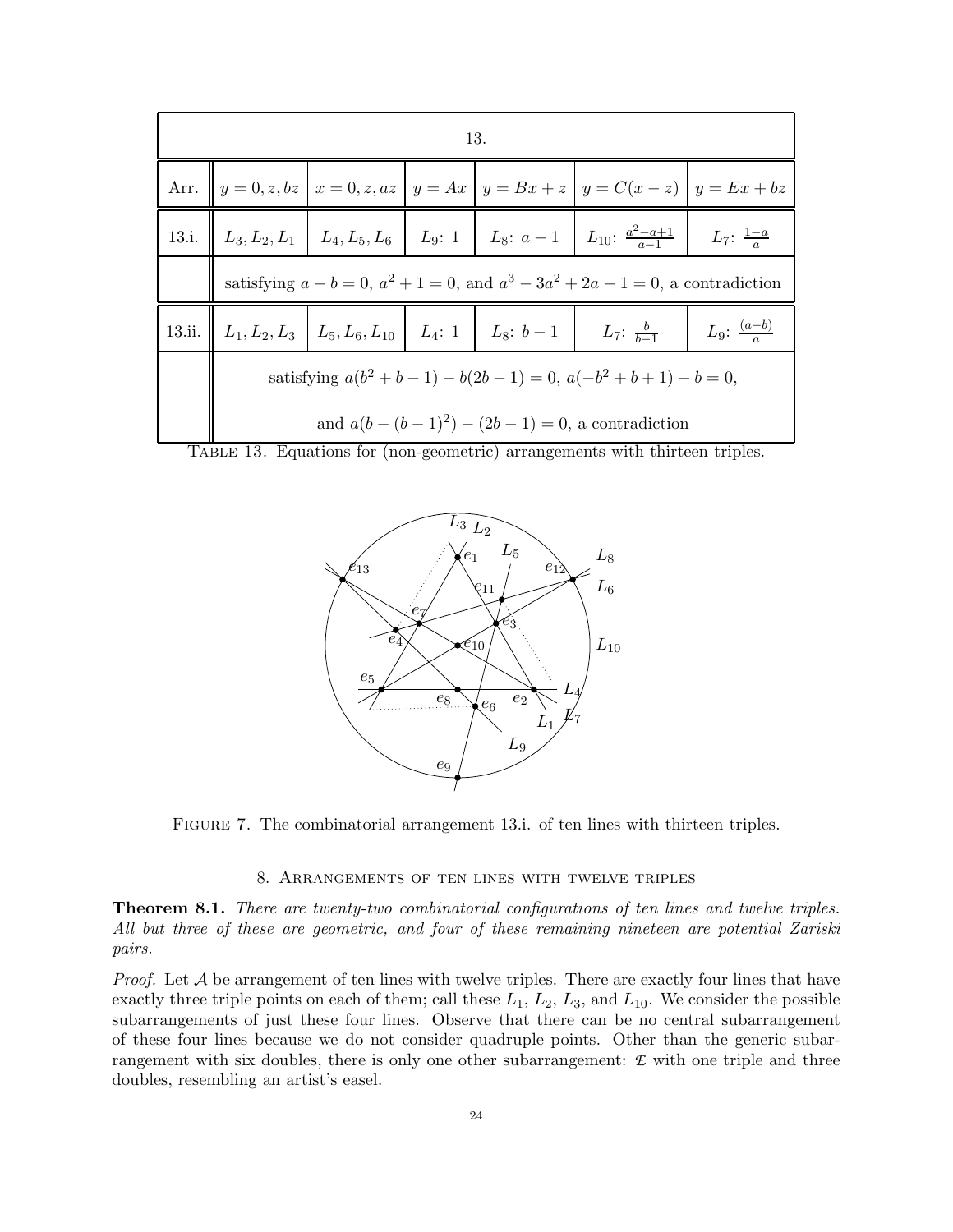| 13. | | | | | | |
|---|---|---|---|---|---|---|
| Arr. | $y = 0, z, bz$ | $x = 0, z, az$ | $y = Ax$ | $y = Bx + z$ | $y = C(x - z)$ | $y = Ex + bz$ |
| 13.i. | $L_3, L_2, L_1$ | $L_4, L_5, L_6$ | $L_9$: 1 | $L_8$: $a - 1$ | $L_{10}$: $\frac{a^2-a+1}{a-1}$ | $L_7$: $\frac{1-a}{a}$ |
| | satisfying $a - b = 0$, $a^2 + 1 = 0$, and $a^3 - 3a^2 + 2a - 1 = 0$, a contradiction | | | | | |
| 13.ii. | $L_1, L_2, L_3$ | $L_5, L_6, L_{10}$ | $L_4$: 1 | $L_8$: $b - 1$ | $L_7$: $\frac{b}{b-1}$ | $L_9$: $\frac{(a-b)}{a}$ |
| | satisfying $a(b^2 + b - 1) - b(2b - 1) = 0$, $a(-b^2 + b + 1) - b = 0$, and $a(b - (b-1)^2) - (2b - 1) = 0$, a contradiction | | | | | |

Table 13. Equations for (non-geometric) arrangements with thirteen triples.

Figure 7. The combinatorial arrangement 13.i. of ten lines with thirteen triples.

## 8. Arrangements of ten lines with twelve triples

**Theorem 8.1.** *There are twenty-two combinatorial configurations of ten lines and twelve triples. All but three of these are geometric, and four of these remaining nineteen are potential Zariski pairs.*

*Proof.* Let $\mathcal{A}$ be arrangement of ten lines with twelve triples. There are exactly four lines that have exactly three triple points on each of them; call these $L_1$, $L_2$, $L_3$, and $L_{10}$. We consider the possible subarrangements of just these four lines. Observe that there can be no central subarrangement of these four lines because we do not consider quadruple points. Other than the generic subarrangement with six doubles, there is only one other subarrangement: $\mathcal{E}$ with one triple and three doubles, resembling an artist's easel.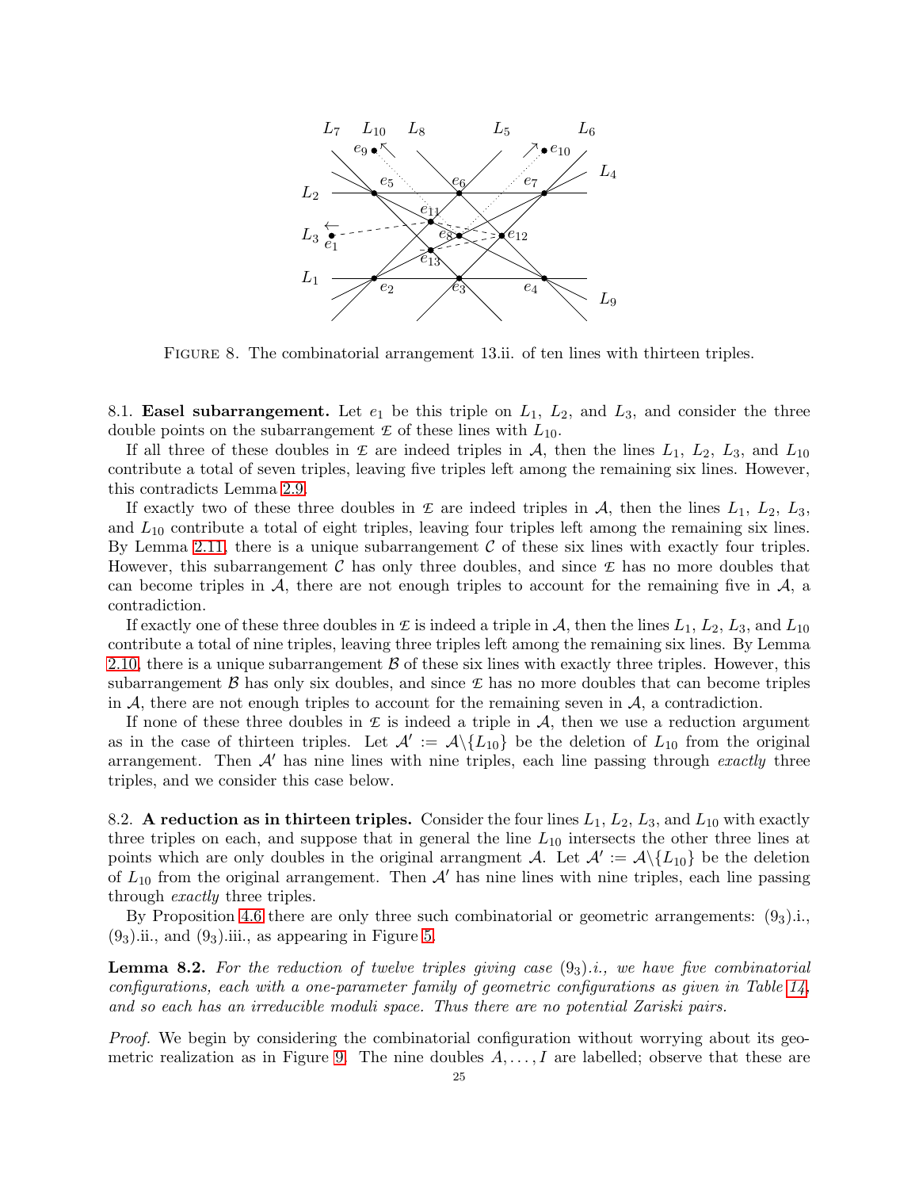FIGURE 8. The combinatorial arrangement 13.ii. of ten lines with thirteen triples.

8.1. **Easel subarrangement.** Let $e_1$ be this triple on $L_1$, $L_2$, and $L_3$, and consider the three double points on the subarrangement $\mathcal{E}$ of these lines with $L_{10}$.

If all three of these doubles in $\mathcal{E}$ are indeed triples in $\mathcal{A}$, then the lines $L_1$, $L_2$, $L_3$, and $L_{10}$ contribute a total of seven triples, leaving five triples left among the remaining six lines. However, this contradicts Lemma 2.9.

If exactly two of these three doubles in $\mathcal{E}$ are indeed triples in $\mathcal{A}$, then the lines $L_1$, $L_2$, $L_3$, and $L_{10}$ contribute a total of eight triples, leaving four triples left among the remaining six lines. By Lemma 2.11, there is a unique subarrangement $\mathcal{C}$ of these six lines with exactly four triples. However, this subarrangement $\mathcal{C}$ has only three doubles, and since $\mathcal{E}$ has no more doubles that can become triples in $\mathcal{A}$, there are not enough triples to account for the remaining five in $\mathcal{A}$, a contradiction.

If exactly one of these three doubles in $\mathcal{E}$ is indeed a triple in $\mathcal{A}$, then the lines $L_1$, $L_2$, $L_3$, and $L_{10}$ contribute a total of nine triples, leaving three triples left among the remaining six lines. By Lemma 2.10, there is a unique subarrangement $\mathcal{B}$ of these six lines with exactly three triples. However, this subarrangement $\mathcal{B}$ has only six doubles, and since $\mathcal{E}$ has no more doubles that can become triples in $\mathcal{A}$, there are not enough triples to account for the remaining seven in $\mathcal{A}$, a contradiction.

If none of these three doubles in $\mathcal{E}$ is indeed a triple in $\mathcal{A}$, then we use a reduction argument as in the case of thirteen triples. Let $\mathcal{A}' := \mathcal{A}\backslash\{L_{10}\}$ be the deletion of $L_{10}$ from the original arrangement. Then $\mathcal{A}'$ has nine lines with nine triples, each line passing through *exactly* three triples, and we consider this case below.

8.2. **A reduction as in thirteen triples.** Consider the four lines $L_1$, $L_2$, $L_3$, and $L_{10}$ with exactly three triples on each, and suppose that in general the line $L_{10}$ intersects the other three lines at points which are only doubles in the original arrangment $\mathcal{A}$. Let $\mathcal{A}' := \mathcal{A}\backslash\{L_{10}\}$ be the deletion of $L_{10}$ from the original arrangement. Then $\mathcal{A}'$ has nine lines with nine triples, each line passing through *exactly* three triples.

By Proposition 4.6 there are only three such combinatorial or geometric arrangements: $(9_3)$.i., $(9_3)$.ii., and $(9_3)$.iii., as appearing in Figure 5.

**Lemma 8.2.** *For the reduction of twelve triples giving case* $(9_3)$*.i., we have five combinatorial configurations, each with a one-parameter family of geometric configurations as given in Table 14, and so each has an irreducible moduli space. Thus there are no potential Zariski pairs.*

*Proof.* We begin by considering the combinatorial configuration without worrying about its geometric realization as in Figure 9. The nine doubles $A, \ldots, I$ are labelled; observe that these are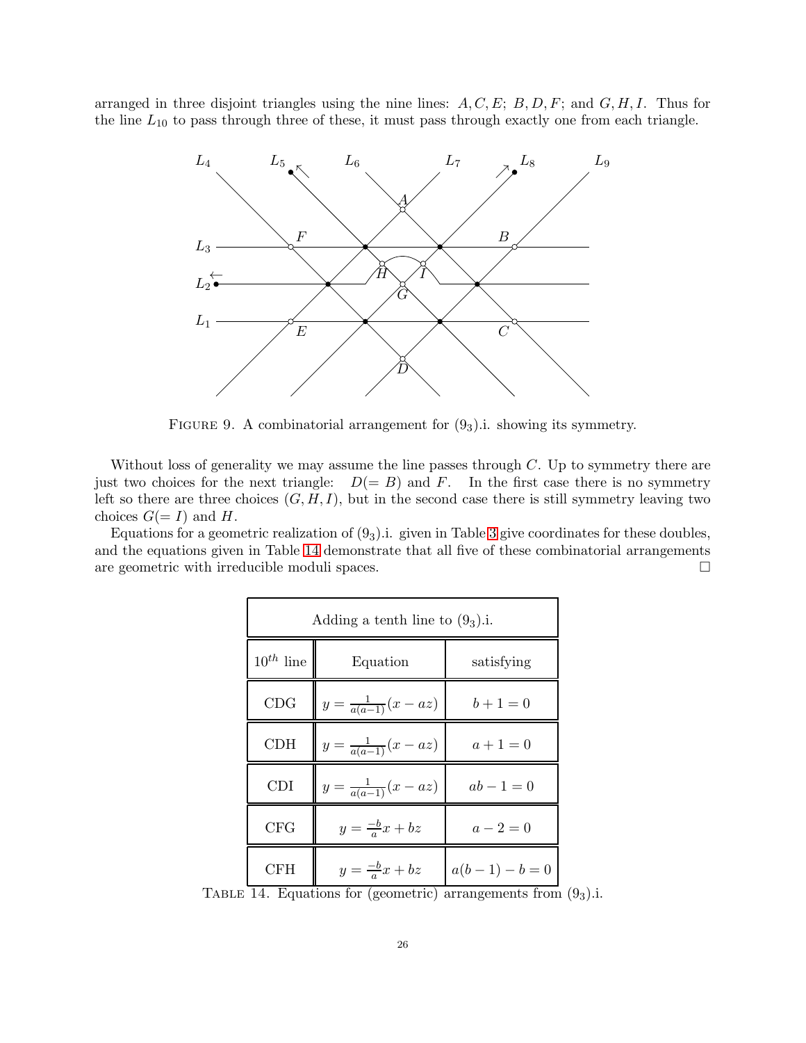arranged in three disjoint triangles using the nine lines: $A, C, E$; $B, D, F$; and $G, H, I$. Thus for the line $L_{10}$ to pass through three of these, it must pass through exactly one from each triangle.

FIGURE 9. A combinatorial arrangement for $(9_3)$.i. showing its symmetry.

Without loss of generality we may assume the line passes through $C$. Up to symmetry there are just two choices for the next triangle: $D(= B)$ and $F$. In the first case there is no symmetry left so there are three choices $(G, H, I)$, but in the second case there is still symmetry leaving two choices $G(= I)$ and $H$.

Equations for a geometric realization of $(9_3)$.i. given in Table 3 give coordinates for these doubles, and the equations given in Table 14 demonstrate that all five of these combinatorial arrangements are geometric with irreducible moduli spaces. □

| Adding a tenth line to $(9_3)$.i. | | |
|---|---|---|
| $10^{th}$ line | Equation | satisfying |
| CDG | $y = \frac{1}{a(a-1)}(x - az)$ | $b + 1 = 0$ |
| CDH | $y = \frac{1}{a(a-1)}(x - az)$ | $a + 1 = 0$ |
| CDI | $y = \frac{1}{a(a-1)}(x - az)$ | $ab - 1 = 0$ |
| CFG | $y = \frac{-b}{a}x + bz$ | $a - 2 = 0$ |
| CFH | $y = \frac{-b}{a}x + bz$ | $a(b-1) - b = 0$ |

TABLE 14. Equations for (geometric) arrangements from $(9_3)$.i.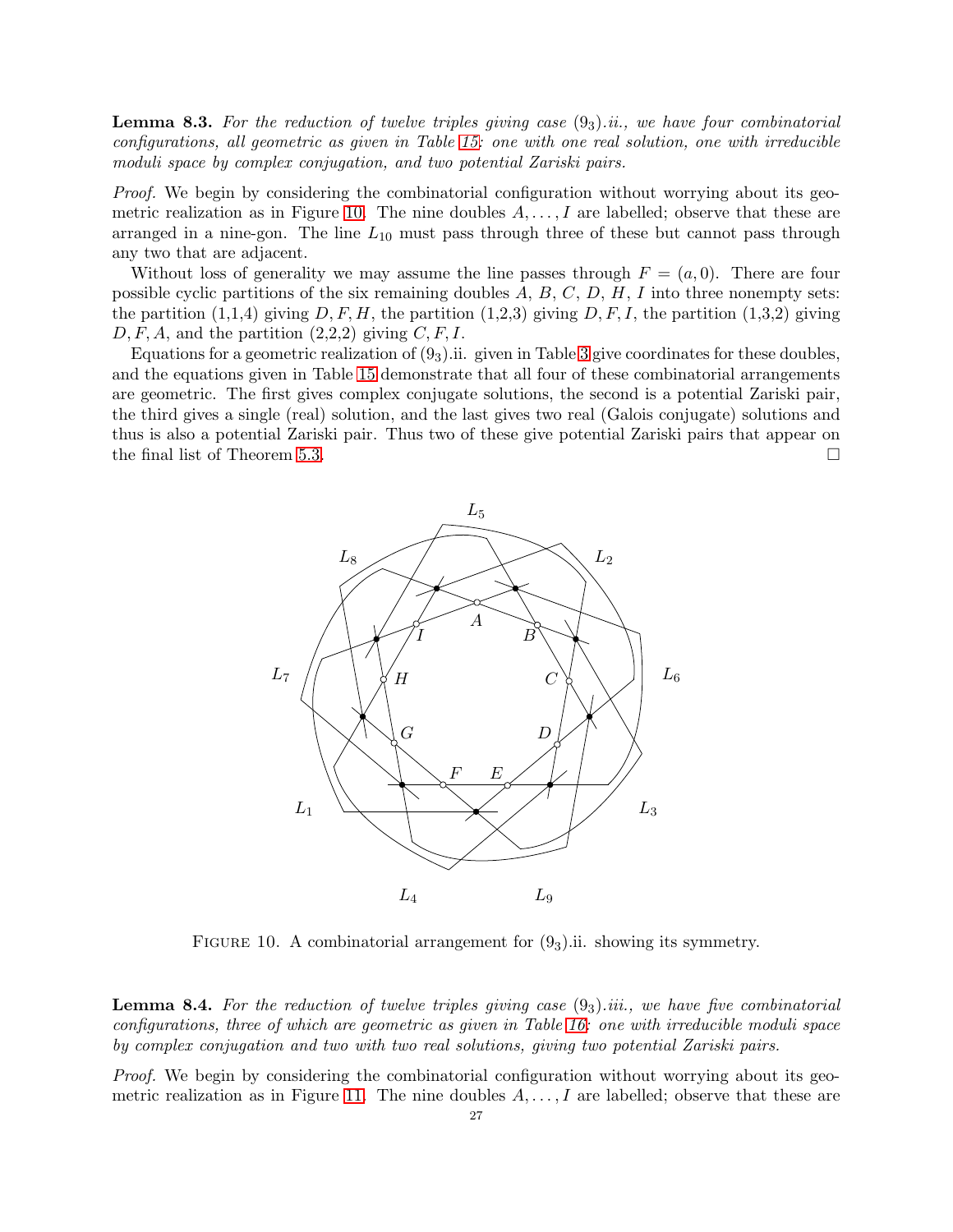**Lemma 8.3.** *For the reduction of twelve triples giving case $(9_3)$.ii., we have four combinatorial configurations, all geometric as given in Table 15: one with one real solution, one with irreducible moduli space by complex conjugation, and two potential Zariski pairs.*

*Proof.* We begin by considering the combinatorial configuration without worrying about its geometric realization as in Figure 10. The nine doubles $A, \ldots, I$ are labelled; observe that these are arranged in a nine-gon. The line $L_{10}$ must pass through three of these but cannot pass through any two that are adjacent.

Without loss of generality we may assume the line passes through $F = (a, 0)$. There are four possible cyclic partitions of the six remaining doubles $A$, $B$, $C$, $D$, $H$, $I$ into three nonempty sets: the partition (1,1,4) giving $D, F, H$, the partition (1,2,3) giving $D, F, I$, the partition (1,3,2) giving $D, F, A$, and the partition (2,2,2) giving $C, F, I$.

Equations for a geometric realization of $(9_3)$.ii. given in Table 3 give coordinates for these doubles, and the equations given in Table 15 demonstrate that all four of these combinatorial arrangements are geometric. The first gives complex conjugate solutions, the second is a potential Zariski pair, the third gives a single (real) solution, and the last gives two real (Galois conjugate) solutions and thus is also a potential Zariski pair. Thus two of these give potential Zariski pairs that appear on the final list of Theorem 5.3. □

Figure 10. A combinatorial arrangement for $(9_3)$.ii. showing its symmetry.

**Lemma 8.4.** *For the reduction of twelve triples giving case $(9_3)$.iii., we have five combinatorial configurations, three of which are geometric as given in Table 16: one with irreducible moduli space by complex conjugation and two with two real solutions, giving two potential Zariski pairs.*

*Proof.* We begin by considering the combinatorial configuration without worrying about its geometric realization as in Figure 11. The nine doubles $A, \ldots, I$ are labelled; observe that these are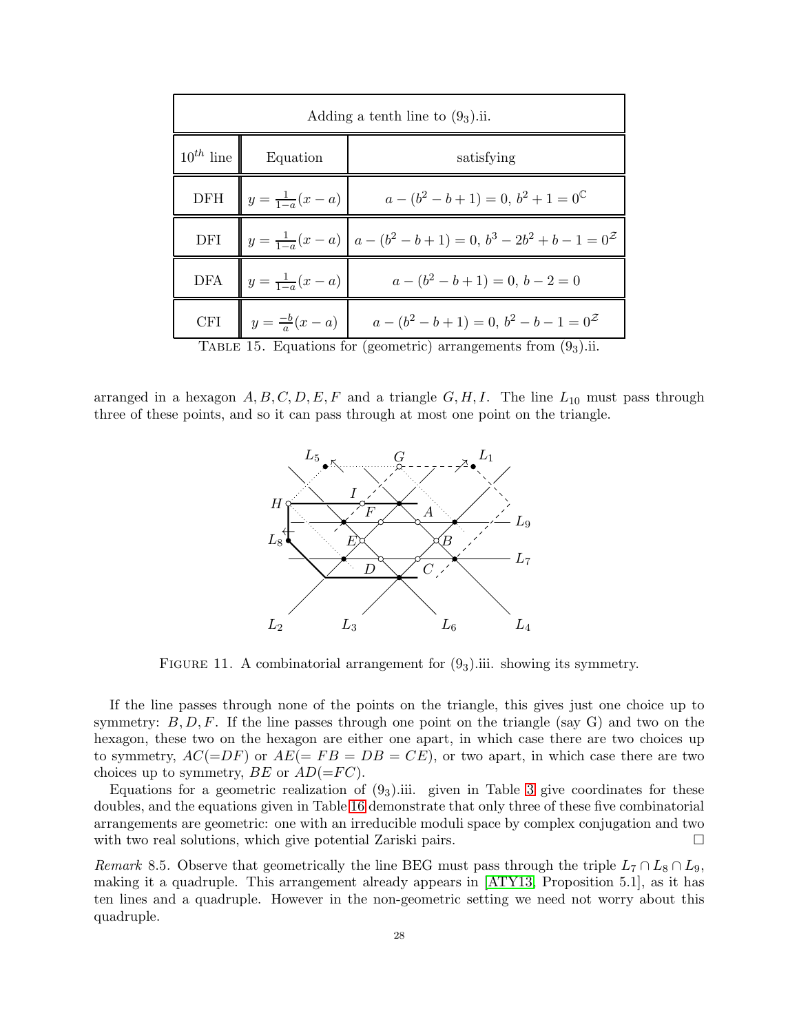| Adding a tenth line to $(9_3)$.ii. | | |
|---|---|---|
| $10^{th}$ line | Equation | satisfying |
| DFH | $y = \frac{1}{1-a}(x-a)$ | $a - (b^2 - b + 1) = 0,\ b^2 + 1 = 0^{\mathbb{C}}$ |
| DFI | $y = \frac{1}{1-a}(x-a)$ | $a - (b^2 - b + 1) = 0,\ b^3 - 2b^2 + b - 1 = 0^{\mathcal{Z}}$ |
| DFA | $y = \frac{1}{1-a}(x-a)$ | $a - (b^2 - b + 1) = 0,\ b - 2 = 0$ |
| CFI | $y = \frac{-b}{a}(x-a)$ | $a - (b^2 - b + 1) = 0,\ b^2 - b - 1 = 0^{\mathcal{Z}}$ |

TABLE 15. Equations for (geometric) arrangements from $(9_3)$.ii.

arranged in a hexagon $A, B, C, D, E, F$ and a triangle $G, H, I$. The line $L_{10}$ must pass through three of these points, and so it can pass through at most one point on the triangle.

FIGURE 11. A combinatorial arrangement for $(9_3)$.iii. showing its symmetry.

If the line passes through none of the points on the triangle, this gives just one choice up to symmetry: $B, D, F$. If the line passes through one point on the triangle (say G) and two on the hexagon, these two on the hexagon are either one apart, in which case there are two choices up to symmetry, $AC(=DF)$ or $AE(= FB = DB = CE)$, or two apart, in which case there are two choices up to symmetry, $BE$ or $AD(=FC)$.

Equations for a geometric realization of $(9_3)$.iii. given in Table 3 give coordinates for these doubles, and the equations given in Table 16 demonstrate that only three of these five combinatorial arrangements are geometric: one with an irreducible moduli space by complex conjugation and two with two real solutions, which give potential Zariski pairs. □

*Remark* 8.5. Observe that geometrically the line BEG must pass through the triple $L_7 \cap L_8 \cap L_9$, making it a quadruple. This arrangement already appears in [ATY13, Proposition 5.1], as it has ten lines and a quadruple. However in the non-geometric setting we need not worry about this quadruple.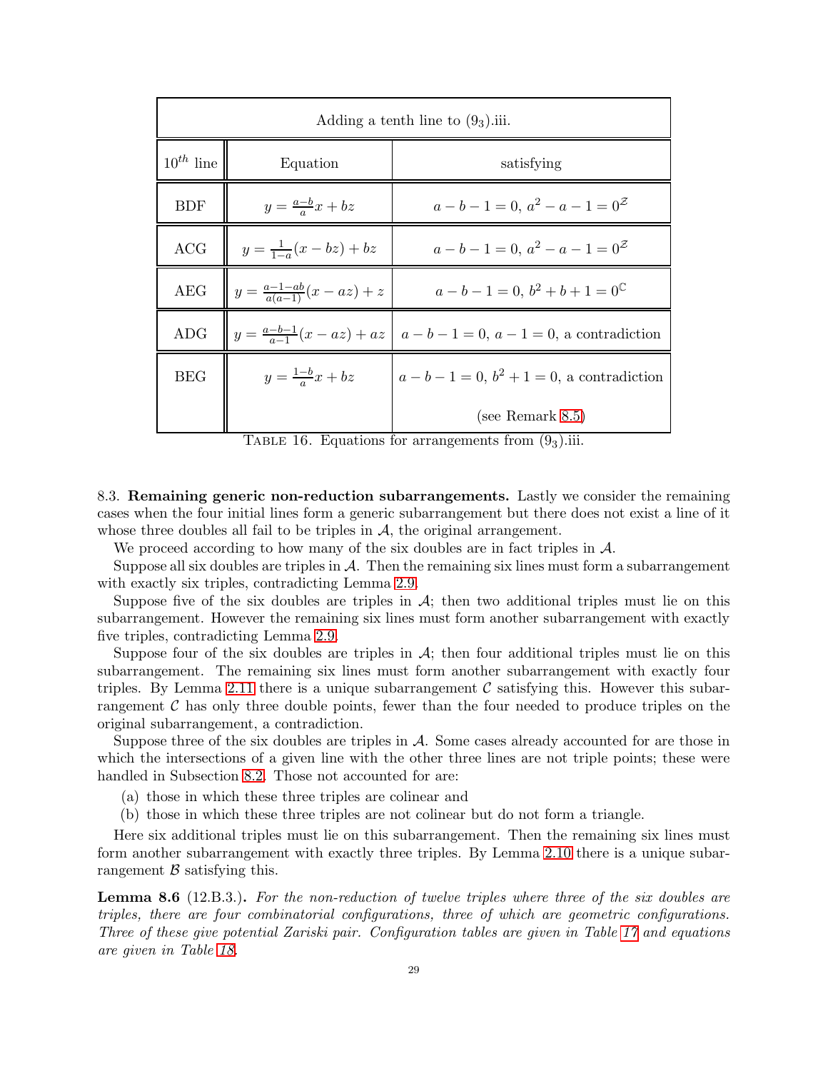| Adding a tenth line to $(9_3)$.iii. | | |
|---|---|---|
| $10^{th}$ line | Equation | satisfying |
| BDF | $y = \frac{a-b}{a}x + bz$ | $a-b-1=0,\ a^2-a-1=0^{\mathcal{Z}}$ |
| ACG | $y = \frac{1}{1-a}(x-bz) + bz$ | $a-b-1=0,\ a^2-a-1=0^{\mathcal{Z}}$ |
| AEG | $y = \frac{a-1-ab}{a(a-1)}(x-az) + z$ | $a-b-1=0,\ b^2+b+1=0^{\mathbb{C}}$ |
| ADG | $y = \frac{a-b-1}{a-1}(x-az) + az$ | $a-b-1=0,\ a-1=0$, a contradiction |
| BEG | $y = \frac{1-b}{a}x + bz$ | $a-b-1=0,\ b^2+1=0$, a contradiction (see Remark 8.5) |

TABLE 16. Equations for arrangements from $(9_3)$.iii.

8.3. **Remaining generic non-reduction subarrangements.** Lastly we consider the remaining cases when the four initial lines form a generic subarrangement but there does not exist a line of it whose three doubles all fail to be triples in $\mathcal{A}$, the original arrangement.

We proceed according to how many of the six doubles are in fact triples in $\mathcal{A}$.

Suppose all six doubles are triples in $\mathcal{A}$. Then the remaining six lines must form a subarrangement with exactly six triples, contradicting Lemma 2.9.

Suppose five of the six doubles are triples in $\mathcal{A}$; then two additional triples must lie on this subarrangement. However the remaining six lines must form another subarrangement with exactly five triples, contradicting Lemma 2.9.

Suppose four of the six doubles are triples in $\mathcal{A}$; then four additional triples must lie on this subarrangement. The remaining six lines must form another subarrangement with exactly four triples. By Lemma 2.11 there is a unique subarrangement $\mathcal{C}$ satisfying this. However this subarrangement $\mathcal{C}$ has only three double points, fewer than the four needed to produce triples on the original subarrangement, a contradiction.

Suppose three of the six doubles are triples in $\mathcal{A}$. Some cases already accounted for are those in which the intersections of a given line with the other three lines are not triple points; these were handled in Subsection 8.2. Those not accounted for are:

(a) those in which these three triples are colinear and
(b) those in which these three triples are not colinear but do not form a triangle.

Here six additional triples must lie on this subarrangement. Then the remaining six lines must form another subarrangement with exactly three triples. By Lemma 2.10 there is a unique subarrangement $\mathcal{B}$ satisfying this.

**Lemma 8.6** (12.B.3.). *For the non-reduction of twelve triples where three of the six doubles are triples, there are four combinatorial configurations, three of which are geometric configurations. Three of these give potential Zariski pair. Configuration tables are given in Table 17 and equations are given in Table 18.*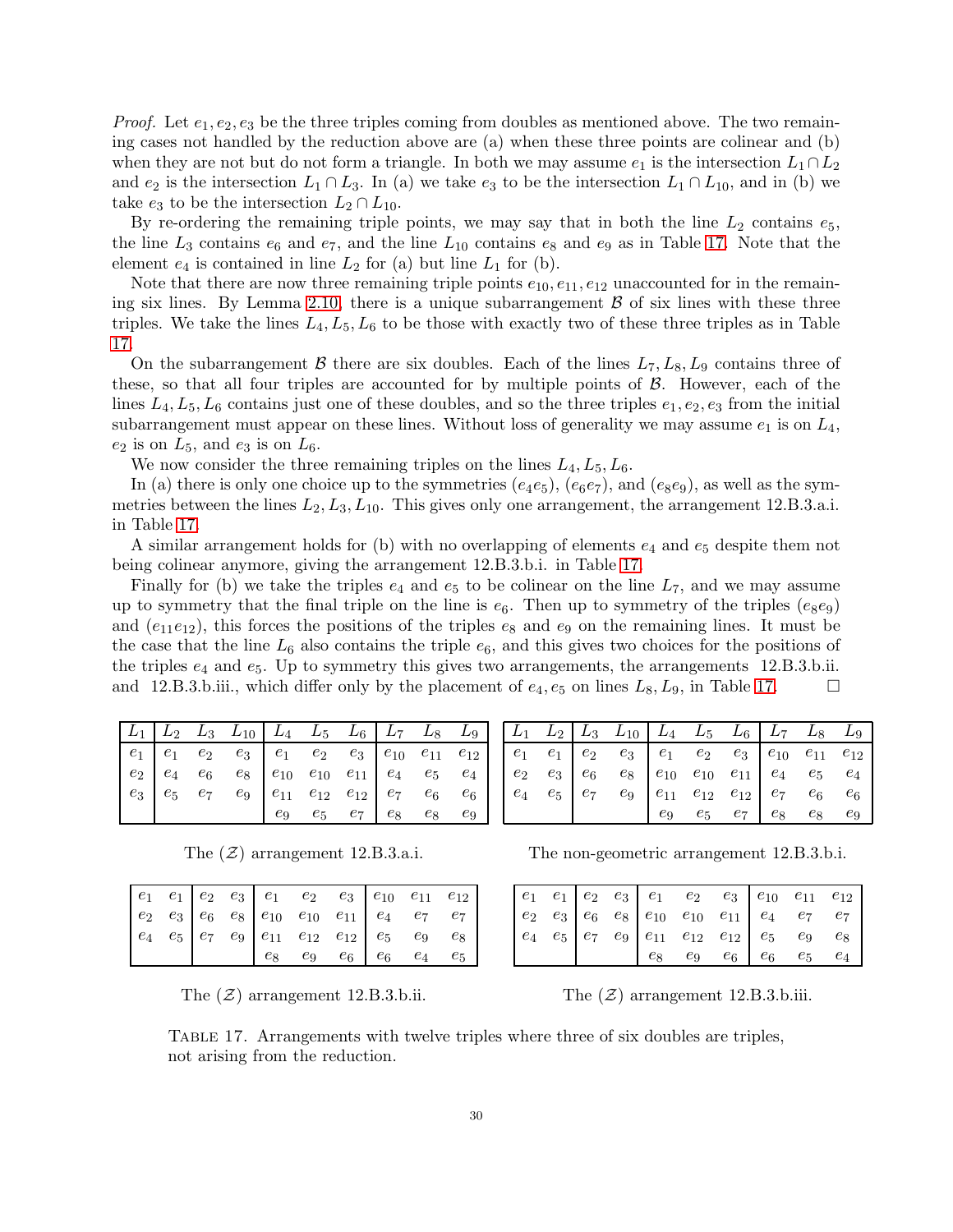*Proof.* Let $e_1, e_2, e_3$ be the three triples coming from doubles as mentioned above. The two remaining cases not handled by the reduction above are (a) when these three points are colinear and (b) when they are not but do not form a triangle. In both we may assume $e_1$ is the intersection $L_1 \cap L_2$ and $e_2$ is the intersection $L_1 \cap L_3$. In (a) we take $e_3$ to be the intersection $L_1 \cap L_{10}$, and in (b) we take $e_3$ to be the intersection $L_2 \cap L_{10}$.

By re-ordering the remaining triple points, we may say that in both the line $L_2$ contains $e_5$, the line $L_3$ contains $e_6$ and $e_7$, and the line $L_{10}$ contains $e_8$ and $e_9$ as in Table 17. Note that the element $e_4$ is contained in line $L_2$ for (a) but line $L_1$ for (b).

Note that there are now three remaining triple points $e_{10}, e_{11}, e_{12}$ unaccounted for in the remaining six lines. By Lemma 2.10, there is a unique subarrangement $\mathcal{B}$ of six lines with these three triples. We take the lines $L_4, L_5, L_6$ to be those with exactly two of these three triples as in Table 17.

On the subarrangement $\mathcal{B}$ there are six doubles. Each of the lines $L_7, L_8, L_9$ contains three of these, so that all four triples are accounted for by multiple points of $\mathcal{B}$. However, each of the lines $L_4, L_5, L_6$ contains just one of these doubles, and so the three triples $e_1, e_2, e_3$ from the initial subarrangement must appear on these lines. Without loss of generality we may assume $e_1$ is on $L_4$, $e_2$ is on $L_5$, and $e_3$ is on $L_6$.

We now consider the three remaining triples on the lines $L_4, L_5, L_6$.

In (a) there is only one choice up to the symmetries $(e_4e_5)$, $(e_6e_7)$, and $(e_8e_9)$, as well as the symmetries between the lines $L_2, L_3, L_{10}$. This gives only one arrangement, the arrangement 12.B.3.a.i. in Table 17.

A similar arrangement holds for (b) with no overlapping of elements $e_4$ and $e_5$ despite them not being colinear anymore, giving the arrangement 12.B.3.b.i. in Table 17.

Finally for (b) we take the triples $e_4$ and $e_5$ to be colinear on the line $L_7$, and we may assume up to symmetry that the final triple on the line is $e_6$. Then up to symmetry of the triples $(e_8e_9)$ and $(e_{11}e_{12})$, this forces the positions of the triples $e_8$ and $e_9$ on the remaining lines. It must be the case that the line $L_6$ also contains the triple $e_6$, and this gives two choices for the positions of the triples $e_4$ and $e_5$. Up to symmetry this gives two arrangements, the arrangements 12.B.3.b.ii. and 12.B.3.b.iii., which differ only by the placement of $e_4, e_5$ on lines $L_8, L_9$, in Table 17. □

| $L_1$ | $L_2$ | $L_3$ | $L_{10}$ | $L_4$ | $L_5$ | $L_6$ | $L_7$ | $L_8$ | $L_9$ |
|---|---|---|---|---|---|---|---|---|---|
| $e_1$ | $e_1$ | $e_2$ | $e_3$ | $e_1$ | $e_2$ | $e_3$ | $e_{10}$ | $e_{11}$ | $e_{12}$ |
| $e_2$ | $e_4$ | $e_6$ | $e_8$ | $e_{10}$ | $e_{10}$ | $e_{11}$ | $e_4$ | $e_5$ | $e_4$ |
| $e_3$ | $e_5$ | $e_7$ | $e_9$ | $e_{11}$ | $e_{12}$ | $e_{12}$ | $e_7$ | $e_6$ | $e_6$ |
| | | | | $e_9$ | $e_5$ | $e_7$ | $e_8$ | $e_8$ | $e_9$ |

The $(\mathcal{Z})$ arrangement 12.B.3.a.i.

| $L_1$ | $L_2$ | $L_3$ | $L_{10}$ | $L_4$ | $L_5$ | $L_6$ | $L_7$ | $L_8$ | $L_9$ |
|---|---|---|---|---|---|---|---|---|---|
| $e_1$ | $e_1$ | $e_2$ | $e_3$ | $e_1$ | $e_2$ | $e_3$ | $e_{10}$ | $e_{11}$ | $e_{12}$ |
| $e_2$ | $e_3$ | $e_6$ | $e_8$ | $e_{10}$ | $e_{10}$ | $e_{11}$ | $e_4$ | $e_5$ | $e_4$ |
| $e_4$ | $e_5$ | $e_7$ | $e_9$ | $e_{11}$ | $e_{12}$ | $e_{12}$ | $e_7$ | $e_6$ | $e_6$ |
| | | | | $e_9$ | $e_5$ | $e_7$ | $e_8$ | $e_8$ | $e_9$ |

The non-geometric arrangement 12.B.3.b.i.

| | | | | | | | | | |
|---|---|---|---|---|---|---|---|---|---|
| $e_1$ | $e_1$ | $e_2$ | $e_3$ | $e_1$ | $e_2$ | $e_3$ | $e_{10}$ | $e_{11}$ | $e_{12}$ |
| $e_2$ | $e_3$ | $e_6$ | $e_8$ | $e_{10}$ | $e_{10}$ | $e_{11}$ | $e_4$ | $e_7$ | $e_7$ |
| $e_4$ | $e_5$ | $e_7$ | $e_9$ | $e_{11}$ | $e_{12}$ | $e_{12}$ | $e_5$ | $e_9$ | $e_8$ |
| | | | | $e_8$ | $e_9$ | $e_6$ | $e_6$ | $e_4$ | $e_5$ |

The $(\mathcal{Z})$ arrangement 12.B.3.b.ii.

| | | | | | | | | | |
|---|---|---|---|---|---|---|---|---|---|
| $e_1$ | $e_1$ | $e_2$ | $e_3$ | $e_1$ | $e_2$ | $e_3$ | $e_{10}$ | $e_{11}$ | $e_{12}$ |
| $e_2$ | $e_3$ | $e_6$ | $e_8$ | $e_{10}$ | $e_{10}$ | $e_{11}$ | $e_4$ | $e_7$ | $e_7$ |
| $e_4$ | $e_5$ | $e_7$ | $e_9$ | $e_{11}$ | $e_{12}$ | $e_{12}$ | $e_5$ | $e_9$ | $e_8$ |
| | | | | $e_8$ | $e_9$ | $e_6$ | $e_6$ | $e_5$ | $e_4$ |

The $(\mathcal{Z})$ arrangement 12.B.3.b.iii.

Table 17. Arrangements with twelve triples where three of six doubles are triples, not arising from the reduction.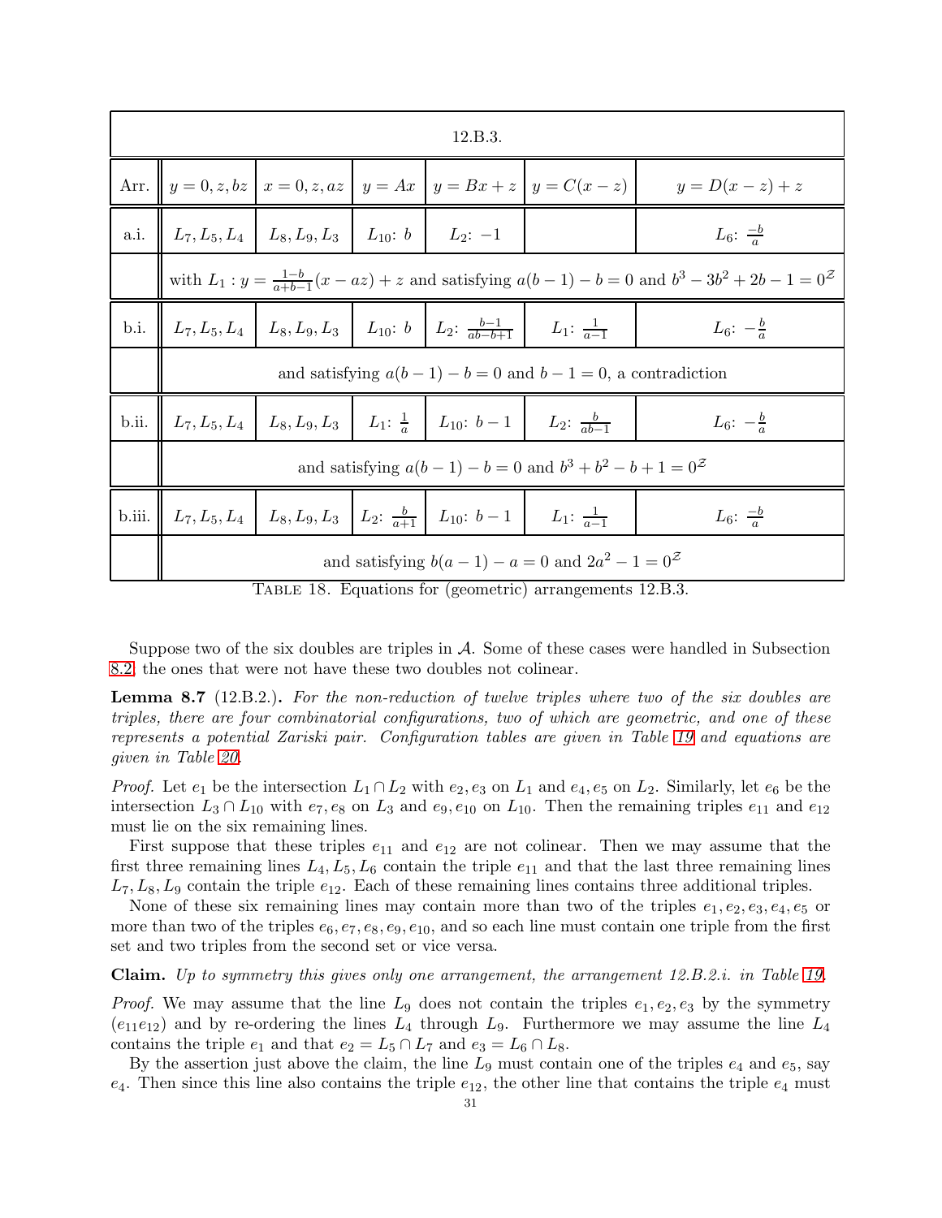| 12.B.3. | | | | | | |
|---|---|---|---|---|---|---|
| Arr. | $y = 0, z, bz$ | $x = 0, z, az$ | $y = Ax$ | $y = Bx + z$ | $y = C(x - z)$ | $y = D(x - z) + z$ |
| a.i. | $L_7, L_5, L_4$ | $L_8, L_9, L_3$ | $L_{10}$: $b$ | $L_2$: $-1$ | | $L_6$: $\frac{-b}{a}$ |
| | with $L_1 : y = \frac{1-b}{a+b-1}(x - az) + z$ and satisfying $a(b-1) - b = 0$ and $b^3 - 3b^2 + 2b - 1 = 0^{\mathcal{Z}}$ | | | | | |
| b.i. | $L_7, L_5, L_4$ | $L_8, L_9, L_3$ | $L_{10}$: $b$ | $L_2$: $\frac{b-1}{ab-b+1}$ | $L_1$: $\frac{1}{a-1}$ | $L_6$: $-\frac{b}{a}$ |
| | and satisfying $a(b-1) - b = 0$ and $b - 1 = 0$, a contradiction | | | | | |
| b.ii. | $L_7, L_5, L_4$ | $L_8, L_9, L_3$ | $L_1$: $\frac{1}{a}$ | $L_{10}$: $b - 1$ | $L_2$: $\frac{b}{ab-1}$ | $L_6$: $-\frac{b}{a}$ |
| | and satisfying $a(b-1) - b = 0$ and $b^3 + b^2 - b + 1 = 0^{\mathcal{Z}}$ | | | | | |
| b.iii. | $L_7, L_5, L_4$ | $L_8, L_9, L_3$ | $L_2$: $\frac{b}{a+1}$ | $L_{10}$: $b - 1$ | $L_1$: $\frac{1}{a-1}$ | $L_6$: $\frac{-b}{a}$ |
| | and satisfying $b(a-1) - a = 0$ and $2a^2 - 1 = 0^{\mathcal{Z}}$ | | | | | |

TABLE 18. Equations for (geometric) arrangements 12.B.3.

Suppose two of the six doubles are triples in $\mathcal{A}$. Some of these cases were handled in Subsection 8.2, the ones that were not have these two doubles not colinear.

**Lemma 8.7** (12.B.2.). *For the non-reduction of twelve triples where two of the six doubles are triples, there are four combinatorial configurations, two of which are geometric, and one of these represents a potential Zariski pair. Configuration tables are given in Table 19 and equations are given in Table 20.*

*Proof.* Let $e_1$ be the intersection $L_1 \cap L_2$ with $e_2, e_3$ on $L_1$ and $e_4, e_5$ on $L_2$. Similarly, let $e_6$ be the intersection $L_3 \cap L_{10}$ with $e_7, e_8$ on $L_3$ and $e_9, e_{10}$ on $L_{10}$. Then the remaining triples $e_{11}$ and $e_{12}$ must lie on the six remaining lines.

First suppose that these triples $e_{11}$ and $e_{12}$ are not colinear. Then we may assume that the first three remaining lines $L_4, L_5, L_6$ contain the triple $e_{11}$ and that the last three remaining lines $L_7, L_8, L_9$ contain the triple $e_{12}$. Each of these remaining lines contains three additional triples.

None of these six remaining lines may contain more than two of the triples $e_1, e_2, e_3, e_4, e_5$ or more than two of the triples $e_6, e_7, e_8, e_9, e_{10}$, and so each line must contain one triple from the first set and two triples from the second set or vice versa.

**Claim.** *Up to symmetry this gives only one arrangement, the arrangement 12.B.2.i. in Table 19.*

*Proof.* We may assume that the line $L_9$ does not contain the triples $e_1, e_2, e_3$ by the symmetry $(e_{11}e_{12})$ and by re-ordering the lines $L_4$ through $L_9$. Furthermore we may assume the line $L_4$ contains the triple $e_1$ and that $e_2 = L_5 \cap L_7$ and $e_3 = L_6 \cap L_8$.

By the assertion just above the claim, the line $L_9$ must contain one of the triples $e_4$ and $e_5$, say $e_4$. Then since this line also contains the triple $e_{12}$, the other line that contains the triple $e_4$ must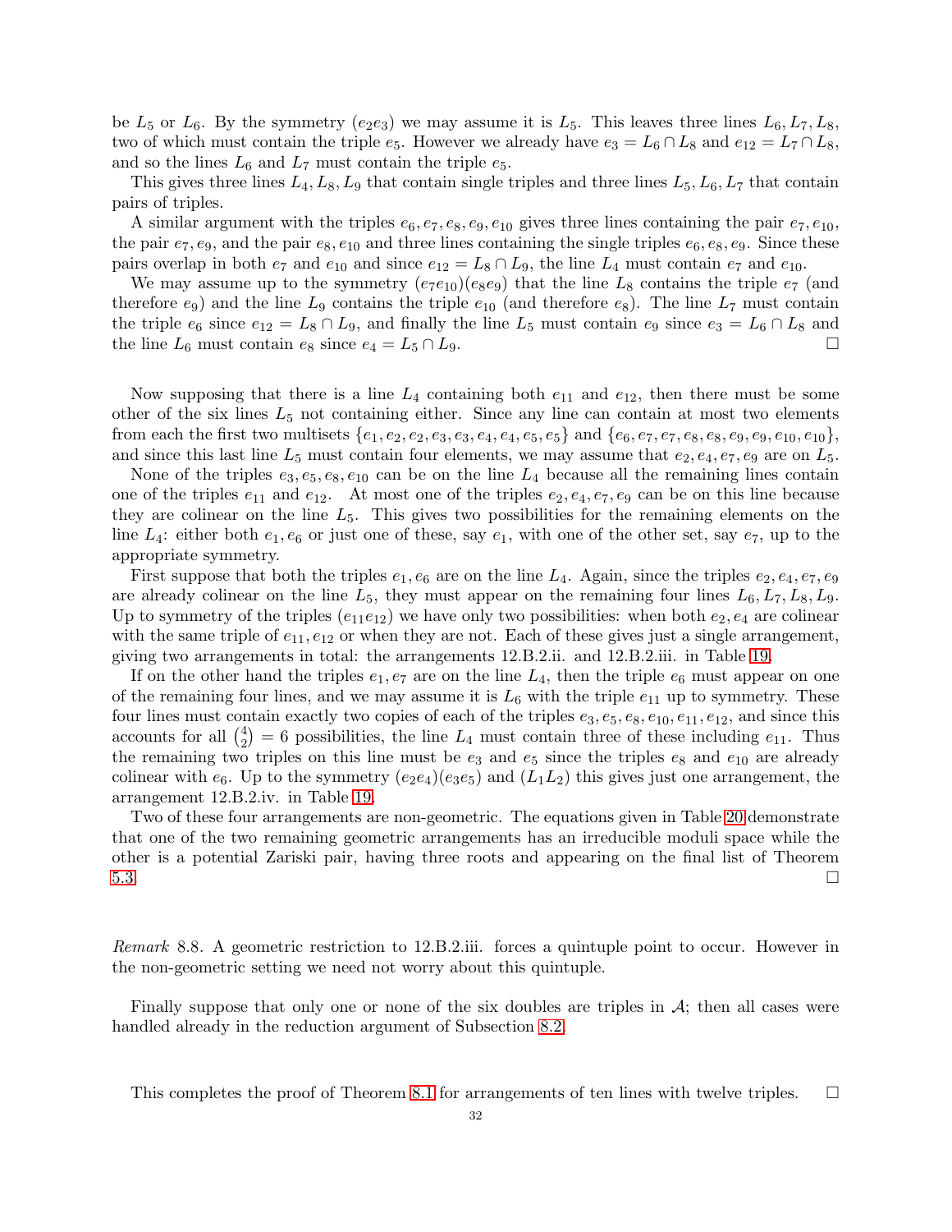be $L_5$ or $L_6$. By the symmetry $(e_2e_3)$ we may assume it is $L_5$. This leaves three lines $L_6, L_7, L_8$, two of which must contain the triple $e_5$. However we already have $e_3 = L_6 \cap L_8$ and $e_{12} = L_7 \cap L_8$, and so the lines $L_6$ and $L_7$ must contain the triple $e_5$.

This gives three lines $L_4, L_8, L_9$ that contain single triples and three lines $L_5, L_6, L_7$ that contain pairs of triples.

A similar argument with the triples $e_6, e_7, e_8, e_9, e_{10}$ gives three lines containing the pair $e_7, e_{10}$, the pair $e_7, e_9$, and the pair $e_8, e_{10}$ and three lines containing the single triples $e_6, e_8, e_9$. Since these pairs overlap in both $e_7$ and $e_{10}$ and since $e_{12} = L_8 \cap L_9$, the line $L_4$ must contain $e_7$ and $e_{10}$.

We may assume up to the symmetry $(e_7e_{10})(e_8e_9)$ that the line $L_8$ contains the triple $e_7$ (and therefore $e_9$) and the line $L_9$ contains the triple $e_{10}$ (and therefore $e_8$). The line $L_7$ must contain the triple $e_6$ since $e_{12} = L_8 \cap L_9$, and finally the line $L_5$ must contain $e_9$ since $e_3 = L_6 \cap L_8$ and the line $L_6$ must contain $e_8$ since $e_4 = L_5 \cap L_9$. □

Now supposing that there is a line $L_4$ containing both $e_{11}$ and $e_{12}$, then there must be some other of the six lines $L_5$ not containing either. Since any line can contain at most two elements from each the first two multisets $\{e_1, e_2, e_2, e_3, e_3, e_4, e_4, e_5, e_5\}$ and $\{e_6, e_7, e_7, e_8, e_8, e_9, e_9, e_{10}, e_{10}\}$, and since this last line $L_5$ must contain four elements, we may assume that $e_2, e_4, e_7, e_9$ are on $L_5$.

None of the triples $e_3, e_5, e_8, e_{10}$ can be on the line $L_4$ because all the remaining lines contain one of the triples $e_{11}$ and $e_{12}$. At most one of the triples $e_2, e_4, e_7, e_9$ can be on this line because they are colinear on the line $L_5$. This gives two possibilities for the remaining elements on the line $L_4$: either both $e_1, e_6$ or just one of these, say $e_1$, with one of the other set, say $e_7$, up to the appropriate symmetry.

First suppose that both the triples $e_1, e_6$ are on the line $L_4$. Again, since the triples $e_2, e_4, e_7, e_9$ are already colinear on the line $L_5$, they must appear on the remaining four lines $L_6, L_7, L_8, L_9$. Up to symmetry of the triples $(e_{11}e_{12})$ we have only two possibilities: when both $e_2, e_4$ are colinear with the same triple of $e_{11}, e_{12}$ or when they are not. Each of these gives just a single arrangement, giving two arrangements in total: the arrangements 12.B.2.ii. and 12.B.2.iii. in Table 19.

If on the other hand the triples $e_1, e_7$ are on the line $L_4$, then the triple $e_6$ must appear on one of the remaining four lines, and we may assume it is $L_6$ with the triple $e_{11}$ up to symmetry. These four lines must contain exactly two copies of each of the triples $e_3, e_5, e_8, e_{10}, e_{11}, e_{12}$, and since this accounts for all $\binom{4}{2} = 6$ possibilities, the line $L_4$ must contain three of these including $e_{11}$. Thus the remaining two triples on this line must be $e_3$ and $e_5$ since the triples $e_8$ and $e_{10}$ are already colinear with $e_6$. Up to the symmetry $(e_2e_4)(e_3e_5)$ and $(L_1L_2)$ this gives just one arrangement, the arrangement 12.B.2.iv. in Table 19.

Two of these four arrangements are non-geometric. The equations given in Table 20 demonstrate that one of the two remaining geometric arrangements has an irreducible moduli space while the other is a potential Zariski pair, having three roots and appearing on the final list of Theorem 5.3. □

*Remark* 8.8. A geometric restriction to 12.B.2.iii. forces a quintuple point to occur. However in the non-geometric setting we need not worry about this quintuple.

Finally suppose that only one or none of the six doubles are triples in $\mathcal{A}$; then all cases were handled already in the reduction argument of Subsection 8.2.

This completes the proof of Theorem 8.1 for arrangements of ten lines with twelve triples. □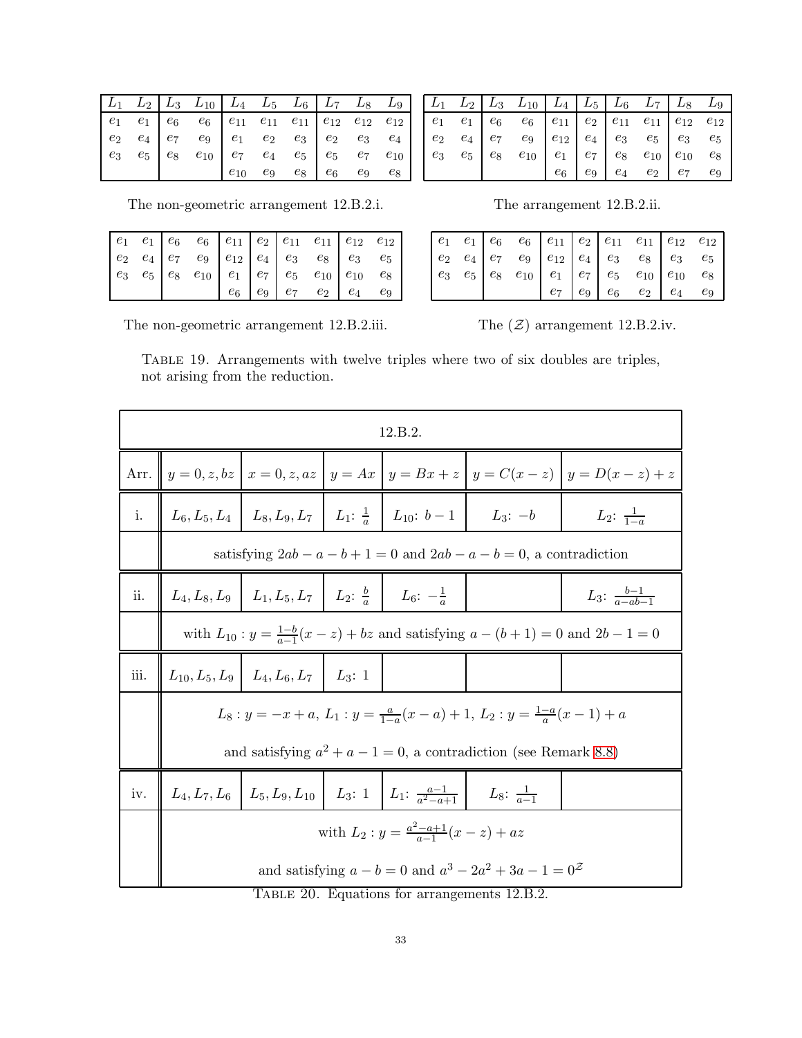| $L_1$ | $L_2$ | $L_3$ | $L_{10}$ | $L_4$ | $L_5$ | $L_6$ | $L_7$ | $L_8$ | $L_9$ |
|---|---|---|---|---|---|---|---|---|---|
| $e_1$ | $e_1$ | $e_6$ | $e_6$ | $e_{11}$ | $e_{11}$ | $e_{11}$ | $e_{12}$ | $e_{12}$ | $e_{12}$ |
| $e_2$ | $e_4$ | $e_7$ | $e_9$ | $e_1$ | $e_2$ | $e_3$ | $e_2$ | $e_3$ | $e_4$ |
| $e_3$ | $e_5$ | $e_8$ | $e_{10}$ | $e_7$ | $e_4$ | $e_5$ | $e_5$ | $e_7$ | $e_{10}$ |
| | | | | $e_{10}$ | $e_9$ | $e_8$ | $e_6$ | $e_9$ | $e_8$ |

The non-geometric arrangement 12.B.2.i.

| $L_1$ | $L_2$ | $L_3$ | $L_{10}$ | $L_4$ | $L_5$ | $L_6$ | $L_7$ | $L_8$ | $L_9$ |
|---|---|---|---|---|---|---|---|---|---|
| $e_1$ | $e_1$ | $e_6$ | $e_6$ | $e_{11}$ | $e_2$ | $e_{11}$ | $e_{11}$ | $e_{12}$ | $e_{12}$ |
| $e_2$ | $e_4$ | $e_7$ | $e_9$ | $e_{12}$ | $e_4$ | $e_3$ | $e_5$ | $e_3$ | $e_5$ |
| $e_3$ | $e_5$ | $e_8$ | $e_{10}$ | $e_1$ | $e_7$ | $e_8$ | $e_{10}$ | $e_{10}$ | $e_8$ |
| | | | | $e_6$ | $e_9$ | $e_4$ | $e_2$ | $e_7$ | $e_9$ |

The arrangement 12.B.2.ii.

| | | | | | | | | | |
|---|---|---|---|---|---|---|---|---|---|
| $e_1$ | $e_1$ | $e_6$ | $e_6$ | $e_{11}$ | $e_2$ | $e_{11}$ | $e_{11}$ | $e_{12}$ | $e_{12}$ |
| $e_2$ | $e_4$ | $e_7$ | $e_9$ | $e_{12}$ | $e_4$ | $e_3$ | $e_8$ | $e_3$ | $e_5$ |
| $e_3$ | $e_5$ | $e_8$ | $e_{10}$ | $e_1$ | $e_7$ | $e_5$ | $e_{10}$ | $e_{10}$ | $e_8$ |
| | | | | $e_6$ | $e_9$ | $e_7$ | $e_2$ | $e_4$ | $e_9$ |

The non-geometric arrangement 12.B.2.iii.

| | | | | | | | | | |
|---|---|---|---|---|---|---|---|---|---|
| $e_1$ | $e_1$ | $e_6$ | $e_6$ | $e_{11}$ | $e_2$ | $e_{11}$ | $e_{11}$ | $e_{12}$ | $e_{12}$ |
| $e_2$ | $e_4$ | $e_7$ | $e_9$ | $e_{12}$ | $e_4$ | $e_3$ | $e_8$ | $e_3$ | $e_5$ |
| $e_3$ | $e_5$ | $e_8$ | $e_{10}$ | $e_1$ | $e_7$ | $e_5$ | $e_{10}$ | $e_{10}$ | $e_8$ |
| | | | | $e_7$ | $e_9$ | $e_6$ | $e_2$ | $e_4$ | $e_9$ |

The ($\mathcal{Z}$) arrangement 12.B.2.iv.

Table 19. Arrangements with twelve triples where two of six doubles are triples, not arising from the reduction.

| 12.B.2. | | | | | | |
|---|---|---|---|---|---|---|
| Arr. | $y = 0, z, bz$ | $x = 0, z, az$ | $y = Ax$ | $y = Bx + z$ | $y = C(x - z)$ | $y = D(x - z) + z$ |
| i. | $L_6, L_5, L_4$ | $L_8, L_9, L_7$ | $L_1$: $\frac{1}{a}$ | $L_{10}$: $b - 1$ | $L_3$: $-b$ | $L_2$: $\frac{1}{1-a}$ |
| | satisfying $2ab - a - b + 1 = 0$ and $2ab - a - b = 0$, a contradiction | | | | | |
| ii. | $L_4, L_8, L_9$ | $L_1, L_5, L_7$ | $L_2$: $\frac{b}{a}$ | $L_6$: $-\frac{1}{a}$ | | $L_3$: $\frac{b-1}{a-ab-1}$ |
| | with $L_{10} : y = \frac{1-b}{a-1}(x - z) + bz$ and satisfying $a - (b + 1) = 0$ and $2b - 1 = 0$ | | | | | |
| iii. | $L_{10}, L_5, L_9$ | $L_4, L_6, L_7$ | $L_3$: $1$ | | | |
| | $L_8 : y = -x + a$, $L_1 : y = \frac{a}{1-a}(x - a) + 1$, $L_2 : y = \frac{1-a}{a}(x - 1) + a$ and satisfying $a^2 + a - 1 = 0$, a contradiction (see Remark 8.8) | | | | | |
| iv. | $L_4, L_7, L_6$ | $L_5, L_9, L_{10}$ | $L_3$: $1$ | $L_1$: $\frac{a-1}{a^2-a+1}$ | $L_8$: $\frac{1}{a-1}$ | |
| | with $L_2 : y = \frac{a^2-a+1}{a-1}(x - z) + az$ and satisfying $a - b = 0$ and $a^3 - 2a^2 + 3a - 1 = 0^{\mathcal{Z}}$ | | | | | |

Table 20. Equations for arrangements 12.B.2.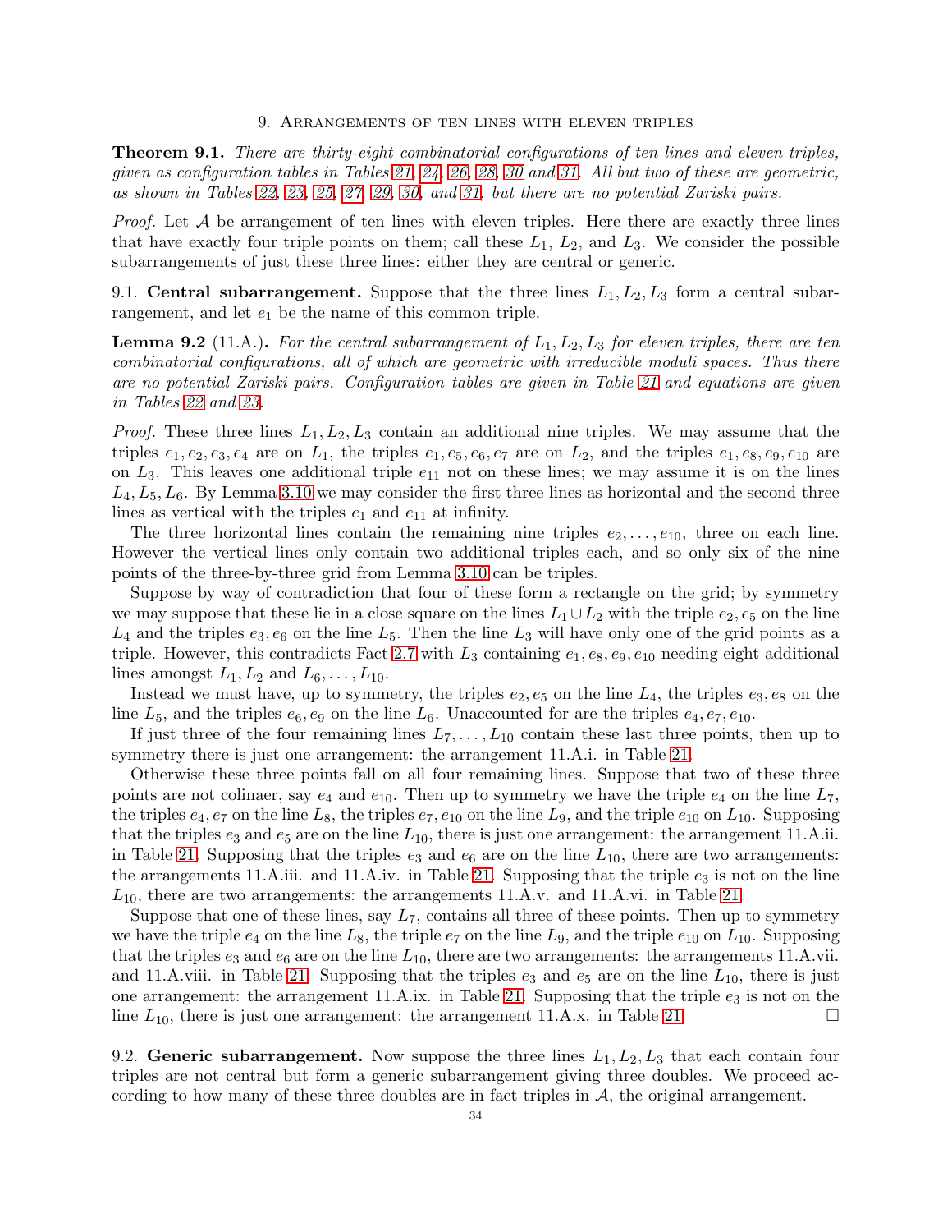## 9. Arrangements of ten lines with eleven triples

**Theorem 9.1.** *There are thirty-eight combinatorial configurations of ten lines and eleven triples, given as configuration tables in Tables 21, 24, 26, 28, 30 and 31. All but two of these are geometric, as shown in Tables 22, 23, 25, 27, 29, 30, and 31, but there are no potential Zariski pairs.*

*Proof.* Let $\mathcal{A}$ be arrangement of ten lines with eleven triples. Here there are exactly three lines that have exactly four triple points on them; call these $L_1$, $L_2$, and $L_3$. We consider the possible subarrangements of just these three lines: either they are central or generic.

### 9.1. Central subarrangement.

Suppose that the three lines $L_1, L_2, L_3$ form a central subarrangement, and let $e_1$ be the name of this common triple.

**Lemma 9.2** (11.A.)**.** *For the central subarrangement of $L_1, L_2, L_3$ for eleven triples, there are ten combinatorial configurations, all of which are geometric with irreducible moduli spaces. Thus there are no potential Zariski pairs. Configuration tables are given in Table 21 and equations are given in Tables 22 and 23.*

*Proof.* These three lines $L_1, L_2, L_3$ contain an additional nine triples. We may assume that the triples $e_1, e_2, e_3, e_4$ are on $L_1$, the triples $e_1, e_5, e_6, e_7$ are on $L_2$, and the triples $e_1, e_8, e_9, e_{10}$ are on $L_3$. This leaves one additional triple $e_{11}$ not on these lines; we may assume it is on the lines $L_4, L_5, L_6$. By Lemma 3.10 we may consider the first three lines as horizontal and the second three lines as vertical with the triples $e_1$ and $e_{11}$ at infinity.

The three horizontal lines contain the remaining nine triples $e_2, \ldots, e_{10}$, three on each line. However the vertical lines only contain two additional triples each, and so only six of the nine points of the three-by-three grid from Lemma 3.10 can be triples.

Suppose by way of contradiction that four of these form a rectangle on the grid; by symmetry we may suppose that these lie in a close square on the lines $L_1 \cup L_2$ with the triple $e_2, e_5$ on the line $L_4$ and the triples $e_3, e_6$ on the line $L_5$. Then the line $L_3$ will have only one of the grid points as a triple. However, this contradicts Fact 2.7 with $L_3$ containing $e_1, e_8, e_9, e_{10}$ needing eight additional lines amongst $L_1, L_2$ and $L_6, \ldots, L_{10}$.

Instead we must have, up to symmetry, the triples $e_2, e_5$ on the line $L_4$, the triples $e_3, e_8$ on the line $L_5$, and the triples $e_6, e_9$ on the line $L_6$. Unaccounted for are the triples $e_4, e_7, e_{10}$.

If just three of the four remaining lines $L_7, \ldots, L_{10}$ contain these last three points, then up to symmetry there is just one arrangement: the arrangement 11.A.i. in Table 21.

Otherwise these three points fall on all four remaining lines. Suppose that two of these three points are not colinaer, say $e_4$ and $e_{10}$. Then up to symmetry we have the triple $e_4$ on the line $L_7$, the triples $e_4, e_7$ on the line $L_8$, the triples $e_7, e_{10}$ on the line $L_9$, and the triple $e_{10}$ on $L_{10}$. Supposing that the triples $e_3$ and $e_5$ are on the line $L_{10}$, there is just one arrangement: the arrangement 11.A.ii. in Table 21. Supposing that the triples $e_3$ and $e_6$ are on the line $L_{10}$, there are two arrangements: the arrangements 11.A.iii. and 11.A.iv. in Table 21. Supposing that the triple $e_3$ is not on the line $L_{10}$, there are two arrangements: the arrangements 11.A.v. and 11.A.vi. in Table 21.

Suppose that one of these lines, say $L_7$, contains all three of these points. Then up to symmetry we have the triple $e_4$ on the line $L_8$, the triple $e_7$ on the line $L_9$, and the triple $e_{10}$ on $L_{10}$. Supposing that the triples $e_3$ and $e_6$ are on the line $L_{10}$, there are two arrangements: the arrangements 11.A.vii. and 11.A.viii. in Table 21. Supposing that the triples $e_3$ and $e_5$ are on the line $L_{10}$, there is just one arrangement: the arrangement 11.A.ix. in Table 21. Supposing that the triple $e_3$ is not on the line $L_{10}$, there is just one arrangement: the arrangement 11.A.x. in Table 21. □

### 9.2. Generic subarrangement.

Now suppose the three lines $L_1, L_2, L_3$ that each contain four triples are not central but form a generic subarrangement giving three doubles. We proceed according to how many of these three doubles are in fact triples in $\mathcal{A}$, the original arrangement.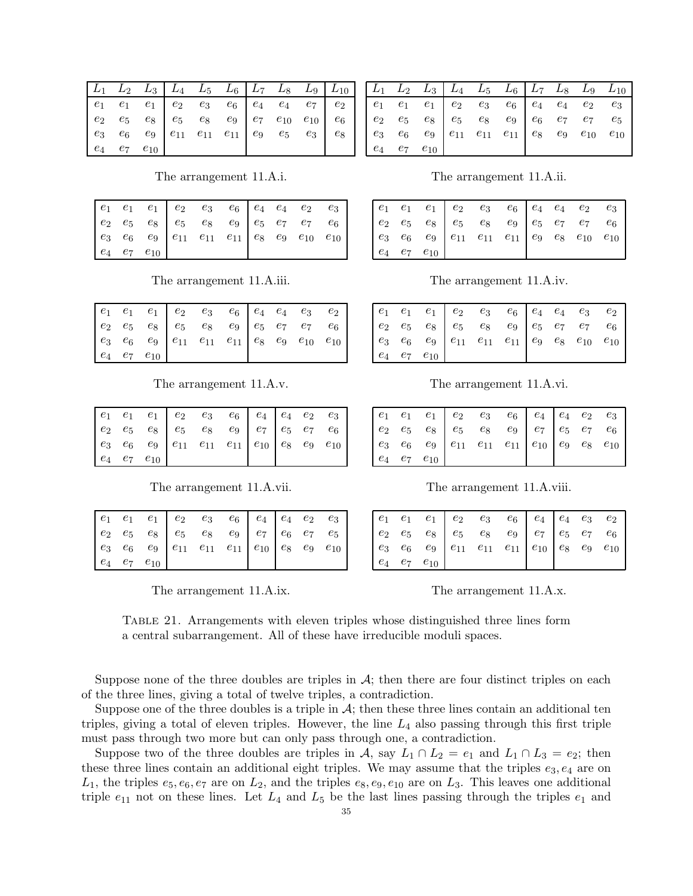| $L_1$ | $L_2$ | $L_3$ | $L_4$ | $L_5$ | $L_6$ | $L_7$ | $L_8$ | $L_9$ | $L_{10}$ |
|---|---|---|---|---|---|---|---|---|---|
| $e_1$ | $e_1$ | $e_1$ | $e_2$ | $e_3$ | $e_6$ | $e_4$ | $e_4$ | $e_7$ | $e_2$ |
| $e_2$ | $e_5$ | $e_8$ | $e_5$ | $e_8$ | $e_9$ | $e_7$ | $e_{10}$ | $e_{10}$ | $e_6$ |
| $e_3$ | $e_6$ | $e_9$ | $e_{11}$ | $e_{11}$ | $e_{11}$ | $e_9$ | $e_5$ | $e_3$ | $e_8$ |
| $e_4$ | $e_7$ | $e_{10}$ | | | | | | | |

The arrangement 11.A.i.

| $L_1$ | $L_2$ | $L_3$ | $L_4$ | $L_5$ | $L_6$ | $L_7$ | $L_8$ | $L_9$ | $L_{10}$ |
|---|---|---|---|---|---|---|---|---|---|
| $e_1$ | $e_1$ | $e_1$ | $e_2$ | $e_3$ | $e_6$ | $e_4$ | $e_4$ | $e_2$ | $e_3$ |
| $e_2$ | $e_5$ | $e_8$ | $e_5$ | $e_8$ | $e_9$ | $e_6$ | $e_7$ | $e_7$ | $e_5$ |
| $e_3$ | $e_6$ | $e_9$ | $e_{11}$ | $e_{11}$ | $e_{11}$ | $e_8$ | $e_9$ | $e_{10}$ | $e_{10}$ |
| $e_4$ | $e_7$ | $e_{10}$ | | | | | | | |

The arrangement 11.A.ii.

| | | | | | | | | | |
|---|---|---|---|---|---|---|---|---|---|
| $e_1$ | $e_1$ | $e_1$ | $e_2$ | $e_3$ | $e_6$ | $e_4$ | $e_4$ | $e_2$ | $e_3$ |
| $e_2$ | $e_5$ | $e_8$ | $e_5$ | $e_8$ | $e_9$ | $e_5$ | $e_7$ | $e_7$ | $e_6$ |
| $e_3$ | $e_6$ | $e_9$ | $e_{11}$ | $e_{11}$ | $e_{11}$ | $e_8$ | $e_9$ | $e_{10}$ | $e_{10}$ |
| $e_4$ | $e_7$ | $e_{10}$ | | | | | | | |

The arrangement 11.A.iii.

| | | | | | | | | | |
|---|---|---|---|---|---|---|---|---|---|
| $e_1$ | $e_1$ | $e_1$ | $e_2$ | $e_3$ | $e_6$ | $e_4$ | $e_4$ | $e_2$ | $e_3$ |
| $e_2$ | $e_5$ | $e_8$ | $e_5$ | $e_8$ | $e_9$ | $e_5$ | $e_7$ | $e_7$ | $e_6$ |
| $e_3$ | $e_6$ | $e_9$ | $e_{11}$ | $e_{11}$ | $e_{11}$ | $e_9$ | $e_8$ | $e_{10}$ | $e_{10}$ |
| $e_4$ | $e_7$ | $e_{10}$ | | | | | | | |

The arrangement 11.A.iv.

| | | | | | | | | | |
|---|---|---|---|---|---|---|---|---|---|
| $e_1$ | $e_1$ | $e_1$ | $e_2$ | $e_3$ | $e_6$ | $e_4$ | $e_4$ | $e_3$ | $e_2$ |
| $e_2$ | $e_5$ | $e_8$ | $e_5$ | $e_8$ | $e_9$ | $e_5$ | $e_7$ | $e_7$ | $e_6$ |
| $e_3$ | $e_6$ | $e_9$ | $e_{11}$ | $e_{11}$ | $e_{11}$ | $e_8$ | $e_9$ | $e_{10}$ | $e_{10}$ |
| $e_4$ | $e_7$ | $e_{10}$ | | | | | | | |

The arrangement 11.A.v.

| | | | | | | | | | |
|---|---|---|---|---|---|---|---|---|---|
| $e_1$ | $e_1$ | $e_1$ | $e_2$ | $e_3$ | $e_6$ | $e_4$ | $e_4$ | $e_3$ | $e_2$ |
| $e_2$ | $e_5$ | $e_8$ | $e_5$ | $e_8$ | $e_9$ | $e_5$ | $e_7$ | $e_7$ | $e_6$ |
| $e_3$ | $e_6$ | $e_9$ | $e_{11}$ | $e_{11}$ | $e_{11}$ | $e_9$ | $e_8$ | $e_{10}$ | $e_{10}$ |
| $e_4$ | $e_7$ | $e_{10}$ | | | | | | | |

The arrangement 11.A.vi.

| | | | | | | | | | |
|---|---|---|---|---|---|---|---|---|---|
| $e_1$ | $e_1$ | $e_1$ | $e_2$ | $e_3$ | $e_6$ | $e_4$ | $e_4$ | $e_2$ | $e_3$ |
| $e_2$ | $e_5$ | $e_8$ | $e_5$ | $e_8$ | $e_9$ | $e_7$ | $e_5$ | $e_7$ | $e_6$ |
| $e_3$ | $e_6$ | $e_9$ | $e_{11}$ | $e_{11}$ | $e_{11}$ | $e_{10}$ | $e_8$ | $e_9$ | $e_{10}$ |
| $e_4$ | $e_7$ | $e_{10}$ | | | | | | | |

The arrangement 11.A.vii.

| | | | | | | | | | |
|---|---|---|---|---|---|---|---|---|---|
| $e_1$ | $e_1$ | $e_1$ | $e_2$ | $e_3$ | $e_6$ | $e_4$ | $e_4$ | $e_2$ | $e_3$ |
| $e_2$ | $e_5$ | $e_8$ | $e_5$ | $e_8$ | $e_9$ | $e_7$ | $e_5$ | $e_7$ | $e_6$ |
| $e_3$ | $e_6$ | $e_9$ | $e_{11}$ | $e_{11}$ | $e_{11}$ | $e_{10}$ | $e_9$ | $e_8$ | $e_{10}$ |
| $e_4$ | $e_7$ | $e_{10}$ | | | | | | | |

The arrangement 11.A.viii.

| | | | | | | | | | |
|---|---|---|---|---|---|---|---|---|---|
| $e_1$ | $e_1$ | $e_1$ | $e_2$ | $e_3$ | $e_6$ | $e_4$ | $e_4$ | $e_2$ | $e_3$ |
| $e_2$ | $e_5$ | $e_8$ | $e_5$ | $e_8$ | $e_9$ | $e_7$ | $e_6$ | $e_7$ | $e_5$ |
| $e_3$ | $e_6$ | $e_9$ | $e_{11}$ | $e_{11}$ | $e_{11}$ | $e_{10}$ | $e_8$ | $e_9$ | $e_{10}$ |
| $e_4$ | $e_7$ | $e_{10}$ | | | | | | | |

The arrangement 11.A.ix.

| | | | | | | | | | |
|---|---|---|---|---|---|---|---|---|---|
| $e_1$ | $e_1$ | $e_1$ | $e_2$ | $e_3$ | $e_6$ | $e_4$ | $e_4$ | $e_3$ | $e_2$ |
| $e_2$ | $e_5$ | $e_8$ | $e_5$ | $e_8$ | $e_9$ | $e_7$ | $e_5$ | $e_7$ | $e_6$ |
| $e_3$ | $e_6$ | $e_9$ | $e_{11}$ | $e_{11}$ | $e_{11}$ | $e_{10}$ | $e_8$ | $e_9$ | $e_{10}$ |
| $e_4$ | $e_7$ | $e_{10}$ | | | | | | | |

The arrangement 11.A.x.

Table 21. Arrangements with eleven triples whose distinguished three lines form a central subarrangement. All of these have irreducible moduli spaces.

Suppose none of the three doubles are triples in $\mathcal{A}$; then there are four distinct triples on each of the three lines, giving a total of twelve triples, a contradiction.

Suppose one of the three doubles is a triple in $\mathcal{A}$; then these three lines contain an additional ten triples, giving a total of eleven triples. However, the line $L_4$ also passing through this first triple must pass through two more but can only pass through one, a contradiction.

Suppose two of the three doubles are triples in $\mathcal{A}$, say $L_1 \cap L_2 = e_1$ and $L_1 \cap L_3 = e_2$; then these three lines contain an additional eight triples. We may assume that the triples $e_3, e_4$ are on $L_1$, the triples $e_5, e_6, e_7$ are on $L_2$, and the triples $e_8, e_9, e_{10}$ are on $L_3$. This leaves one additional triple $e_{11}$ not on these lines. Let $L_4$ and $L_5$ be the last lines passing through the triples $e_1$ and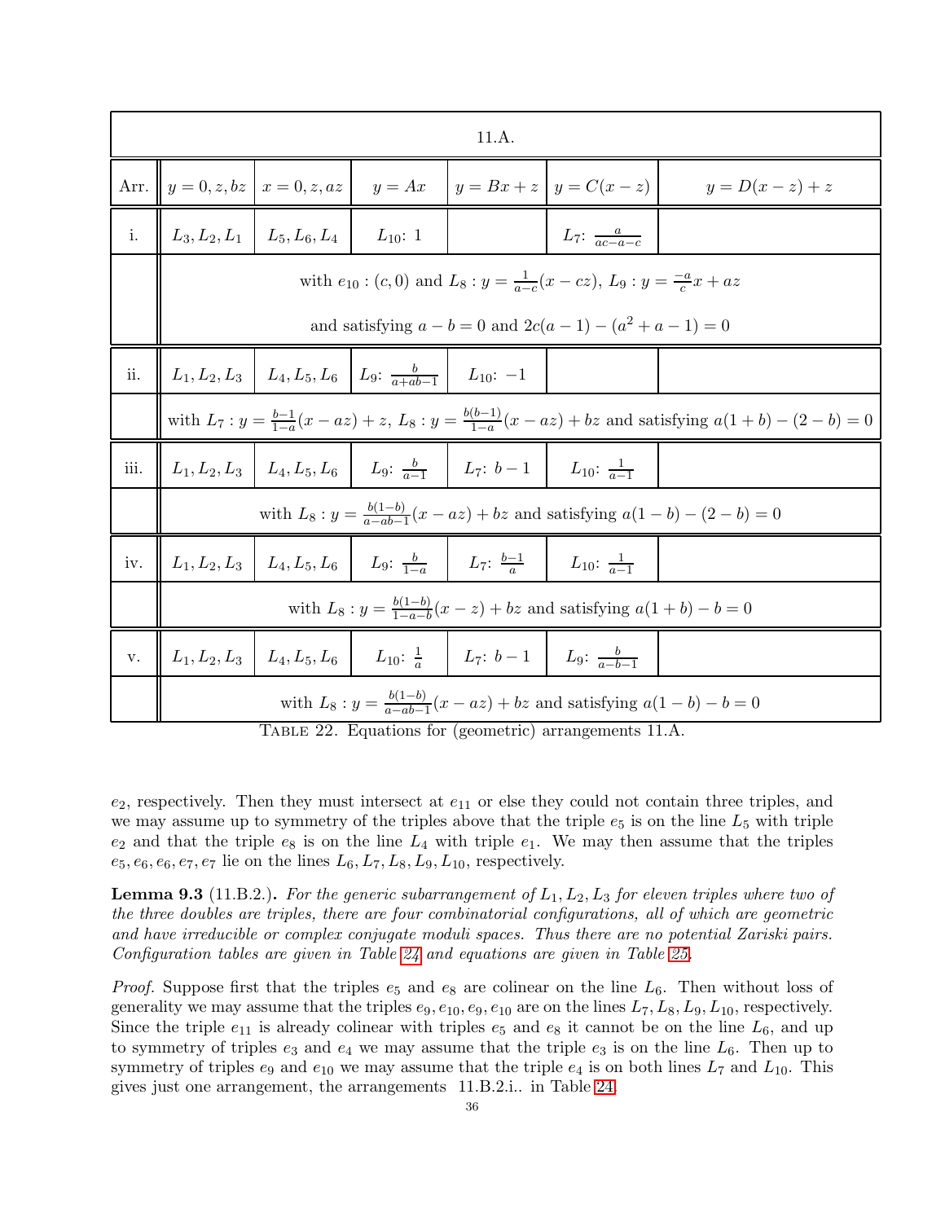| 11.A. | | | | | | |
|---|---|---|---|---|---|---|
| Arr. | $y = 0, z, bz$ | $x = 0, z, az$ | $y = Ax$ | $y = Bx + z$ | $y = C(x - z)$ | $y = D(x - z) + z$ |
| i. | $L_3, L_2, L_1$ | $L_5, L_6, L_4$ | $L_{10}$: 1 | | $L_7$: $\frac{a}{ac-a-c}$ | |
| | with $e_{10} : (c, 0)$ and $L_8 : y = \frac{1}{a-c}(x - cz)$, $L_9 : y = \frac{-a}{c}x + az$ and satisfying $a - b = 0$ and $2c(a - 1) - (a^2 + a - 1) = 0$ | | | | | |
| ii. | $L_1, L_2, L_3$ | $L_4, L_5, L_6$ | $L_9$: $\frac{b}{a+ab-1}$ | $L_{10}$: $-1$ | | |
| | with $L_7 : y = \frac{b-1}{1-a}(x - az) + z$, $L_8 : y = \frac{b(b-1)}{1-a}(x - az) + bz$ and satisfying $a(1 + b) - (2 - b) = 0$ | | | | | |
| iii. | $L_1, L_2, L_3$ | $L_4, L_5, L_6$ | $L_9$: $\frac{b}{a-1}$ | $L_7$: $b - 1$ | $L_{10}$: $\frac{1}{a-1}$ | |
| | with $L_8 : y = \frac{b(1-b)}{a-ab-1}(x - az) + bz$ and satisfying $a(1 - b) - (2 - b) = 0$ | | | | | |
| iv. | $L_1, L_2, L_3$ | $L_4, L_5, L_6$ | $L_9$: $\frac{b}{1-a}$ | $L_7$: $\frac{b-1}{a}$ | $L_{10}$: $\frac{1}{a-1}$ | |
| | with $L_8 : y = \frac{b(1-b)}{1-a-b}(x - z) + bz$ and satisfying $a(1 + b) - b = 0$ | | | | | |
| v. | $L_1, L_2, L_3$ | $L_4, L_5, L_6$ | $L_{10}$: $\frac{1}{a}$ | $L_7$: $b - 1$ | $L_9$: $\frac{b}{a-b-1}$ | |
| | with $L_8 : y = \frac{b(1-b)}{a-ab-1}(x - az) + bz$ and satisfying $a(1 - b) - b = 0$ | | | | | |

TABLE 22. Equations for (geometric) arrangements 11.A.

$e_2$, respectively. Then they must intersect at $e_{11}$ or else they could not contain three triples, and we may assume up to symmetry of the triples above that the triple $e_5$ is on the line $L_5$ with triple $e_2$ and that the triple $e_8$ is on the line $L_4$ with triple $e_1$. We may then assume that the triples $e_5, e_6, e_6, e_7, e_7$ lie on the lines $L_6, L_7, L_8, L_9, L_{10}$, respectively.

**Lemma 9.3** (11.B.2.)**.** *For the generic subarrangement of $L_1, L_2, L_3$ for eleven triples where two of the three doubles are triples, there are four combinatorial configurations, all of which are geometric and have irreducible or complex conjugate moduli spaces. Thus there are no potential Zariski pairs. Configuration tables are given in Table 24 and equations are given in Table 25.*

*Proof.* Suppose first that the triples $e_5$ and $e_8$ are colinear on the line $L_6$. Then without loss of generality we may assume that the triples $e_9, e_{10}, e_9, e_{10}$ are on the lines $L_7, L_8, L_9, L_{10}$, respectively. Since the triple $e_{11}$ is already colinear with triples $e_5$ and $e_8$ it cannot be on the line $L_6$, and up to symmetry of triples $e_3$ and $e_4$ we may assume that the triple $e_3$ is on the line $L_6$. Then up to symmetry of triples $e_9$ and $e_{10}$ we may assume that the triple $e_4$ is on both lines $L_7$ and $L_{10}$. This gives just one arrangement, the arrangements 11.B.2.i.. in Table 24.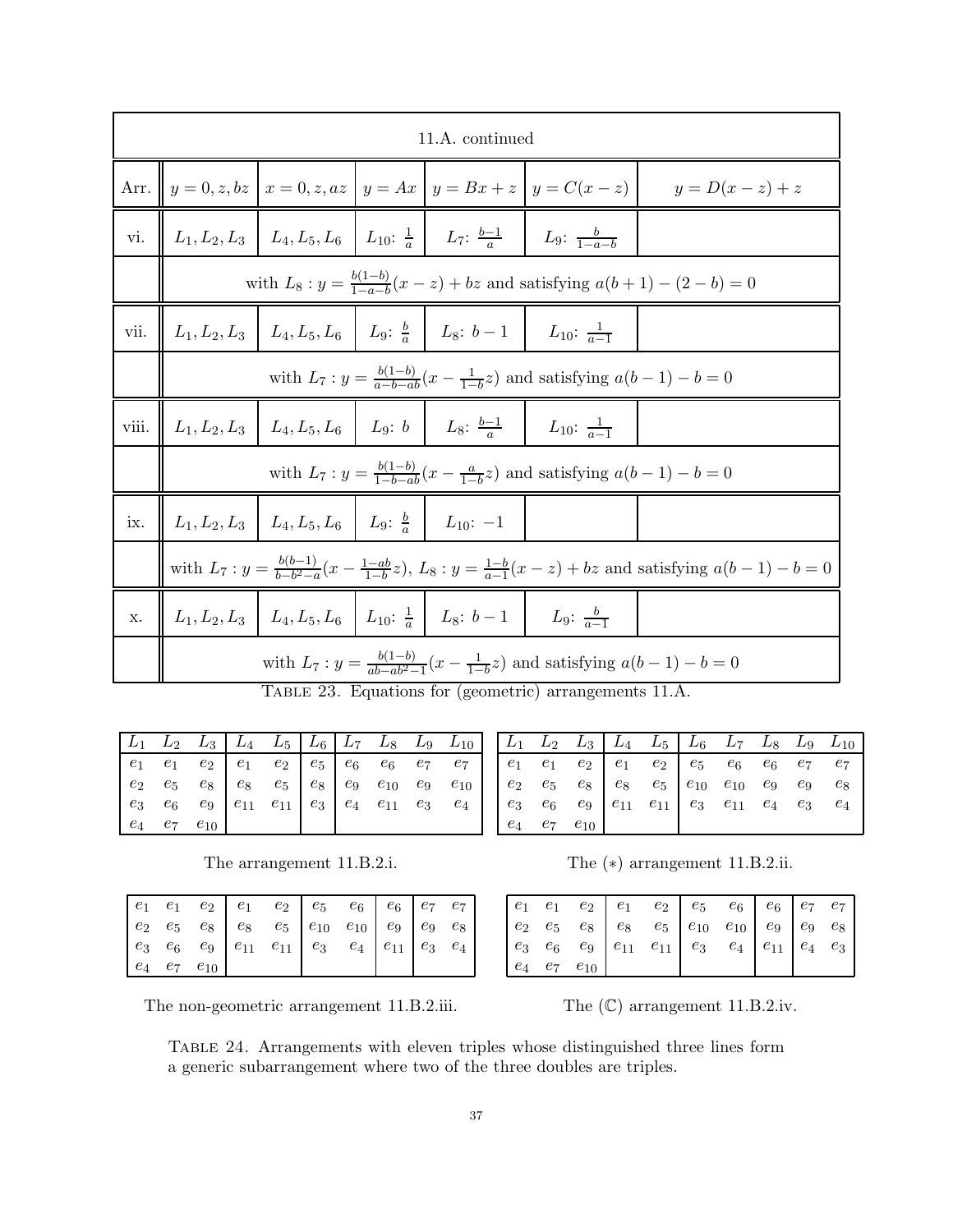| 11.A. continued | | | | | | |
|---|---|---|---|---|---|---|
| Arr. | $y = 0, z, bz$ | $x = 0, z, az$ | $y = Ax$ | $y = Bx + z$ | $y = C(x - z)$ | $y = D(x - z) + z$ |
| vi. | $L_1, L_2, L_3$ | $L_4, L_5, L_6$ | $L_{10}$: $\frac{1}{a}$ | $L_7$: $\frac{b-1}{a}$ | $L_9$: $\frac{b}{1-a-b}$ | |
| | with $L_8 : y = \frac{b(1-b)}{1-a-b}(x - z) + bz$ and satisfying $a(b+1) - (2-b) = 0$ | | | | | |
| vii. | $L_1, L_2, L_3$ | $L_4, L_5, L_6$ | $L_9$: $\frac{b}{a}$ | $L_8$: $b - 1$ | $L_{10}$: $\frac{1}{a-1}$ | |
| | with $L_7 : y = \frac{b(1-b)}{a-b-ab}(x - \frac{1}{1-b}z)$ and satisfying $a(b-1) - b = 0$ | | | | | |
| viii. | $L_1, L_2, L_3$ | $L_4, L_5, L_6$ | $L_9$: $b$ | $L_8$: $\frac{b-1}{a}$ | $L_{10}$: $\frac{1}{a-1}$ | |
| | with $L_7 : y = \frac{b(1-b)}{1-b-ab}(x - \frac{a}{1-b}z)$ and satisfying $a(b-1) - b = 0$ | | | | | |
| ix. | $L_1, L_2, L_3$ | $L_4, L_5, L_6$ | $L_9$: $\frac{b}{a}$ | $L_{10}$: $-1$ | | |
| | with $L_7 : y = \frac{b(b-1)}{b-b^2-a}(x - \frac{1-ab}{1-b}z)$, $L_8 : y = \frac{1-b}{a-1}(x - z) + bz$ and satisfying $a(b-1) - b = 0$ | | | | | |
| x. | $L_1, L_2, L_3$ | $L_4, L_5, L_6$ | $L_{10}$: $\frac{1}{a}$ | $L_8$: $b - 1$ | $L_9$: $\frac{b}{a-1}$ | |
| | with $L_7 : y = \frac{b(1-b)}{ab-ab^2-1}(x - \frac{1}{1-b}z)$ and satisfying $a(b-1) - b = 0$ | | | | | |

Table 23. Equations for (geometric) arrangements 11.A.

| $L_1$ | $L_2$ | $L_3$ | $L_4$ | $L_5$ | $L_6$ | $L_7$ | $L_8$ | $L_9$ | $L_{10}$ |
|---|---|---|---|---|---|---|---|---|---|
| $e_1$ | $e_1$ | $e_2$ | $e_1$ | $e_2$ | $e_5$ | $e_6$ | $e_6$ | $e_7$ | $e_7$ |
| $e_2$ | $e_5$ | $e_8$ | $e_8$ | $e_5$ | $e_8$ | $e_9$ | $e_{10}$ | $e_9$ | $e_{10}$ |
| $e_3$ | $e_6$ | $e_9$ | $e_{11}$ | $e_{11}$ | $e_3$ | $e_4$ | $e_{11}$ | $e_3$ | $e_4$ |
| $e_4$ | $e_7$ | $e_{10}$ | | | | | | | |

The arrangement 11.B.2.i.

| $L_1$ | $L_2$ | $L_3$ | $L_4$ | $L_5$ | $L_6$ | $L_7$ | $L_8$ | $L_9$ | $L_{10}$ |
|---|---|---|---|---|---|---|---|---|---|
| $e_1$ | $e_1$ | $e_2$ | $e_1$ | $e_2$ | $e_5$ | $e_6$ | $e_6$ | $e_7$ | $e_7$ |
| $e_2$ | $e_5$ | $e_8$ | $e_8$ | $e_5$ | $e_{10}$ | $e_{10}$ | $e_9$ | $e_9$ | $e_8$ |
| $e_3$ | $e_6$ | $e_9$ | $e_{11}$ | $e_{11}$ | $e_3$ | $e_{11}$ | $e_4$ | $e_3$ | $e_4$ |
| $e_4$ | $e_7$ | $e_{10}$ | | | | | | | |

The (∗) arrangement 11.B.2.ii.

| | | | | | | | | | |
|---|---|---|---|---|---|---|---|---|---|
| $e_1$ | $e_1$ | $e_2$ | $e_1$ | $e_2$ | $e_5$ | $e_6$ | $e_6$ | $e_7$ | $e_7$ |
| $e_2$ | $e_5$ | $e_8$ | $e_8$ | $e_5$ | $e_{10}$ | $e_{10}$ | $e_9$ | $e_9$ | $e_8$ |
| $e_3$ | $e_6$ | $e_9$ | $e_{11}$ | $e_{11}$ | $e_3$ | $e_4$ | $e_{11}$ | $e_3$ | $e_4$ |
| $e_4$ | $e_7$ | $e_{10}$ | | | | | | | |

The non-geometric arrangement 11.B.2.iii.

| | | | | | | | | | |
|---|---|---|---|---|---|---|---|---|---|
| $e_1$ | $e_1$ | $e_2$ | $e_1$ | $e_2$ | $e_5$ | $e_6$ | $e_6$ | $e_7$ | $e_7$ |
| $e_2$ | $e_5$ | $e_8$ | $e_8$ | $e_5$ | $e_{10}$ | $e_{10}$ | $e_9$ | $e_9$ | $e_8$ |
| $e_3$ | $e_6$ | $e_9$ | $e_{11}$ | $e_{11}$ | $e_3$ | $e_4$ | $e_{11}$ | $e_4$ | $e_3$ |
| $e_4$ | $e_7$ | $e_{10}$ | | | | | | | |

The ($\mathbb{C}$) arrangement 11.B.2.iv.

Table 24. Arrangements with eleven triples whose distinguished three lines form a generic subarrangement where two of the three doubles are triples.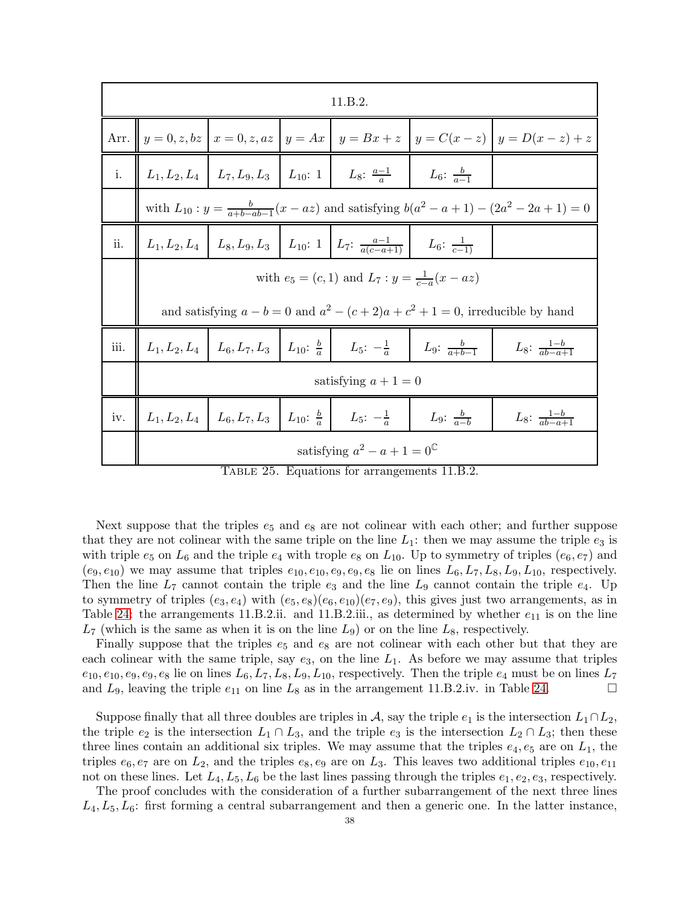| 11.B.2. | | | | | | |
|---|---|---|---|---|---|---|
| Arr. | $y = 0, z, bz$ | $x = 0, z, az$ | $y = Ax$ | $y = Bx + z$ | $y = C(x - z)$ | $y = D(x - z) + z$ |
| i. | $L_1, L_2, L_4$ | $L_7, L_9, L_3$ | $L_{10}$: 1 | $L_8$: $\frac{a-1}{a}$ | $L_6$: $\frac{b}{a-1}$ | |
| | with $L_{10} : y = \frac{b}{a+b-ab-1}(x - az)$ and satisfying $b(a^2 - a + 1) - (2a^2 - 2a + 1) = 0$ | | | | | |
| ii. | $L_1, L_2, L_4$ | $L_8, L_9, L_3$ | $L_{10}$: 1 | $L_7$: $\frac{a-1}{a(c-a+1)}$ | $L_6$: $\frac{1}{c-1)}$ | |
| | with $e_5 = (c, 1)$ and $L_7 : y = \frac{1}{c-a}(x - az)$ and satisfying $a - b = 0$ and $a^2 - (c + 2)a + c^2 + 1 = 0$, irreducible by hand | | | | | |
| iii. | $L_1, L_2, L_4$ | $L_6, L_7, L_3$ | $L_{10}$: $\frac{b}{a}$ | $L_5$: $-\frac{1}{a}$ | $L_9$: $\frac{b}{a+b-1}$ | $L_8$: $\frac{1-b}{ab-a+1}$ |
| | satisfying $a + 1 = 0$ | | | | | |
| iv. | $L_1, L_2, L_4$ | $L_6, L_7, L_3$ | $L_{10}$: $\frac{b}{a}$ | $L_5$: $-\frac{1}{a}$ | $L_9$: $\frac{b}{a-b}$ | $L_8$: $\frac{1-b}{ab-a+1}$ |
| | satisfying $a^2 - a + 1 = 0^{\mathbb{C}}$ | | | | | |

TABLE 25. Equations for arrangements 11.B.2.

Next suppose that the triples $e_5$ and $e_8$ are not colinear with each other; and further suppose that they are not colinear with the same triple on the line $L_1$: then we may assume the triple $e_3$ is with triple $e_5$ on $L_6$ and the triple $e_4$ with trople $e_8$ on $L_{10}$. Up to symmetry of triples $(e_6, e_7)$ and $(e_9, e_{10})$ we may assume that triples $e_{10}, e_{10}, e_9, e_9, e_8$ lie on lines $L_6, L_7, L_8, L_9, L_{10}$, respectively. Then the line $L_7$ cannot contain the triple $e_3$ and the line $L_9$ cannot contain the triple $e_4$. Up to symmetry of triples $(e_3, e_4)$ with $(e_5, e_8)(e_6, e_{10})(e_7, e_9)$, this gives just two arrangements, as in Table 24: the arrangements 11.B.2.ii. and 11.B.2.iii., as determined by whether $e_{11}$ is on the line $L_7$ (which is the same as when it is on the line $L_9$) or on the line $L_8$, respectively.

Finally suppose that the triples $e_5$ and $e_8$ are not colinear with each other but that they are each colinear with the same triple, say $e_3$, on the line $L_1$. As before we may assume that triples $e_{10}, e_{10}, e_9, e_9, e_8$ lie on lines $L_6, L_7, L_8, L_9, L_{10}$, respectively. Then the triple $e_4$ must be on lines $L_7$ and $L_9$, leaving the triple $e_{11}$ on line $L_8$ as in the arrangement 11.B.2.iv. in Table 24. □

Suppose finally that all three doubles are triples in $\mathcal{A}$, say the triple $e_1$ is the intersection $L_1 \cap L_2$, the triple $e_2$ is the intersection $L_1 \cap L_3$, and the triple $e_3$ is the intersection $L_2 \cap L_3$; then these three lines contain an additional six triples. We may assume that the triples $e_4, e_5$ are on $L_1$, the triples $e_6, e_7$ are on $L_2$, and the triples $e_8, e_9$ are on $L_3$. This leaves two additional triples $e_{10}, e_{11}$ not on these lines. Let $L_4, L_5, L_6$ be the last lines passing through the triples $e_1, e_2, e_3$, respectively.

The proof concludes with the consideration of a further subarrangement of the next three lines $L_4, L_5, L_6$: first forming a central subarrangement and then a generic one. In the latter instance,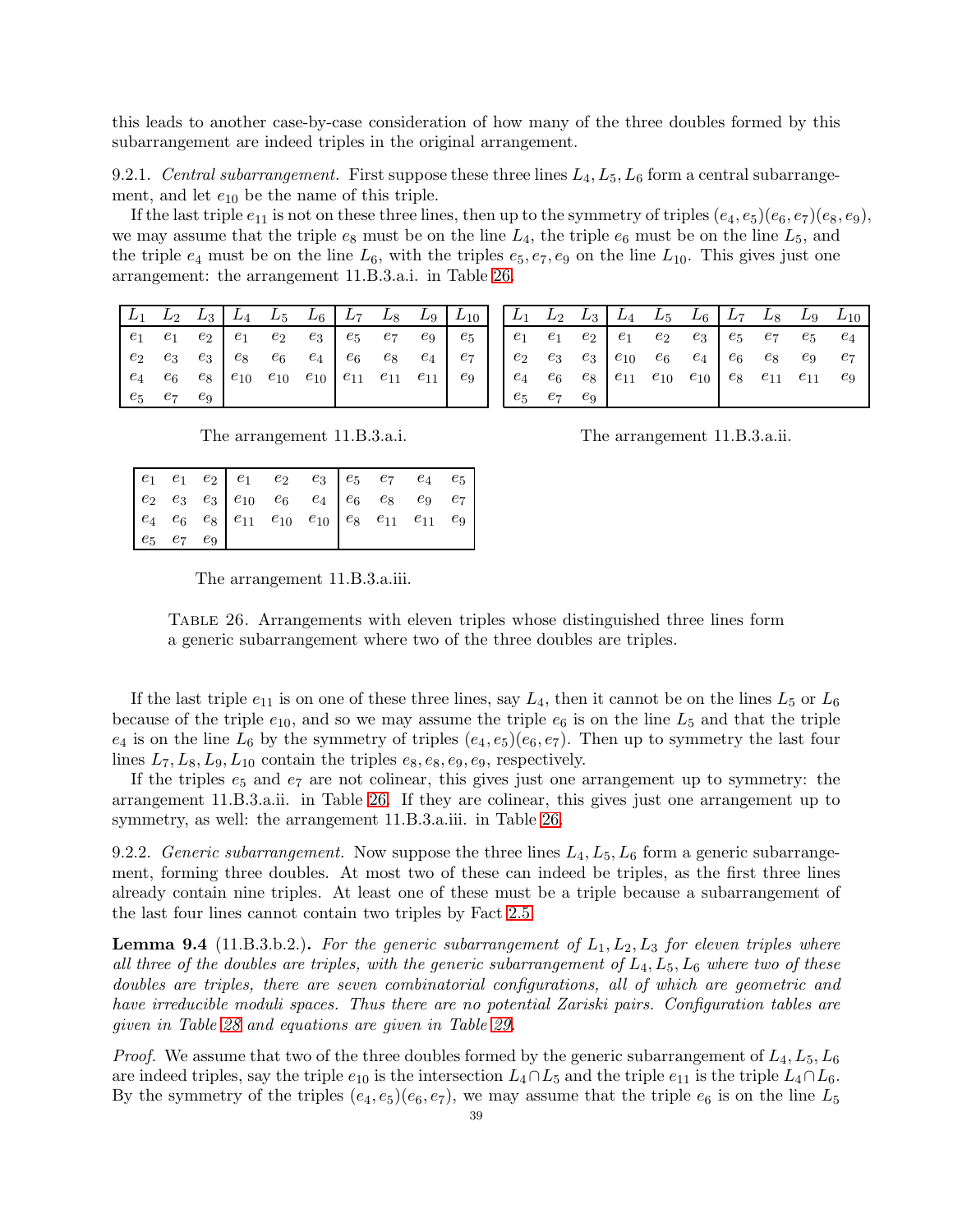this leads to another case-by-case consideration of how many of the three doubles formed by this subarrangement are indeed triples in the original arrangement.

9.2.1. *Central subarrangement.* First suppose these three lines $L_4, L_5, L_6$ form a central subarrangement, and let $e_{10}$ be the name of this triple.

If the last triple $e_{11}$ is not on these three lines, then up to the symmetry of triples $(e_4, e_5)(e_6, e_7)(e_8, e_9)$, we may assume that the triple $e_8$ must be on the line $L_4$, the triple $e_6$ must be on the line $L_5$, and the triple $e_4$ must be on the line $L_6$, with the triples $e_5, e_7, e_9$ on the line $L_{10}$. This gives just one arrangement: the arrangement 11.B.3.a.i. in Table 26.

| $L_1$ | $L_2$ | $L_3$ | $L_4$ | $L_5$ | $L_6$ | $L_7$ | $L_8$ | $L_9$ | $L_{10}$ |
|---|---|---|---|---|---|---|---|---|---|
| $e_1$ | $e_1$ | $e_2$ | $e_1$ | $e_2$ | $e_3$ | $e_5$ | $e_7$ | $e_9$ | $e_5$ |
| $e_2$ | $e_3$ | $e_3$ | $e_8$ | $e_6$ | $e_4$ | $e_6$ | $e_8$ | $e_4$ | $e_7$ |
| $e_4$ | $e_6$ | $e_8$ | $e_{10}$ | $e_{10}$ | $e_{10}$ | $e_{11}$ | $e_{11}$ | $e_{11}$ | $e_9$ |
| $e_5$ | $e_7$ | $e_9$ | | | | | | | |

The arrangement 11.B.3.a.i.

| $L_1$ | $L_2$ | $L_3$ | $L_4$ | $L_5$ | $L_6$ | $L_7$ | $L_8$ | $L_9$ | $L_{10}$ |
|---|---|---|---|---|---|---|---|---|---|
| $e_1$ | $e_1$ | $e_2$ | $e_1$ | $e_2$ | $e_3$ | $e_5$ | $e_7$ | $e_5$ | $e_4$ |
| $e_2$ | $e_3$ | $e_3$ | $e_{10}$ | $e_6$ | $e_4$ | $e_6$ | $e_8$ | $e_9$ | $e_7$ |
| $e_4$ | $e_6$ | $e_8$ | $e_{11}$ | $e_{10}$ | $e_{10}$ | $e_8$ | $e_{11}$ | $e_{11}$ | $e_9$ |
| $e_5$ | $e_7$ | $e_9$ | | | | | | | |

The arrangement 11.B.3.a.ii.

| | | | | | | | | | |
|---|---|---|---|---|---|---|---|---|---|
| $e_1$ | $e_1$ | $e_2$ | $e_1$ | $e_2$ | $e_3$ | $e_5$ | $e_7$ | $e_4$ | $e_5$ |
| $e_2$ | $e_3$ | $e_3$ | $e_{10}$ | $e_6$ | $e_4$ | $e_6$ | $e_8$ | $e_9$ | $e_7$ |
| $e_4$ | $e_6$ | $e_8$ | $e_{11}$ | $e_{10}$ | $e_{10}$ | $e_8$ | $e_{11}$ | $e_{11}$ | $e_9$ |
| $e_5$ | $e_7$ | $e_9$ | | | | | | | |

The arrangement 11.B.3.a.iii.

Table 26. Arrangements with eleven triples whose distinguished three lines form a generic subarrangement where two of the three doubles are triples.

If the last triple $e_{11}$ is on one of these three lines, say $L_4$, then it cannot be on the lines $L_5$ or $L_6$ because of the triple $e_{10}$, and so we may assume the triple $e_6$ is on the line $L_5$ and that the triple $e_4$ is on the line $L_6$ by the symmetry of triples $(e_4, e_5)(e_6, e_7)$. Then up to symmetry the last four lines $L_7, L_8, L_9, L_{10}$ contain the triples $e_8, e_8, e_9, e_9$, respectively.

If the triples $e_5$ and $e_7$ are not colinear, this gives just one arrangement up to symmetry: the arrangement 11.B.3.a.ii. in Table 26. If they are colinear, this gives just one arrangement up to symmetry, as well: the arrangement 11.B.3.a.iii. in Table 26.

9.2.2. *Generic subarrangement.* Now suppose the three lines $L_4, L_5, L_6$ form a generic subarrangement, forming three doubles. At most two of these can indeed be triples, as the first three lines already contain nine triples. At least one of these must be a triple because a subarrangement of the last four lines cannot contain two triples by Fact 2.5.

**Lemma 9.4** (11.B.3.b.2.)**.** *For the generic subarrangement of $L_1, L_2, L_3$ for eleven triples where all three of the doubles are triples, with the generic subarrangement of $L_4, L_5, L_6$ where two of these doubles are triples, there are seven combinatorial configurations, all of which are geometric and have irreducible moduli spaces. Thus there are no potential Zariski pairs. Configuration tables are given in Table 28 and equations are given in Table 29.*

*Proof.* We assume that two of the three doubles formed by the generic subarrangement of $L_4, L_5, L_6$ are indeed triples, say the triple $e_{10}$ is the intersection $L_4 \cap L_5$ and the triple $e_{11}$ is the triple $L_4 \cap L_6$. By the symmetry of the triples $(e_4, e_5)(e_6, e_7)$, we may assume that the triple $e_6$ is on the line $L_5$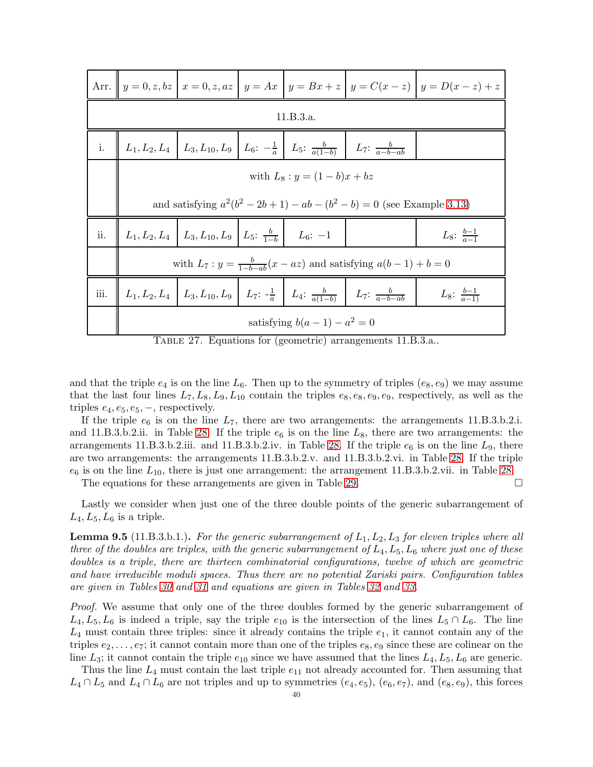| Arr. | $y = 0, z, bz$ | $x = 0, z, az$ | $y = Ax$ | $y = Bx + z$ | $y = C(x - z)$ | $y = D(x - z) + z$ |
|---|---|---|---|---|---|---|
| 11.B.3.a. | | | | | | |
| i. | $L_1, L_2, L_4$ | $L_3, L_{10}, L_9$ | $L_6$: $-\frac{1}{a}$ | $L_5$: $\frac{b}{a(1-b)}$ | $L_7$: $\frac{b}{a-b-ab}$ | |
| | with $L_8 : y = (1-b)x + bz$ and satisfying $a^2(b^2 - 2b + 1) - ab - (b^2 - b) = 0$ (see Example 3.13) | | | | | |
| ii. | $L_1, L_2, L_4$ | $L_3, L_{10}, L_9$ | $L_5$: $\frac{b}{1-b}$ | $L_6$: $-1$ | | $L_8$: $\frac{b-1}{a-1}$ |
| | with $L_7 : y = \frac{b}{1-b-ab}(x - az)$ and satisfying $a(b-1) + b = 0$ | | | | | |
| iii. | $L_1, L_2, L_4$ | $L_3, L_{10}, L_9$ | $L_7$: -$\frac{1}{a}$ | $L_4$: $\frac{b}{a(1-b)}$ | $L_7$: $\frac{b}{a-b-ab}$ | $L_8$: $\frac{b-1}{a-1)}$ |
| | satisfying $b(a-1) - a^2 = 0$ | | | | | |

Table 27. Equations for (geometric) arrangements 11.B.3.a..

and that the triple $e_4$ is on the line $L_6$. Then up to the symmetry of triples $(e_8, e_9)$ we may assume that the last four lines $L_7, L_8, L_9, L_{10}$ contain the triples $e_8, e_8, e_9, e_9$, respectively, as well as the triples $e_4, e_5, e_5, -$, respectively.

If the triple $e_6$ is on the line $L_7$, there are two arrangements: the arrangements 11.B.3.b.2.i. and 11.B.3.b.2.ii. in Table 28. If the triple $e_6$ is on the line $L_8$, there are two arrangements: the arrangements 11.B.3.b.2.iii. and 11.B.3.b.2.iv. in Table 28. If the triple $e_6$ is on the line $L_9$, there are two arrangements: the arrangements 11.B.3.b.2.v. and 11.B.3.b.2.vi. in Table 28. If the triple $e_6$ is on the line $L_{10}$, there is just one arrangement: the arrangement 11.B.3.b.2.vii. in Table 28.

The equations for these arrangements are given in Table 29. □

Lastly we consider when just one of the three double points of the generic subarrangement of $L_4, L_5, L_6$ is a triple.

**Lemma 9.5** (11.B.3.b.1.)**.** *For the generic subarrangement of $L_1, L_2, L_3$ for eleven triples where all three of the doubles are triples, with the generic subarrangement of $L_4, L_5, L_6$ where just one of these doubles is a triple, there are thirteen combinatorial configurations, twelve of which are geometric and have irreducible moduli spaces. Thus there are no potential Zariski pairs. Configuration tables are given in Tables 30 and 31 and equations are given in Tables 32 and 33.*

*Proof.* We assume that only one of the three doubles formed by the generic subarrangement of $L_4, L_5, L_6$ is indeed a triple, say the triple $e_{10}$ is the intersection of the lines $L_5 \cap L_6$. The line $L_4$ must contain three triples: since it already contains the triple $e_1$, it cannot contain any of the triples $e_2, \ldots, e_7$; it cannot contain more than one of the triples $e_8, e_9$ since these are colinear on the line $L_3$; it cannot contain the triple $e_{10}$ since we have assumed that the lines $L_4, L_5, L_6$ are generic.

Thus the line $L_4$ must contain the last triple $e_{11}$ not already accounted for. Then assuming that $L_4 \cap L_5$ and $L_4 \cap L_6$ are not triples and up to symmetries $(e_4, e_5)$, $(e_6, e_7)$, and $(e_8, e_9)$, this forces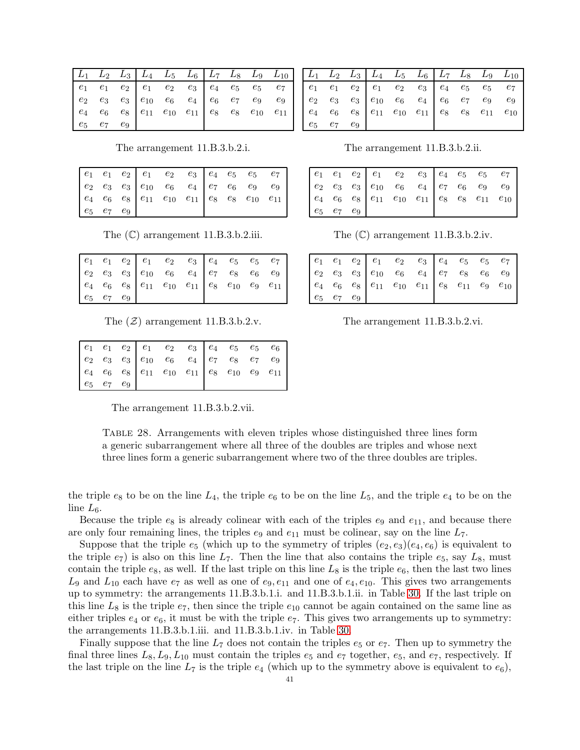| $L_1$ | $L_2$ | $L_3$ | $L_4$ | $L_5$ | $L_6$ | $L_7$ | $L_8$ | $L_9$ | $L_{10}$ |
|---|---|---|---|---|---|---|---|---|---|
| $e_1$ | $e_1$ | $e_2$ | $e_1$ | $e_2$ | $e_3$ | $e_4$ | $e_5$ | $e_5$ | $e_7$ |
| $e_2$ | $e_3$ | $e_3$ | $e_{10}$ | $e_6$ | $e_4$ | $e_6$ | $e_7$ | $e_9$ | $e_9$ |
| $e_4$ | $e_6$ | $e_8$ | $e_{11}$ | $e_{10}$ | $e_{11}$ | $e_8$ | $e_8$ | $e_{10}$ | $e_{11}$ |
| $e_5$ | $e_7$ | $e_9$ | | | | | | | |

The arrangement 11.B.3.b.2.i.

| $L_1$ | $L_2$ | $L_3$ | $L_4$ | $L_5$ | $L_6$ | $L_7$ | $L_8$ | $L_9$ | $L_{10}$ |
|---|---|---|---|---|---|---|---|---|---|
| $e_1$ | $e_1$ | $e_2$ | $e_1$ | $e_2$ | $e_3$ | $e_4$ | $e_5$ | $e_5$ | $e_7$ |
| $e_2$ | $e_3$ | $e_3$ | $e_{10}$ | $e_6$ | $e_4$ | $e_6$ | $e_7$ | $e_9$ | $e_9$ |
| $e_4$ | $e_6$ | $e_8$ | $e_{11}$ | $e_{10}$ | $e_{11}$ | $e_8$ | $e_8$ | $e_{11}$ | $e_{10}$ |
| $e_5$ | $e_7$ | $e_9$ | | | | | | | |

The arrangement 11.B.3.b.2.ii.

| | | | | | | | | | |
|---|---|---|---|---|---|---|---|---|---|
| $e_1$ | $e_1$ | $e_2$ | $e_1$ | $e_2$ | $e_3$ | $e_4$ | $e_5$ | $e_5$ | $e_7$ |
| $e_2$ | $e_3$ | $e_3$ | $e_{10}$ | $e_6$ | $e_4$ | $e_7$ | $e_6$ | $e_9$ | $e_9$ |
| $e_4$ | $e_6$ | $e_8$ | $e_{11}$ | $e_{10}$ | $e_{11}$ | $e_8$ | $e_8$ | $e_{10}$ | $e_{11}$ |
| $e_5$ | $e_7$ | $e_9$ | | | | | | | |

The ($\mathbb{C}$) arrangement 11.B.3.b.2.iii.

| | | | | | | | | | |
|---|---|---|---|---|---|---|---|---|---|
| $e_1$ | $e_1$ | $e_2$ | $e_1$ | $e_2$ | $e_3$ | $e_4$ | $e_5$ | $e_5$ | $e_7$ |
| $e_2$ | $e_3$ | $e_3$ | $e_{10}$ | $e_6$ | $e_4$ | $e_7$ | $e_6$ | $e_9$ | $e_9$ |
| $e_4$ | $e_6$ | $e_8$ | $e_{11}$ | $e_{10}$ | $e_{11}$ | $e_8$ | $e_8$ | $e_{11}$ | $e_{10}$ |
| $e_5$ | $e_7$ | $e_9$ | | | | | | | |

The ($\mathbb{C}$) arrangement 11.B.3.b.2.iv.

| | | | | | | | | | |
|---|---|---|---|---|---|---|---|---|---|
| $e_1$ | $e_1$ | $e_2$ | $e_1$ | $e_2$ | $e_3$ | $e_4$ | $e_5$ | $e_5$ | $e_7$ |
| $e_2$ | $e_3$ | $e_3$ | $e_{10}$ | $e_6$ | $e_4$ | $e_7$ | $e_8$ | $e_6$ | $e_9$ |
| $e_4$ | $e_6$ | $e_8$ | $e_{11}$ | $e_{10}$ | $e_{11}$ | $e_8$ | $e_{10}$ | $e_9$ | $e_{11}$ |
| $e_5$ | $e_7$ | $e_9$ | | | | | | | |

The ($\mathcal{Z}$) arrangement 11.B.3.b.2.v.

| | | | | | | | | | |
|---|---|---|---|---|---|---|---|---|---|
| $e_1$ | $e_1$ | $e_2$ | $e_1$ | $e_2$ | $e_3$ | $e_4$ | $e_5$ | $e_5$ | $e_7$ |
| $e_2$ | $e_3$ | $e_3$ | $e_{10}$ | $e_6$ | $e_4$ | $e_7$ | $e_8$ | $e_6$ | $e_9$ |
| $e_4$ | $e_6$ | $e_8$ | $e_{11}$ | $e_{10}$ | $e_{11}$ | $e_8$ | $e_{11}$ | $e_9$ | $e_{10}$ |
| $e_5$ | $e_7$ | $e_9$ | | | | | | | |

The arrangement 11.B.3.b.2.vi.

| | | | | | | | | | |
|---|---|---|---|---|---|---|---|---|---|
| $e_1$ | $e_1$ | $e_2$ | $e_1$ | $e_2$ | $e_3$ | $e_4$ | $e_5$ | $e_5$ | $e_6$ |
| $e_2$ | $e_3$ | $e_3$ | $e_{10}$ | $e_6$ | $e_4$ | $e_7$ | $e_8$ | $e_7$ | $e_9$ |
| $e_4$ | $e_6$ | $e_8$ | $e_{11}$ | $e_{10}$ | $e_{11}$ | $e_8$ | $e_{10}$ | $e_9$ | $e_{11}$ |
| $e_5$ | $e_7$ | $e_9$ | | | | | | | |

The arrangement 11.B.3.b.2.vii.

Table 28. Arrangements with eleven triples whose distinguished three lines form a generic subarrangement where all three of the doubles are triples and whose next three lines form a generic subarrangement where two of the three doubles are triples.

the triple $e_8$ to be on the line $L_4$, the triple $e_6$ to be on the line $L_5$, and the triple $e_4$ to be on the line $L_6$.

Because the triple $e_8$ is already colinear with each of the triples $e_9$ and $e_{11}$, and because there are only four remaining lines, the triples $e_9$ and $e_{11}$ must be colinear, say on the line $L_7$.

Suppose that the triple $e_5$ (which up to the symmetry of triples $(e_2, e_3)(e_4, e_6)$ is equivalent to the triple $e_7$) is also on this line $L_7$. Then the line that also contains the triple $e_5$, say $L_8$, must contain the triple $e_8$, as well. If the last triple on this line $L_8$ is the triple $e_6$, then the last two lines $L_9$ and $L_{10}$ each have $e_7$ as well as one of $e_9, e_{11}$ and one of $e_4, e_{10}$. This gives two arrangements up to symmetry: the arrangements 11.B.3.b.1.i. and 11.B.3.b.1.ii. in Table 30. If the last triple on this line $L_8$ is the triple $e_7$, then since the triple $e_{10}$ cannot be again contained on the same line as either triples $e_4$ or $e_6$, it must be with the triple $e_7$. This gives two arrangements up to symmetry: the arrangements 11.B.3.b.1.iii. and 11.B.3.b.1.iv. in Table 30.

Finally suppose that the line $L_7$ does not contain the triples $e_5$ or $e_7$. Then up to symmetry the final three lines $L_8, L_9, L_{10}$ must contain the triples $e_5$ and $e_7$ together, $e_5$, and $e_7$, respectively. If the last triple on the line $L_7$ is the triple $e_4$ (which up to the symmetry above is equivalent to $e_6$),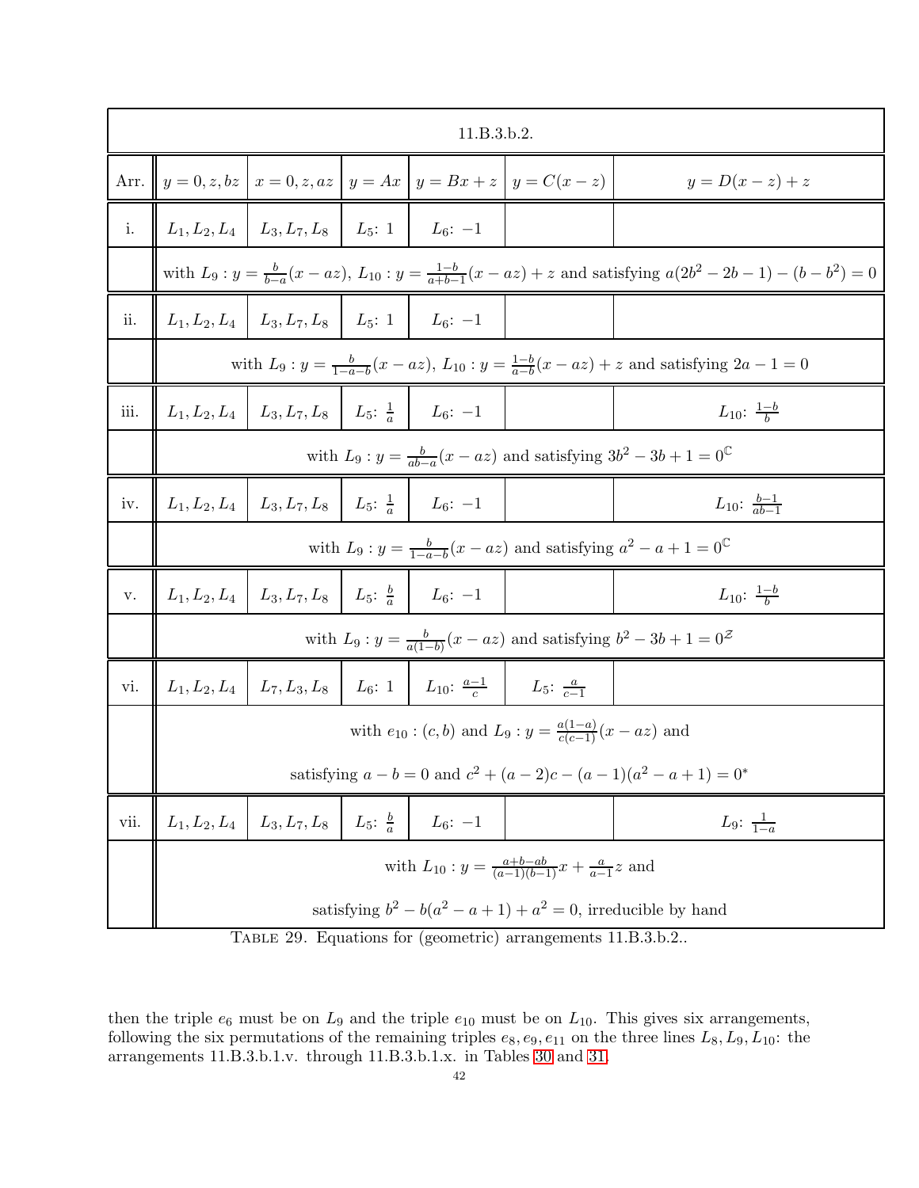| 11.B.3.b.2. | | | | | | |
|---|---|---|---|---|---|---|
| Arr. | $y=0,z,bz$ | $x=0,z,az$ | $y=Ax$ | $y=Bx+z$ | $y=C(x-z)$ | $y=D(x-z)+z$ |
| i. | $L_1,L_2,L_4$ | $L_3,L_7,L_8$ | $L_5$: 1 | $L_6$: $-1$ | | |
| | with $L_9: y=\frac{b}{b-a}(x-az)$, $L_{10}: y=\frac{1-b}{a+b-1}(x-az)+z$ and satisfying $a(2b^2-2b-1)-(b-b^2)=0$ | | | | | |
| ii. | $L_1,L_2,L_4$ | $L_3,L_7,L_8$ | $L_5$: 1 | $L_6$: $-1$ | | |
| | with $L_9: y=\frac{b}{1-a-b}(x-az)$, $L_{10}: y=\frac{1-b}{a-b}(x-az)+z$ and satisfying $2a-1=0$ | | | | | |
| iii. | $L_1,L_2,L_4$ | $L_3,L_7,L_8$ | $L_5$: $\frac{1}{a}$ | $L_6$: $-1$ | | $L_{10}$: $\frac{1-b}{b}$ |
| | with $L_9: y=\frac{b}{ab-a}(x-az)$ and satisfying $3b^2-3b+1=0^{\mathbb{C}}$ | | | | | |
| iv. | $L_1,L_2,L_4$ | $L_3,L_7,L_8$ | $L_5$: $\frac{1}{a}$ | $L_6$: $-1$ | | $L_{10}$: $\frac{b-1}{ab-1}$ |
| | with $L_9: y=\frac{b}{1-a-b}(x-az)$ and satisfying $a^2-a+1=0^{\mathbb{C}}$ | | | | | |
| v. | $L_1,L_2,L_4$ | $L_3,L_7,L_8$ | $L_5$: $\frac{b}{a}$ | $L_6$: $-1$ | | $L_{10}$: $\frac{1-b}{b}$ |
| | with $L_9: y=\frac{b}{a(1-b)}(x-az)$ and satisfying $b^2-3b+1=0^{\mathcal{Z}}$ | | | | | |
| vi. | $L_1,L_2,L_4$ | $L_7,L_3,L_8$ | $L_6$: 1 | $L_{10}$: $\frac{a-1}{c}$ | $L_5$: $\frac{a}{c-1}$ | |
| | with $e_{10}: (c,b)$ and $L_9: y=\frac{a(1-a)}{c(c-1)}(x-az)$ and satisfying $a-b=0$ and $c^2+(a-2)c-(a-1)(a^2-a+1)=0^*$ | | | | | |
| vii. | $L_1,L_2,L_4$ | $L_3,L_7,L_8$ | $L_5$: $\frac{b}{a}$ | $L_6$: $-1$ | | $L_9$: $\frac{1}{1-a}$ |
| | with $L_{10}: y=\frac{a+b-ab}{(a-1)(b-1)}x+\frac{a}{a-1}z$ and satisfying $b^2-b(a^2-a+1)+a^2=0$, irreducible by hand | | | | | |

Table 29. Equations for (geometric) arrangements 11.B.3.b.2..

then the triple $e_6$ must be on $L_9$ and the triple $e_{10}$ must be on $L_{10}$. This gives six arrangements, following the six permutations of the remaining triples $e_8, e_9, e_{11}$ on the three lines $L_8, L_9, L_{10}$: the arrangements 11.B.3.b.1.v. through 11.B.3.b.1.x. in Tables 30 and 31.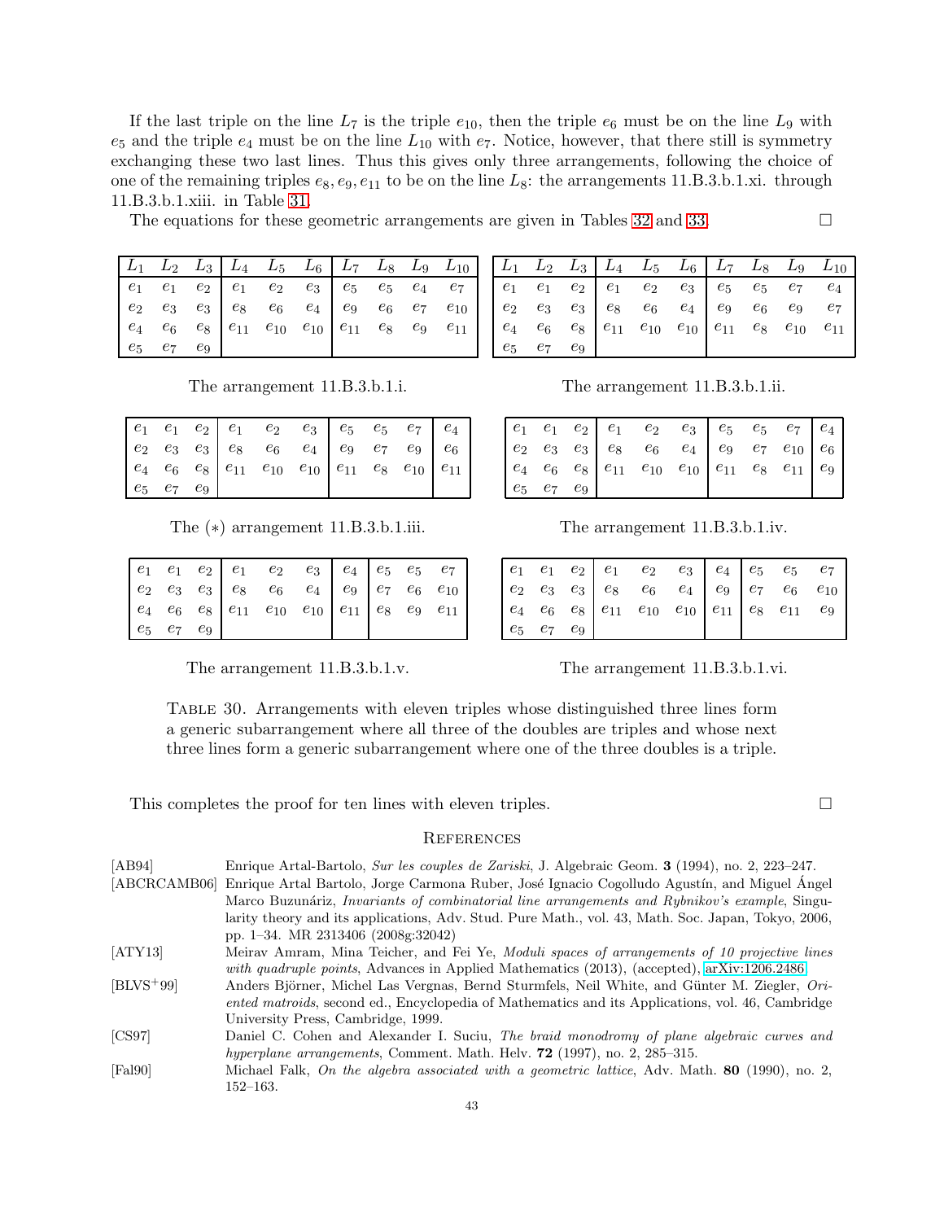If the last triple on the line $L_7$ is the triple $e_{10}$, then the triple $e_6$ must be on the line $L_9$ with $e_5$ and the triple $e_4$ must be on the line $L_{10}$ with $e_7$. Notice, however, that there still is symmetry exchanging these two last lines. Thus this gives only three arrangements, following the choice of one of the remaining triples $e_8, e_9, e_{11}$ to be on the line $L_8$: the arrangements 11.B.3.b.1.xi. through 11.B.3.b.1.xiii. in Table 31.

The equations for these geometric arrangements are given in Tables 32 and 33. □

| $L_1$ | $L_2$ | $L_3$ | $L_4$ | $L_5$ | $L_6$ | $L_7$ | $L_8$ | $L_9$ | $L_{10}$ |
|---|---|---|---|---|---|---|---|---|---|
| $e_1$ | $e_1$ | $e_2$ | $e_1$ | $e_2$ | $e_3$ | $e_5$ | $e_5$ | $e_4$ | $e_7$ |
| $e_2$ | $e_3$ | $e_3$ | $e_8$ | $e_6$ | $e_4$ | $e_9$ | $e_6$ | $e_7$ | $e_{10}$ |
| $e_4$ | $e_6$ | $e_8$ | $e_{11}$ | $e_{10}$ | $e_{10}$ | $e_{11}$ | $e_8$ | $e_9$ | $e_{11}$ |
| $e_5$ | $e_7$ | $e_9$ | | | | | | | |

The arrangement 11.B.3.b.1.i.

| $L_1$ | $L_2$ | $L_3$ | $L_4$ | $L_5$ | $L_6$ | $L_7$ | $L_8$ | $L_9$ | $L_{10}$ |
|---|---|---|---|---|---|---|---|---|---|
| $e_1$ | $e_1$ | $e_2$ | $e_1$ | $e_2$ | $e_3$ | $e_5$ | $e_5$ | $e_7$ | $e_4$ |
| $e_2$ | $e_3$ | $e_3$ | $e_8$ | $e_6$ | $e_4$ | $e_9$ | $e_6$ | $e_9$ | $e_7$ |
| $e_4$ | $e_6$ | $e_8$ | $e_{11}$ | $e_{10}$ | $e_{10}$ | $e_{11}$ | $e_8$ | $e_{10}$ | $e_{11}$ |
| $e_5$ | $e_7$ | $e_9$ | | | | | | | |

The arrangement 11.B.3.b.1.ii.

| | | | | | | | | | |
|---|---|---|---|---|---|---|---|---|---|
| $e_1$ | $e_1$ | $e_2$ | $e_1$ | $e_2$ | $e_3$ | $e_5$ | $e_5$ | $e_7$ | $e_4$ |
| $e_2$ | $e_3$ | $e_3$ | $e_8$ | $e_6$ | $e_4$ | $e_9$ | $e_7$ | $e_9$ | $e_6$ |
| $e_4$ | $e_6$ | $e_8$ | $e_{11}$ | $e_{10}$ | $e_{10}$ | $e_{11}$ | $e_8$ | $e_{10}$ | $e_{11}$ |
| $e_5$ | $e_7$ | $e_9$ | | | | | | | |

The (∗) arrangement 11.B.3.b.1.iii.

| | | | | | | | | | |
|---|---|---|---|---|---|---|---|---|---|
| $e_1$ | $e_1$ | $e_2$ | $e_1$ | $e_2$ | $e_3$ | $e_5$ | $e_5$ | $e_7$ | $e_4$ |
| $e_2$ | $e_3$ | $e_3$ | $e_8$ | $e_6$ | $e_4$ | $e_9$ | $e_7$ | $e_{10}$ | $e_6$ |
| $e_4$ | $e_6$ | $e_8$ | $e_{11}$ | $e_{10}$ | $e_{10}$ | $e_{11}$ | $e_8$ | $e_{11}$ | $e_9$ |
| $e_5$ | $e_7$ | $e_9$ | | | | | | | |

The arrangement 11.B.3.b.1.iv.

| | | | | | | | | | |
|---|---|---|---|---|---|---|---|---|---|
| $e_1$ | $e_1$ | $e_2$ | $e_1$ | $e_2$ | $e_3$ | $e_4$ | $e_5$ | $e_5$ | $e_7$ |
| $e_2$ | $e_3$ | $e_3$ | $e_8$ | $e_6$ | $e_4$ | $e_9$ | $e_7$ | $e_6$ | $e_{10}$ |
| $e_4$ | $e_6$ | $e_8$ | $e_{11}$ | $e_{10}$ | $e_{10}$ | $e_{11}$ | $e_8$ | $e_9$ | $e_{11}$ |
| $e_5$ | $e_7$ | $e_9$ | | | | | | | |

The arrangement 11.B.3.b.1.v.

| | | | | | | | | | |
|---|---|---|---|---|---|---|---|---|---|
| $e_1$ | $e_1$ | $e_2$ | $e_1$ | $e_2$ | $e_3$ | $e_4$ | $e_5$ | $e_5$ | $e_7$ |
| $e_2$ | $e_3$ | $e_3$ | $e_8$ | $e_6$ | $e_4$ | $e_9$ | $e_7$ | $e_6$ | $e_{10}$ |
| $e_4$ | $e_6$ | $e_8$ | $e_{11}$ | $e_{10}$ | $e_{10}$ | $e_{11}$ | $e_8$ | $e_{11}$ | $e_9$ |
| $e_5$ | $e_7$ | $e_9$ | | | | | | | |

The arrangement 11.B.3.b.1.vi.

Table 30. Arrangements with eleven triples whose distinguished three lines form a generic subarrangement where all three of the doubles are triples and whose next three lines form a generic subarrangement where one of the three doubles is a triple.

This completes the proof for ten lines with eleven triples. □

## References

[AB94] Enrique Artal-Bartolo, *Sur les couples de Zariski*, J. Algebraic Geom. **3** (1994), no. 2, 223–247.

[ABCRCAMB06] Enrique Artal Bartolo, Jorge Carmona Ruber, José Ignacio Cogolludo Agustín, and Miguel Ángel Marco Buzunáriz, *Invariants of combinatorial line arrangements and Rybnikov's example*, Singularity theory and its applications, Adv. Stud. Pure Math., vol. 43, Math. Soc. Japan, Tokyo, 2006, pp. 1–34. MR 2313406 (2008g:32042)

[ATY13] Meirav Amram, Mina Teicher, and Fei Ye, *Moduli spaces of arrangements of 10 projective lines with quadruple points*, Advances in Applied Mathematics (2013), (accepted), arXiv:1206.2486.

[BLVS+99] Anders Björner, Michel Las Vergnas, Bernd Sturmfels, Neil White, and Günter M. Ziegler, *Oriented matroids*, second ed., Encyclopedia of Mathematics and its Applications, vol. 46, Cambridge University Press, Cambridge, 1999.

[CS97] Daniel C. Cohen and Alexander I. Suciu, *The braid monodromy of plane algebraic curves and hyperplane arrangements*, Comment. Math. Helv. **72** (1997), no. 2, 285–315.

[Fal90] Michael Falk, *On the algebra associated with a geometric lattice*, Adv. Math. **80** (1990), no. 2, 152–163.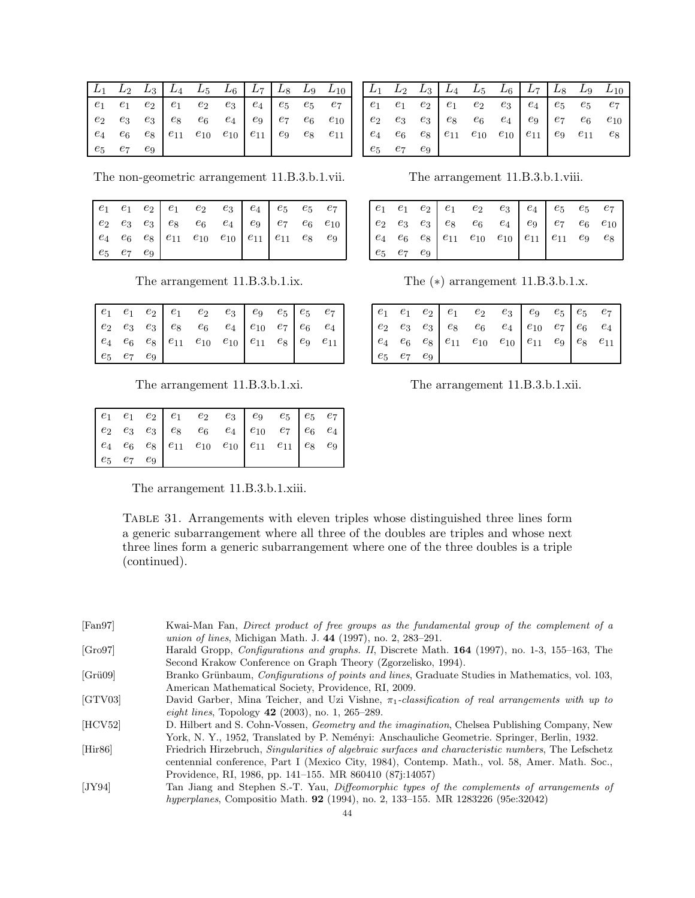| $L_1$ | $L_2$ | $L_3$ | $L_4$ | $L_5$ | $L_6$ | $L_7$ | $L_8$ | $L_9$ | $L_{10}$ |
|---|---|---|---|---|---|---|---|---|---|
| $e_1$ | $e_1$ | $e_2$ | $e_1$ | $e_2$ | $e_3$ | $e_4$ | $e_5$ | $e_5$ | $e_7$ |
| $e_2$ | $e_3$ | $e_3$ | $e_8$ | $e_6$ | $e_4$ | $e_9$ | $e_7$ | $e_6$ | $e_{10}$ |
| $e_4$ | $e_6$ | $e_8$ | $e_{11}$ | $e_{10}$ | $e_{10}$ | $e_{11}$ | $e_9$ | $e_8$ | $e_{11}$ |
| $e_5$ | $e_7$ | $e_9$ | | | | | | | |

The non-geometric arrangement 11.B.3.b.1.vii.

| $L_1$ | $L_2$ | $L_3$ | $L_4$ | $L_5$ | $L_6$ | $L_7$ | $L_8$ | $L_9$ | $L_{10}$ |
|---|---|---|---|---|---|---|---|---|---|
| $e_1$ | $e_1$ | $e_2$ | $e_1$ | $e_2$ | $e_3$ | $e_4$ | $e_5$ | $e_5$ | $e_7$ |
| $e_2$ | $e_3$ | $e_3$ | $e_8$ | $e_6$ | $e_4$ | $e_9$ | $e_7$ | $e_6$ | $e_{10}$ |
| $e_4$ | $e_6$ | $e_8$ | $e_{11}$ | $e_{10}$ | $e_{10}$ | $e_{11}$ | $e_9$ | $e_{11}$ | $e_8$ |
| $e_5$ | $e_7$ | $e_9$ | | | | | | | |

The arrangement 11.B.3.b.1.viii.

| $L_1$ | $L_2$ | $L_3$ | $L_4$ | $L_5$ | $L_6$ | $L_7$ | $L_8$ | $L_9$ | $L_{10}$ |
|---|---|---|---|---|---|---|---|---|---|
| $e_1$ | $e_1$ | $e_2$ | $e_1$ | $e_2$ | $e_3$ | $e_4$ | $e_5$ | $e_5$ | $e_7$ |
| $e_2$ | $e_3$ | $e_3$ | $e_8$ | $e_6$ | $e_4$ | $e_9$ | $e_7$ | $e_6$ | $e_{10}$ |
| $e_4$ | $e_6$ | $e_8$ | $e_{11}$ | $e_{10}$ | $e_{10}$ | $e_{11}$ | $e_{11}$ | $e_8$ | $e_9$ |
| $e_5$ | $e_7$ | $e_9$ | | | | | | | |

The arrangement 11.B.3.b.1.ix.

| $L_1$ | $L_2$ | $L_3$ | $L_4$ | $L_5$ | $L_6$ | $L_7$ | $L_8$ | $L_9$ | $L_{10}$ |
|---|---|---|---|---|---|---|---|---|---|
| $e_1$ | $e_1$ | $e_2$ | $e_1$ | $e_2$ | $e_3$ | $e_4$ | $e_5$ | $e_5$ | $e_7$ |
| $e_2$ | $e_3$ | $e_3$ | $e_8$ | $e_6$ | $e_4$ | $e_9$ | $e_7$ | $e_6$ | $e_{10}$ |
| $e_4$ | $e_6$ | $e_8$ | $e_{11}$ | $e_{10}$ | $e_{10}$ | $e_{11}$ | $e_{11}$ | $e_9$ | $e_8$ |
| $e_5$ | $e_7$ | $e_9$ | | | | | | | |

The (∗) arrangement 11.B.3.b.1.x.

| $L_1$ | $L_2$ | $L_3$ | $L_4$ | $L_5$ | $L_6$ | $L_7$ | $L_8$ | $L_9$ | $L_{10}$ |
|---|---|---|---|---|---|---|---|---|---|
| $e_1$ | $e_1$ | $e_2$ | $e_1$ | $e_2$ | $e_3$ | $e_9$ | $e_5$ | $e_5$ | $e_7$ |
| $e_2$ | $e_3$ | $e_3$ | $e_8$ | $e_6$ | $e_4$ | $e_{10}$ | $e_7$ | $e_6$ | $e_4$ |
| $e_4$ | $e_6$ | $e_8$ | $e_{11}$ | $e_{10}$ | $e_{10}$ | $e_{11}$ | $e_8$ | $e_9$ | $e_{11}$ |
| $e_5$ | $e_7$ | $e_9$ | | | | | | | |

The arrangement 11.B.3.b.1.xi.

| $L_1$ | $L_2$ | $L_3$ | $L_4$ | $L_5$ | $L_6$ | $L_7$ | $L_8$ | $L_9$ | $L_{10}$ |
|---|---|---|---|---|---|---|---|---|---|
| $e_1$ | $e_1$ | $e_2$ | $e_1$ | $e_2$ | $e_3$ | $e_9$ | $e_5$ | $e_5$ | $e_7$ |
| $e_2$ | $e_3$ | $e_3$ | $e_8$ | $e_6$ | $e_4$ | $e_{10}$ | $e_7$ | $e_6$ | $e_4$ |
| $e_4$ | $e_6$ | $e_8$ | $e_{11}$ | $e_{10}$ | $e_{10}$ | $e_{11}$ | $e_9$ | $e_8$ | $e_{11}$ |
| $e_5$ | $e_7$ | $e_9$ | | | | | | | |

The arrangement 11.B.3.b.1.xii.

| $L_1$ | $L_2$ | $L_3$ | $L_4$ | $L_5$ | $L_6$ | $L_7$ | $L_8$ | $L_9$ | $L_{10}$ |
|---|---|---|---|---|---|---|---|---|---|
| $e_1$ | $e_1$ | $e_2$ | $e_1$ | $e_2$ | $e_3$ | $e_9$ | $e_5$ | $e_5$ | $e_7$ |
| $e_2$ | $e_3$ | $e_3$ | $e_8$ | $e_6$ | $e_4$ | $e_{10}$ | $e_7$ | $e_6$ | $e_4$ |
| $e_4$ | $e_6$ | $e_8$ | $e_{11}$ | $e_{10}$ | $e_{10}$ | $e_{11}$ | $e_{11}$ | $e_8$ | $e_9$ |
| $e_5$ | $e_7$ | $e_9$ | | | | | | | |

The arrangement 11.B.3.b.1.xiii.

Table 31. Arrangements with eleven triples whose distinguished three lines form a generic subarrangement where all three of the doubles are triples and whose next three lines form a generic subarrangement where one of the three doubles is a triple (continued).

[Fan97] Kwai-Man Fan, *Direct product of free groups as the fundamental group of the complement of a union of lines*, Michigan Math. J. **44** (1997), no. 2, 283–291.

[Gro97] Harald Gropp, *Configurations and graphs. II*, Discrete Math. **164** (1997), no. 1-3, 155–163, The Second Krakow Conference on Graph Theory (Zgorzelisko, 1994).

[Grü09] Branko Grünbaum, *Configurations of points and lines*, Graduate Studies in Mathematics, vol. 103, American Mathematical Society, Providence, RI, 2009.

[GTV03] David Garber, Mina Teicher, and Uzi Vishne, *$\pi_1$-classification of real arrangements with up to eight lines*, Topology **42** (2003), no. 1, 265–289.

[HCV52] D. Hilbert and S. Cohn-Vossen, *Geometry and the imagination*, Chelsea Publishing Company, New York, N. Y., 1952, Translated by P. Neményi: Anschauliche Geometrie. Springer, Berlin, 1932.

[Hir86] Friedrich Hirzebruch, *Singularities of algebraic surfaces and characteristic numbers*, The Lefschetz centennial conference, Part I (Mexico City, 1984), Contemp. Math., vol. 58, Amer. Math. Soc., Providence, RI, 1986, pp. 141–155. MR 860410 (87j:14057)

[JY94] Tan Jiang and Stephen S.-T. Yau, *Diffeomorphic types of the complements of arrangements of hyperplanes*, Compositio Math. **92** (1994), no. 2, 133–155. MR 1283226 (95e:32042)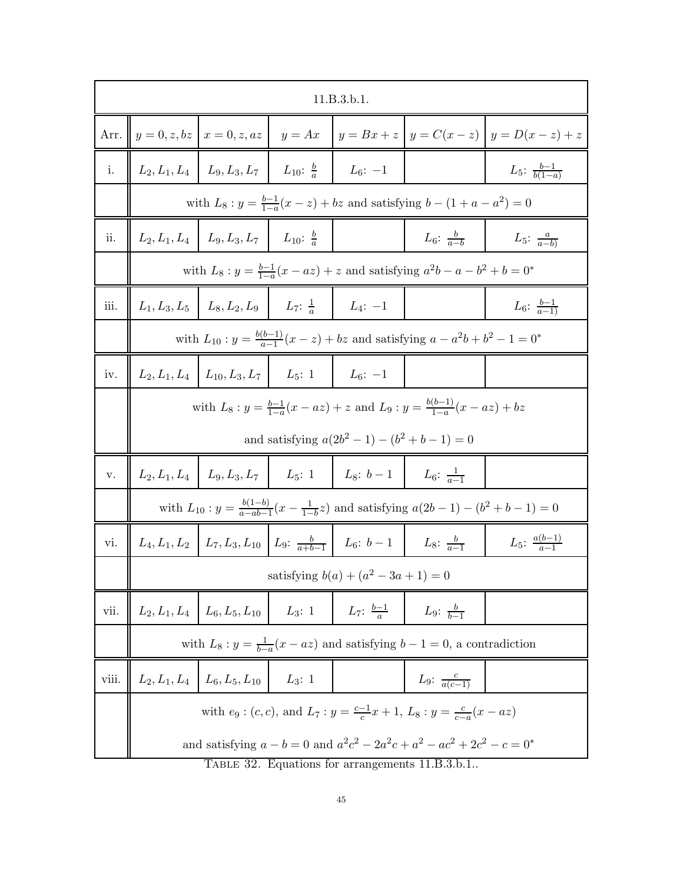| 11.B.3.b.1. | | | | | | |
|---|---|---|---|---|---|---|
| Arr. | $y=0,z,bz$ | $x=0,z,az$ | $y=Ax$ | $y=Bx+z$ | $y=C(x-z)$ | $y=D(x-z)+z$ |
| i. | $L_2,L_1,L_4$ | $L_9,L_3,L_7$ | $L_{10}$: $\frac{b}{a}$ | $L_6$: $-1$ | | $L_5$: $\frac{b-1}{b(1-a)}$ |
| | with $L_8: y=\frac{b-1}{1-a}(x-z)+bz$ and satisfying $b-(1+a-a^2)=0$ | | | | | |
| ii. | $L_2,L_1,L_4$ | $L_9,L_3,L_7$ | $L_{10}$: $\frac{b}{a}$ | | $L_6$: $\frac{b}{a-b}$ | $L_5$: $\frac{a}{a-b)}$ |
| | with $L_8: y=\frac{b-1}{1-a}(x-az)+z$ and satisfying $a^2b-a-b^2+b=0^*$ | | | | | |
| iii. | $L_1,L_3,L_5$ | $L_8,L_2,L_9$ | $L_7$: $\frac{1}{a}$ | $L_4$: $-1$ | | $L_6$: $\frac{b-1}{a-1)}$ |
| | with $L_{10}: y=\frac{b(b-1)}{a-1}(x-z)+bz$ and satisfying $a-a^2b+b^2-1=0^*$ | | | | | |
| iv. | $L_2,L_1,L_4$ | $L_{10},L_3,L_7$ | $L_5$: 1 | $L_6$: $-1$ | | |
| | with $L_8: y=\frac{b-1}{1-a}(x-az)+z$ and $L_9: y=\frac{b(b-1)}{1-a}(x-az)+bz$ and satisfying $a(2b^2-1)-(b^2+b-1)=0$ | | | | | |
| v. | $L_2,L_1,L_4$ | $L_9,L_3,L_7$ | $L_5$: 1 | $L_8$: $b-1$ | $L_6$: $\frac{1}{a-1}$ | |
| | with $L_{10}: y=\frac{b(1-b)}{a-ab-1}(x-\frac{1}{1-b}z)$ and satisfying $a(2b-1)-(b^2+b-1)=0$ | | | | | |
| vi. | $L_4,L_1,L_2$ | $L_7,L_3,L_{10}$ | $L_9$: $\frac{b}{a+b-1}$ | $L_6$: $b-1$ | $L_8$: $\frac{b}{a-1}$ | $L_5$: $\frac{a(b-1)}{a-1}$ |
| | satisfying $b(a)+(a^2-3a+1)=0$ | | | | | |
| vii. | $L_2,L_1,L_4$ | $L_6,L_5,L_{10}$ | $L_3$: 1 | $L_7$: $\frac{b-1}{a}$ | $L_9$: $\frac{b}{b-1}$ | |
| | with $L_8: y=\frac{1}{b-a}(x-az)$ and satisfying $b-1=0$, a contradiction | | | | | |
| viii. | $L_2,L_1,L_4$ | $L_6,L_5,L_{10}$ | $L_3$: 1 | | $L_9$: $\frac{c}{a(c-1)}$ | |
| | with $e_9: (c,c)$, and $L_7: y=\frac{c-1}{c}x+1$, $L_8: y=\frac{c}{c-a}(x-az)$ and satisfying $a-b=0$ and $a^2c^2-2a^2c+a^2-ac^2+2c^2-c=0^*$ | | | | | |

TABLE 32. Equations for arrangements 11.B.3.b.1..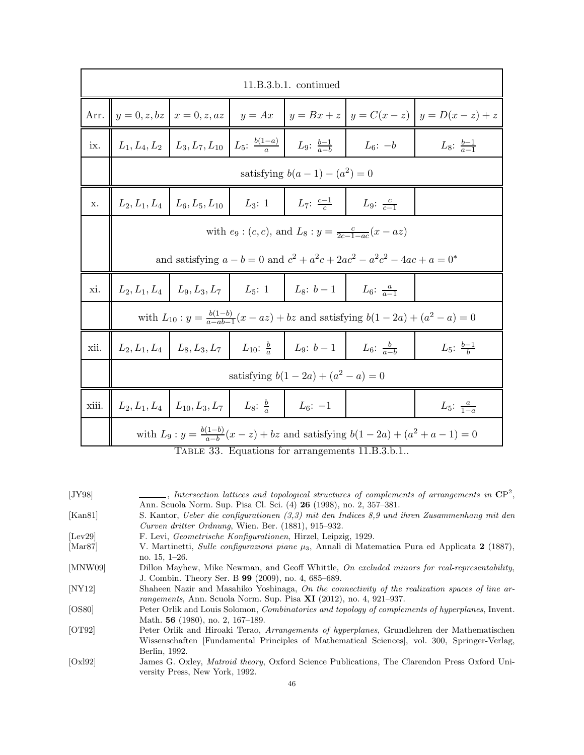| 11.B.3.b.1. continued | | | | | | |
|---|---|---|---|---|---|---|
| Arr. | $y=0,z,bz$ | $x=0,z,az$ | $y=Ax$ | $y=Bx+z$ | $y=C(x-z)$ | $y=D(x-z)+z$ |
| ix. | $L_1,L_4,L_2$ | $L_3,L_7,L_{10}$ | $L_5$: $\frac{b(1-a)}{a}$ | $L_9$: $\frac{b-1}{a-b}$ | $L_6$: $-b$ | $L_8$: $\frac{b-1}{a-1}$ |
| | satisfying $b(a-1)-(a^2)=0$ | | | | | |
| x. | $L_2,L_1,L_4$ | $L_6,L_5,L_{10}$ | $L_3$: 1 | $L_7$: $\frac{c-1}{c}$ | $L_9$: $\frac{c}{c-1}$ | |
| | with $e_9:(c,c)$, and $L_8: y=\frac{c}{2c-1-ac}(x-az)$ and satisfying $a-b=0$ and $c^2+a^2c+2ac^2-a^2c^2-4ac+a=0^*$ | | | | | |
| xi. | $L_2,L_1,L_4$ | $L_9,L_3,L_7$ | $L_5$: 1 | $L_8$: $b-1$ | $L_6$: $\frac{a}{a-1}$ | |
| | with $L_{10}: y=\frac{b(1-b)}{a-ab-1}(x-az)+bz$ and satisfying $b(1-2a)+(a^2-a)=0$ | | | | | |
| xii. | $L_2,L_1,L_4$ | $L_8,L_3,L_7$ | $L_{10}$: $\frac{b}{a}$ | $L_9$: $b-1$ | $L_6$: $\frac{b}{a-b}$ | $L_5$: $\frac{b-1}{b}$ |
| | satisfying $b(1-2a)+(a^2-a)=0$ | | | | | |
| xiii. | $L_2,L_1,L_4$ | $L_{10},L_3,L_7$ | $L_8$: $\frac{b}{a}$ | $L_6$: $-1$ | | $L_5$: $\frac{a}{1-a}$ |
| | with $L_9: y=\frac{b(1-b)}{a-b}(x-z)+bz$ and satisfying $b(1-2a)+(a^2+a-1)=0$ | | | | | |

TABLE 33. Equations for arrangements 11.B.3.b.1..

[JY98] ______, *Intersection lattices and topological structures of complements of arrangements in* $\mathbf{C}\mathrm{P}^2$, Ann. Scuola Norm. Sup. Pisa Cl. Sci. (4) **26** (1998), no. 2, 357–381.

[Kan81] S. Kantor, *Ueber die configurationen (3,3) mit den Indices 8,9 und ihren Zusammenhang mit den Curven dritter Ordnung*, Wien. Ber. (1881), 915–932.

[Lev29] F. Levi, *Geometrische Konfigurationen*, Hirzel, Leipzig, 1929.

[Mar87] V. Martinetti, *Sulle configurazioni piane* $\mu_3$, Annali di Matematica Pura ed Applicata **2** (1887), no. 15, 1–26.

[MNW09] Dillon Mayhew, Mike Newman, and Geoff Whittle, *On excluded minors for real-representability*, J. Combin. Theory Ser. B **99** (2009), no. 4, 685–689.

[NY12] Shaheen Nazir and Masahiko Yoshinaga, *On the connectivity of the realization spaces of line arrangements*, Ann. Scuola Norm. Sup. Pisa **XI** (2012), no. 4, 921–937.

[OS80] Peter Orlik and Louis Solomon, *Combinatorics and topology of complements of hyperplanes*, Invent. Math. **56** (1980), no. 2, 167–189.

[OT92] Peter Orlik and Hiroaki Terao, *Arrangements of hyperplanes*, Grundlehren der Mathematischen Wissenschaften [Fundamental Principles of Mathematical Sciences], vol. 300, Springer-Verlag, Berlin, 1992.

[Oxl92] James G. Oxley, *Matroid theory*, Oxford Science Publications, The Clarendon Press Oxford University Press, New York, 1992.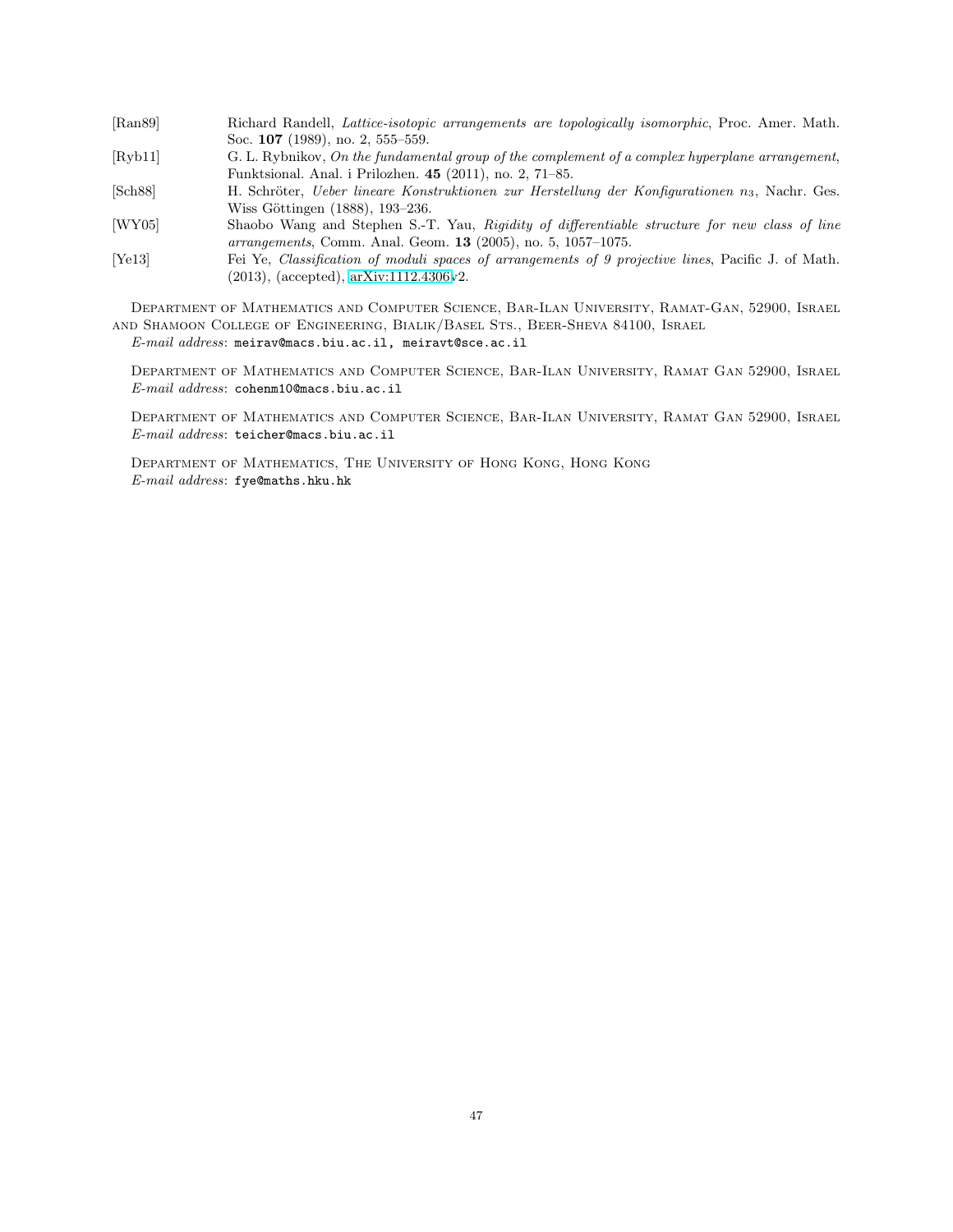[Ran89] Richard Randell, *Lattice-isotopic arrangements are topologically isomorphic*, Proc. Amer. Math. Soc. **107** (1989), no. 2, 555–559.

[Ryb11] G. L. Rybnikov, *On the fundamental group of the complement of a complex hyperplane arrangement*, Funktsional. Anal. i Prilozhen. **45** (2011), no. 2, 71–85.

[Sch88] H. Schröter, *Ueber lineare Konstruktionen zur Herstellung der Konfigurationen $n_3$*, Nachr. Ges. Wiss Göttingen (1888), 193–236.

[WY05] Shaobo Wang and Stephen S.-T. Yau, *Rigidity of differentiable structure for new class of line arrangements*, Comm. Anal. Geom. **13** (2005), no. 5, 1057–1075.

[Ye13] Fei Ye, *Classification of moduli spaces of arrangements of 9 projective lines*, Pacific J. of Math. (2013), (accepted), arXiv:1112.4306v2.

Department of Mathematics and Computer Science, Bar-Ilan University, Ramat-Gan, 52900, Israel and Shamoon College of Engineering, Bialik/Basel Sts., Beer-Sheva 84100, Israel
*E-mail address*: `meirav@macs.biu.ac.il, meiravt@sce.ac.il`

Department of Mathematics and Computer Science, Bar-Ilan University, Ramat Gan 52900, Israel
*E-mail address*: `cohenm10@macs.biu.ac.il`

Department of Mathematics and Computer Science, Bar-Ilan University, Ramat Gan 52900, Israel
*E-mail address*: `teicher@macs.biu.ac.il`

Department of Mathematics, The University of Hong Kong, Hong Kong
*E-mail address*: `fye@maths.hku.hk`